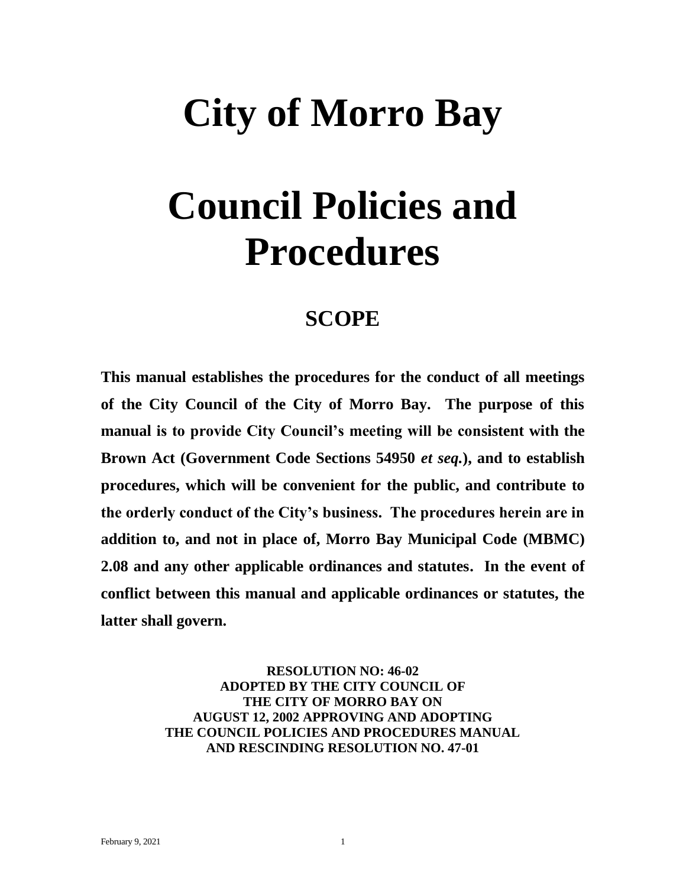# City of Morro Bay

# Council Policies and Procedures

## SCOPE

**This manual establishes the procedures for the conduct of all meetings of the City Council of the City of Morro Bay. The purpose of this manual is to provide City Council's meeting will be consistent with the Brown Act (Government Code Sections 54950 *et seq.*), and to establish procedures, which will be convenient for the public, and contribute to the orderly conduct of the City's business. The procedures herein are in addition to, and not in place of, Morro Bay Municipal Code (MBMC) 2.08 and any other applicable ordinances and statutes. In the event of conflict between this manual and applicable ordinances or statutes, the latter shall govern.**

**RESOLUTION NO: 46-02**
**ADOPTED BY THE CITY COUNCIL OF**
**THE CITY OF MORRO BAY ON**
**AUGUST 12, 2002 APPROVING AND ADOPTING**
**THE COUNCIL POLICIES AND PROCEDURES MANUAL**
**AND RESCINDING RESOLUTION NO. 47-01**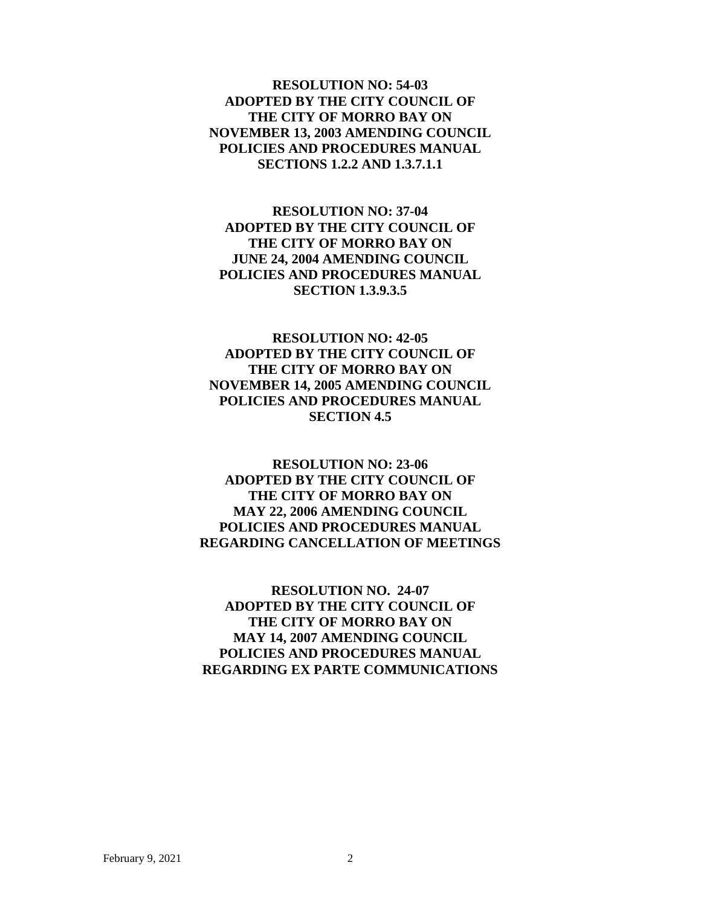**RESOLUTION NO: 54-03**
**ADOPTED BY THE CITY COUNCIL OF**
**THE CITY OF MORRO BAY ON**
**NOVEMBER 13, 2003 AMENDING COUNCIL**
**POLICIES AND PROCEDURES MANUAL**
**SECTIONS 1.2.2 AND 1.3.7.1.1**

**RESOLUTION NO: 37-04**
**ADOPTED BY THE CITY COUNCIL OF**
**THE CITY OF MORRO BAY ON**
**JUNE 24, 2004 AMENDING COUNCIL**
**POLICIES AND PROCEDURES MANUAL**
**SECTION 1.3.9.3.5**

**RESOLUTION NO: 42-05**
**ADOPTED BY THE CITY COUNCIL OF**
**THE CITY OF MORRO BAY ON**
**NOVEMBER 14, 2005 AMENDING COUNCIL**
**POLICIES AND PROCEDURES MANUAL**
**SECTION 4.5**

**RESOLUTION NO: 23-06**
**ADOPTED BY THE CITY COUNCIL OF**
**THE CITY OF MORRO BAY ON**
**MAY 22, 2006 AMENDING COUNCIL**
**POLICIES AND PROCEDURES MANUAL**
**REGARDING CANCELLATION OF MEETINGS**

**RESOLUTION NO. 24-07**
**ADOPTED BY THE CITY COUNCIL OF**
**THE CITY OF MORRO BAY ON**
**MAY 14, 2007 AMENDING COUNCIL**
**POLICIES AND PROCEDURES MANUAL**
**REGARDING EX PARTE COMMUNICATIONS**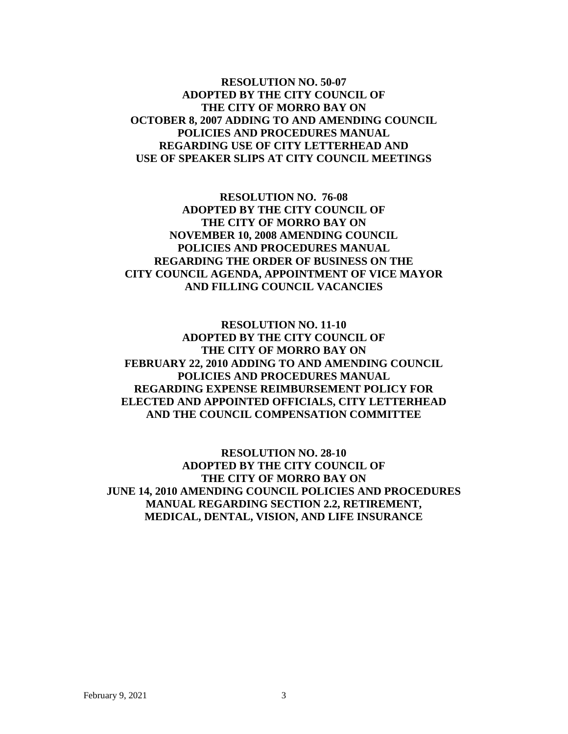**RESOLUTION NO. 50-07**
**ADOPTED BY THE CITY COUNCIL OF**
**THE CITY OF MORRO BAY ON**
**OCTOBER 8, 2007 ADDING TO AND AMENDING COUNCIL**
**POLICIES AND PROCEDURES MANUAL**
**REGARDING USE OF CITY LETTERHEAD AND**
**USE OF SPEAKER SLIPS AT CITY COUNCIL MEETINGS**

**RESOLUTION NO. 76-08**
**ADOPTED BY THE CITY COUNCIL OF**
**THE CITY OF MORRO BAY ON**
**NOVEMBER 10, 2008 AMENDING COUNCIL**
**POLICIES AND PROCEDURES MANUAL**
**REGARDING THE ORDER OF BUSINESS ON THE**
**CITY COUNCIL AGENDA, APPOINTMENT OF VICE MAYOR**
**AND FILLING COUNCIL VACANCIES**

**RESOLUTION NO. 11-10**
**ADOPTED BY THE CITY COUNCIL OF**
**THE CITY OF MORRO BAY ON**
**FEBRUARY 22, 2010 ADDING TO AND AMENDING COUNCIL**
**POLICIES AND PROCEDURES MANUAL**
**REGARDING EXPENSE REIMBURSEMENT POLICY FOR**
**ELECTED AND APPOINTED OFFICIALS, CITY LETTERHEAD**
**AND THE COUNCIL COMPENSATION COMMITTEE**

**RESOLUTION NO. 28-10**
**ADOPTED BY THE CITY COUNCIL OF**
**THE CITY OF MORRO BAY ON**
**JUNE 14, 2010 AMENDING COUNCIL POLICIES AND PROCEDURES**
**MANUAL REGARDING SECTION 2.2, RETIREMENT,**
**MEDICAL, DENTAL, VISION, AND LIFE INSURANCE**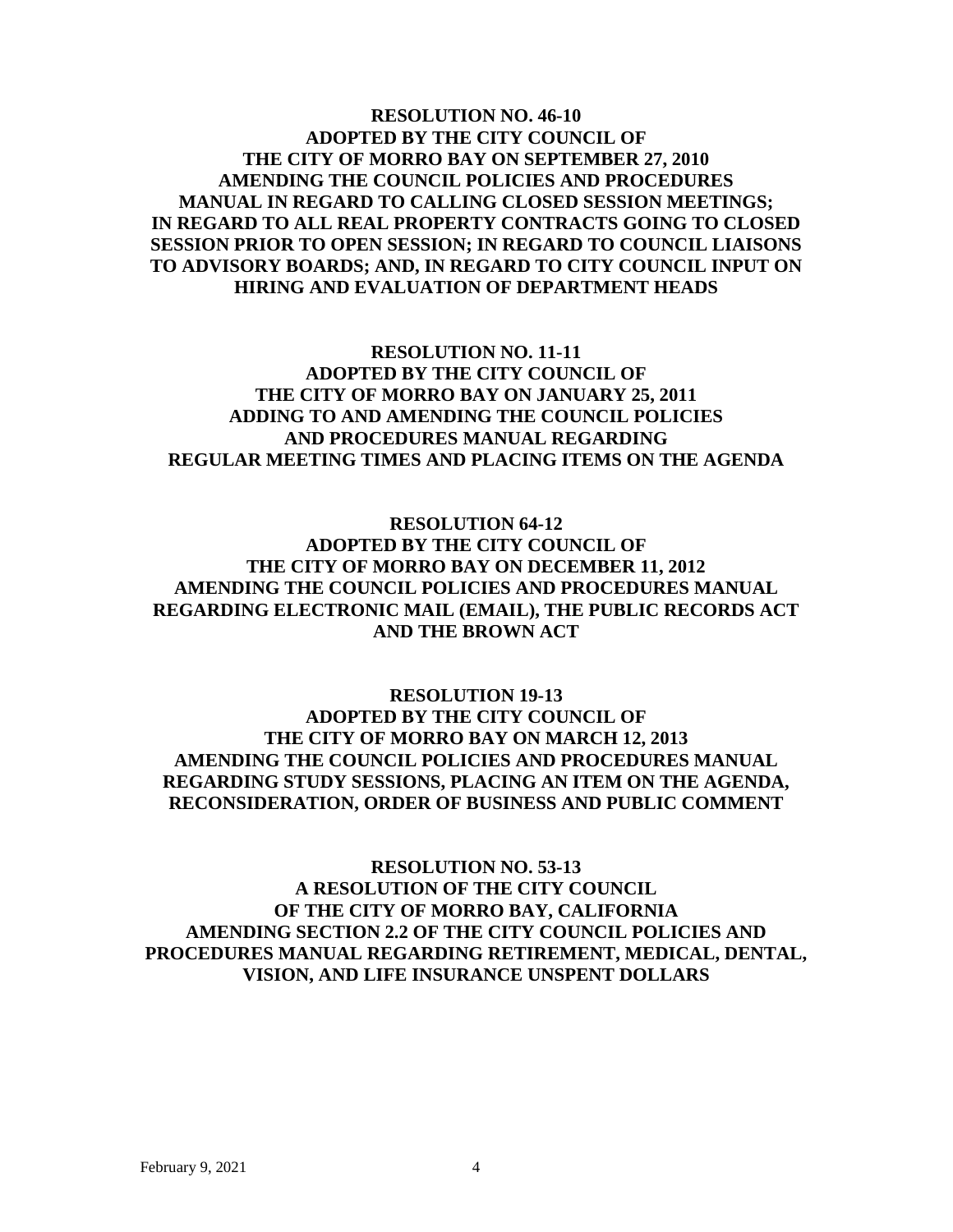**RESOLUTION NO. 46-10**
**ADOPTED BY THE CITY COUNCIL OF**
**THE CITY OF MORRO BAY ON SEPTEMBER 27, 2010**
**AMENDING THE COUNCIL POLICIES AND PROCEDURES**
**MANUAL IN REGARD TO CALLING CLOSED SESSION MEETINGS;**
**IN REGARD TO ALL REAL PROPERTY CONTRACTS GOING TO CLOSED**
**SESSION PRIOR TO OPEN SESSION; IN REGARD TO COUNCIL LIAISONS**
**TO ADVISORY BOARDS; AND, IN REGARD TO CITY COUNCIL INPUT ON**
**HIRING AND EVALUATION OF DEPARTMENT HEADS**

**RESOLUTION NO. 11-11**
**ADOPTED BY THE CITY COUNCIL OF**
**THE CITY OF MORRO BAY ON JANUARY 25, 2011**
**ADDING TO AND AMENDING THE COUNCIL POLICIES**
**AND PROCEDURES MANUAL REGARDING**
**REGULAR MEETING TIMES AND PLACING ITEMS ON THE AGENDA**

**RESOLUTION 64-12**
**ADOPTED BY THE CITY COUNCIL OF**
**THE CITY OF MORRO BAY ON DECEMBER 11, 2012**
**AMENDING THE COUNCIL POLICIES AND PROCEDURES MANUAL**
**REGARDING ELECTRONIC MAIL (EMAIL), THE PUBLIC RECORDS ACT**
**AND THE BROWN ACT**

**RESOLUTION 19-13**
**ADOPTED BY THE CITY COUNCIL OF**
**THE CITY OF MORRO BAY ON MARCH 12, 2013**
**AMENDING THE COUNCIL POLICIES AND PROCEDURES MANUAL**
**REGARDING STUDY SESSIONS, PLACING AN ITEM ON THE AGENDA,**
**RECONSIDERATION, ORDER OF BUSINESS AND PUBLIC COMMENT**

**RESOLUTION NO. 53-13**
**A RESOLUTION OF THE CITY COUNCIL**
**OF THE CITY OF MORRO BAY, CALIFORNIA**
**AMENDING SECTION 2.2 OF THE CITY COUNCIL POLICIES AND**
**PROCEDURES MANUAL REGARDING RETIREMENT, MEDICAL, DENTAL,**
**VISION, AND LIFE INSURANCE UNSPENT DOLLARS**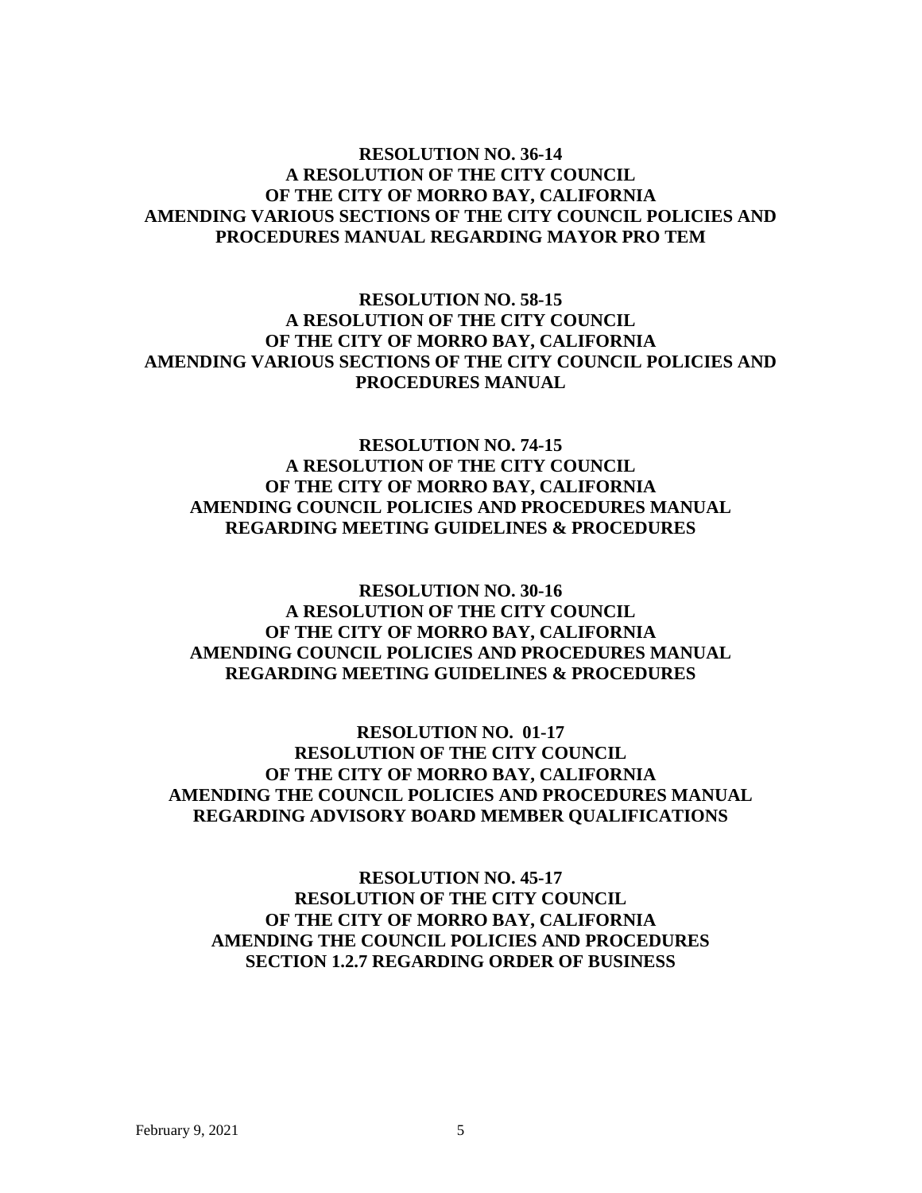**RESOLUTION NO. 36-14**
**A RESOLUTION OF THE CITY COUNCIL**
**OF THE CITY OF MORRO BAY, CALIFORNIA**
**AMENDING VARIOUS SECTIONS OF THE CITY COUNCIL POLICIES AND PROCEDURES MANUAL REGARDING MAYOR PRO TEM**

**RESOLUTION NO. 58-15**
**A RESOLUTION OF THE CITY COUNCIL**
**OF THE CITY OF MORRO BAY, CALIFORNIA**
**AMENDING VARIOUS SECTIONS OF THE CITY COUNCIL POLICIES AND PROCEDURES MANUAL**

**RESOLUTION NO. 74-15**
**A RESOLUTION OF THE CITY COUNCIL**
**OF THE CITY OF MORRO BAY, CALIFORNIA**
**AMENDING COUNCIL POLICIES AND PROCEDURES MANUAL REGARDING MEETING GUIDELINES & PROCEDURES**

**RESOLUTION NO. 30-16**
**A RESOLUTION OF THE CITY COUNCIL**
**OF THE CITY OF MORRO BAY, CALIFORNIA**
**AMENDING COUNCIL POLICIES AND PROCEDURES MANUAL REGARDING MEETING GUIDELINES & PROCEDURES**

**RESOLUTION NO. 01-17**
**RESOLUTION OF THE CITY COUNCIL**
**OF THE CITY OF MORRO BAY, CALIFORNIA**
**AMENDING THE COUNCIL POLICIES AND PROCEDURES MANUAL REGARDING ADVISORY BOARD MEMBER QUALIFICATIONS**

**RESOLUTION NO. 45-17**
**RESOLUTION OF THE CITY COUNCIL**
**OF THE CITY OF MORRO BAY, CALIFORNIA**
**AMENDING THE COUNCIL POLICIES AND PROCEDURES SECTION 1.2.7 REGARDING ORDER OF BUSINESS**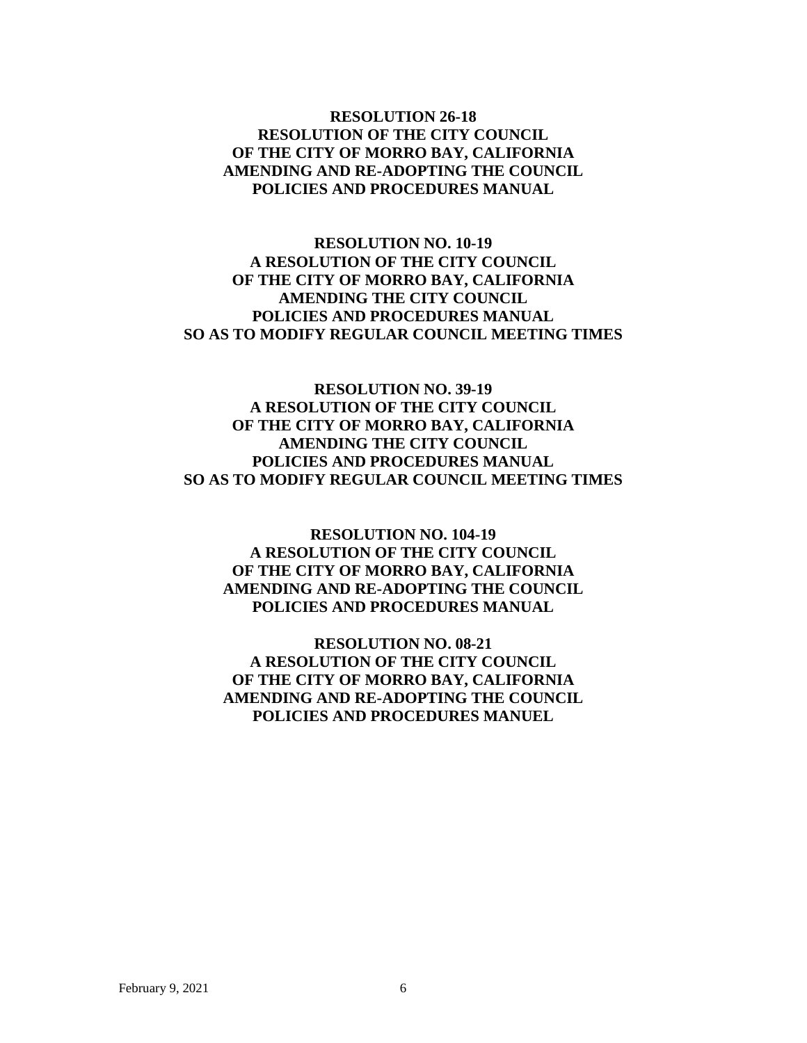**RESOLUTION 26-18**
**RESOLUTION OF THE CITY COUNCIL**
**OF THE CITY OF MORRO BAY, CALIFORNIA**
**AMENDING AND RE-ADOPTING THE COUNCIL**
**POLICIES AND PROCEDURES MANUAL**

**RESOLUTION NO. 10-19**
**A RESOLUTION OF THE CITY COUNCIL**
**OF THE CITY OF MORRO BAY, CALIFORNIA**
**AMENDING THE CITY COUNCIL**
**POLICIES AND PROCEDURES MANUAL**
**SO AS TO MODIFY REGULAR COUNCIL MEETING TIMES**

**RESOLUTION NO. 39-19**
**A RESOLUTION OF THE CITY COUNCIL**
**OF THE CITY OF MORRO BAY, CALIFORNIA**
**AMENDING THE CITY COUNCIL**
**POLICIES AND PROCEDURES MANUAL**
**SO AS TO MODIFY REGULAR COUNCIL MEETING TIMES**

**RESOLUTION NO. 104-19**
**A RESOLUTION OF THE CITY COUNCIL**
**OF THE CITY OF MORRO BAY, CALIFORNIA**
**AMENDING AND RE-ADOPTING THE COUNCIL**
**POLICIES AND PROCEDURES MANUAL**

**RESOLUTION NO. 08-21**
**A RESOLUTION OF THE CITY COUNCIL**
**OF THE CITY OF MORRO BAY, CALIFORNIA**
**AMENDING AND RE-ADOPTING THE COUNCIL**
**POLICIES AND PROCEDURES MANUEL**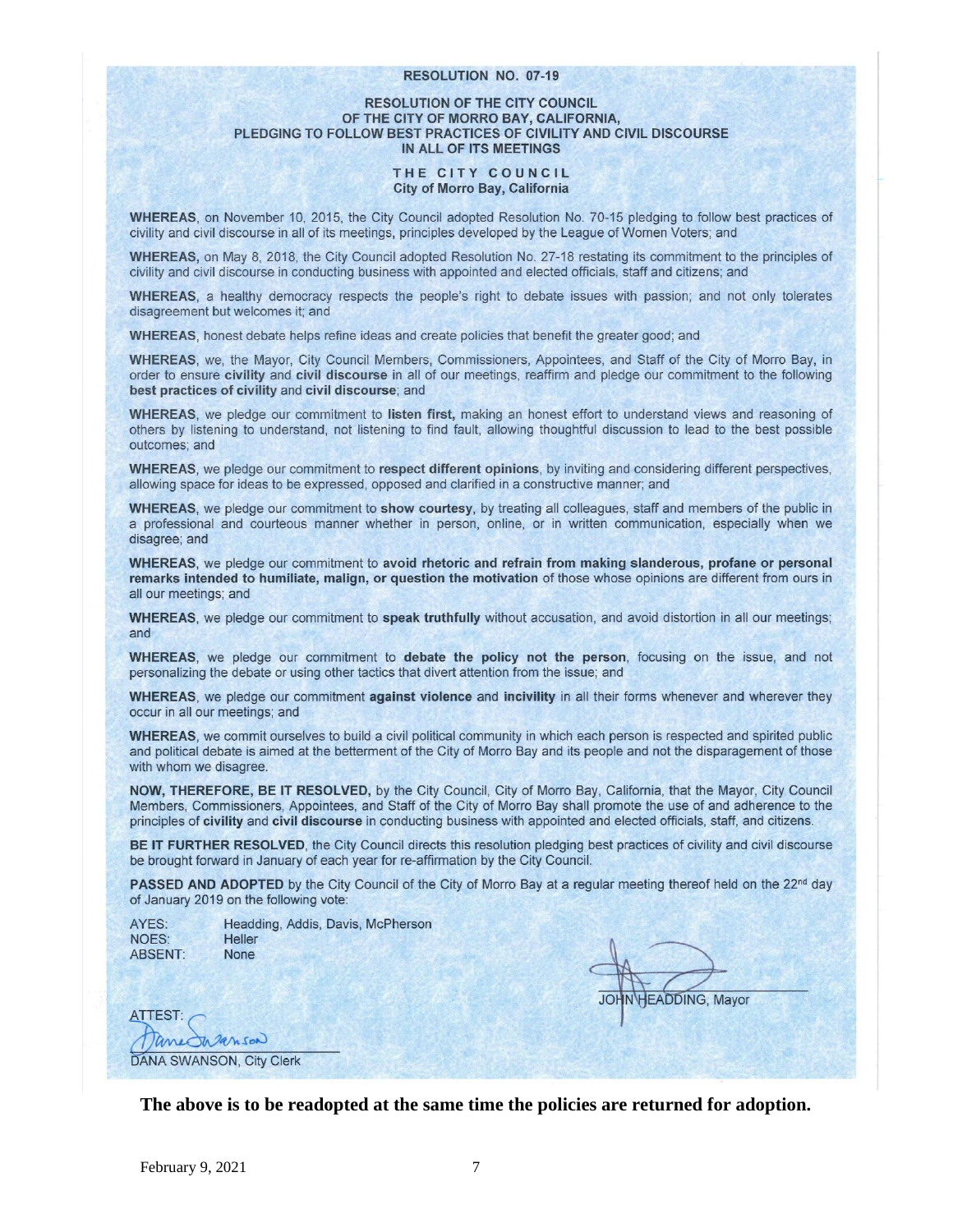**RESOLUTION NO. 07-19**

**RESOLUTION OF THE CITY COUNCIL OF THE CITY OF MORRO BAY, CALIFORNIA, PLEDGING TO FOLLOW BEST PRACTICES OF CIVILITY AND CIVIL DISCOURSE IN ALL OF ITS MEETINGS**

**THE CITY COUNCIL**
**City of Morro Bay, California**

**WHEREAS**, on November 10, 2015, the City Council adopted Resolution No. 70-15 pledging to follow best practices of civility and civil discourse in all of its meetings, principles developed by the League of Women Voters; and

**WHEREAS,** on May 8, 2018, the City Council adopted Resolution No. 27-18 restating its commitment to the principles of civility and civil discourse in conducting business with appointed and elected officials, staff and citizens; and

**WHEREAS**, a healthy democracy respects the people's right to debate issues with passion; and not only tolerates disagreement but welcomes it; and

**WHEREAS**, honest debate helps refine ideas and create policies that benefit the greater good; and

**WHEREAS**, we, the Mayor, City Council Members, Commissioners, Appointees, and Staff of the City of Morro Bay, in order to ensure **civility** and **civil discourse** in all of our meetings, reaffirm and pledge our commitment to the following **best practices of civility** and **civil discourse**; and

**WHEREAS**, we pledge our commitment to **listen first,** making an honest effort to understand views and reasoning of others by listening to understand, not listening to find fault, allowing thoughtful discussion to lead to the best possible outcomes; and

**WHEREAS**, we pledge our commitment to **respect different opinions**, by inviting and considering different perspectives, allowing space for ideas to be expressed, opposed and clarified in a constructive manner; and

**WHEREAS**, we pledge our commitment to **show courtesy**, by treating all colleagues, staff and members of the public in a professional and courteous manner whether in person, online, or in written communication, especially when we disagree; and

**WHEREAS**, we pledge our commitment to **avoid rhetoric and refrain from making slanderous, profane or personal remarks intended to humiliate, malign, or question the motivation** of those whose opinions are different from ours in all our meetings; and

**WHEREAS**, we pledge our commitment to **speak truthfully** without accusation, and avoid distortion in all our meetings; and

**WHEREAS**, we pledge our commitment to **debate the policy not the person**, focusing on the issue, and not personalizing the debate or using other tactics that divert attention from the issue; and

**WHEREAS**, we pledge our commitment **against violence** and **incivility** in all their forms whenever and wherever they occur in all our meetings; and

**WHEREAS**, we commit ourselves to build a civil political community in which each person is respected and spirited public and political debate is aimed at the betterment of the City of Morro Bay and its people and not the disparagement of those with whom we disagree.

**NOW, THEREFORE, BE IT RESOLVED,** by the City Council, City of Morro Bay, California, that the Mayor, City Council Members, Commissioners, Appointees, and Staff of the City of Morro Bay shall promote the use of and adherence to the principles of **civility** and **civil discourse** in conducting business with appointed and elected officials, staff, and citizens.

**BE IT FURTHER RESOLVED**, the City Council directs this resolution pledging best practices of civility and civil discourse be brought forward in January of each year for re-affirmation by the City Council.

**PASSED AND ADOPTED** by the City Council of the City of Morro Bay at a regular meeting thereof held on the 22nd day of January 2019 on the following vote:

AYES: Headding, Addis, Davis, McPherson
NOES: Heller
ABSENT: None

JOHN HEADDING, Mayor

ATTEST:

DANA SWANSON, City Clerk

**The above is to be readopted at the same time the policies are returned for adoption.**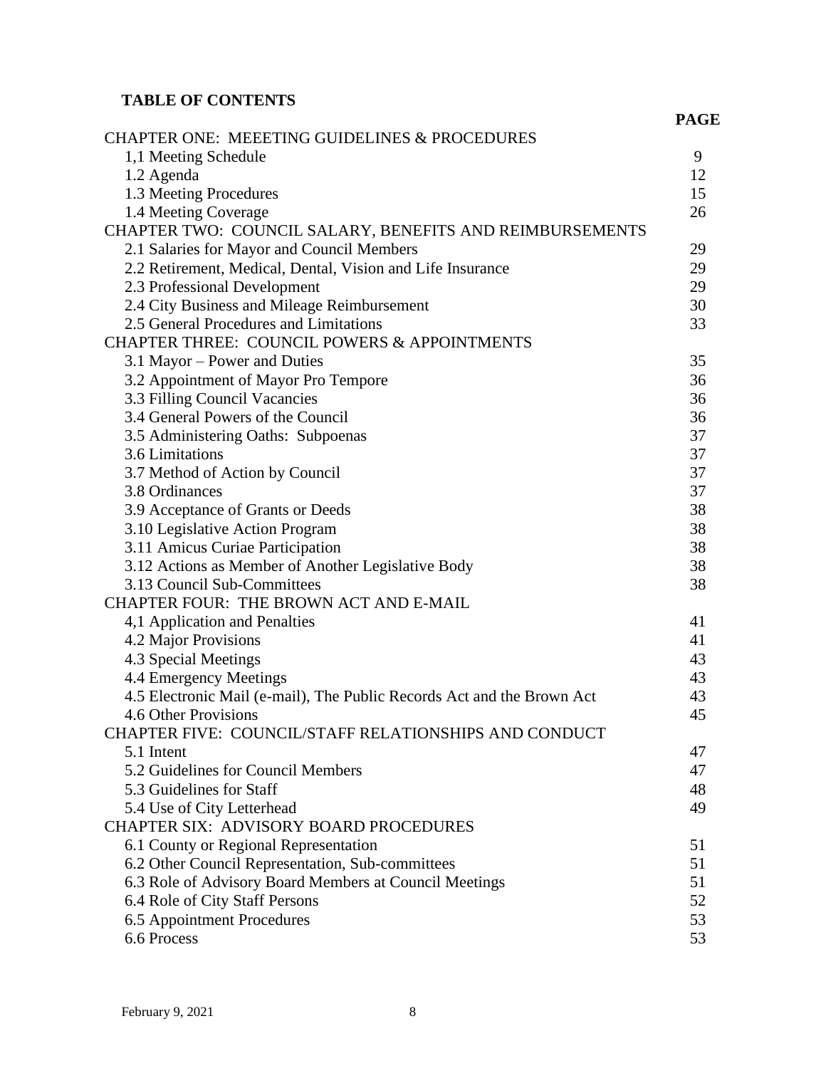**TABLE OF CONTENTS**

| | PAGE |
|---|---|
| CHAPTER ONE: MEEETING GUIDELINES & PROCEDURES | |
| 1,1 Meeting Schedule | 9 |
| 1.2 Agenda | 12 |
| 1.3 Meeting Procedures | 15 |
| 1.4 Meeting Coverage | 26 |
| CHAPTER TWO: COUNCIL SALARY, BENEFITS AND REIMBURSEMENTS | |
| 2.1 Salaries for Mayor and Council Members | 29 |
| 2.2 Retirement, Medical, Dental, Vision and Life Insurance | 29 |
| 2.3 Professional Development | 29 |
| 2.4 City Business and Mileage Reimbursement | 30 |
| 2.5 General Procedures and Limitations | 33 |
| CHAPTER THREE: COUNCIL POWERS & APPOINTMENTS | |
| 3.1 Mayor – Power and Duties | 35 |
| 3.2 Appointment of Mayor Pro Tempore | 36 |
| 3.3 Filling Council Vacancies | 36 |
| 3.4 General Powers of the Council | 36 |
| 3.5 Administering Oaths: Subpoenas | 37 |
| 3.6 Limitations | 37 |
| 3.7 Method of Action by Council | 37 |
| 3.8 Ordinances | 37 |
| 3.9 Acceptance of Grants or Deeds | 38 |
| 3.10 Legislative Action Program | 38 |
| 3.11 Amicus Curiae Participation | 38 |
| 3.12 Actions as Member of Another Legislative Body | 38 |
| 3.13 Council Sub-Committees | 38 |
| CHAPTER FOUR: THE BROWN ACT AND E-MAIL | |
| 4,1 Application and Penalties | 41 |
| 4.2 Major Provisions | 41 |
| 4.3 Special Meetings | 43 |
| 4.4 Emergency Meetings | 43 |
| 4.5 Electronic Mail (e-mail), The Public Records Act and the Brown Act | 43 |
| 4.6 Other Provisions | 45 |
| CHAPTER FIVE: COUNCIL/STAFF RELATIONSHIPS AND CONDUCT | |
| 5.1 Intent | 47 |
| 5.2 Guidelines for Council Members | 47 |
| 5.3 Guidelines for Staff | 48 |
| 5.4 Use of City Letterhead | 49 |
| CHAPTER SIX: ADVISORY BOARD PROCEDURES | |
| 6.1 County or Regional Representation | 51 |
| 6.2 Other Council Representation, Sub-committees | 51 |
| 6.3 Role of Advisory Board Members at Council Meetings | 51 |
| 6.4 Role of City Staff Persons | 52 |
| 6.5 Appointment Procedures | 53 |
| 6.6 Process | 53 |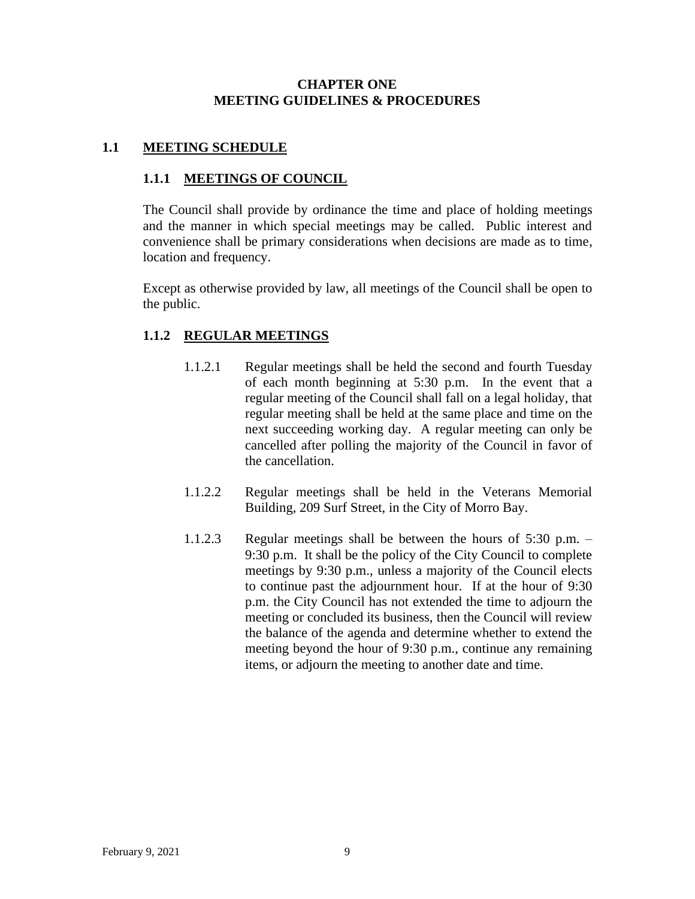# CHAPTER ONE
# MEETING GUIDELINES & PROCEDURES

## 1.1 MEETING SCHEDULE

### 1.1.1 MEETINGS OF COUNCIL

The Council shall provide by ordinance the time and place of holding meetings and the manner in which special meetings may be called. Public interest and convenience shall be primary considerations when decisions are made as to time, location and frequency.

Except as otherwise provided by law, all meetings of the Council shall be open to the public.

### 1.1.2 REGULAR MEETINGS

1.1.2.1 Regular meetings shall be held the second and fourth Tuesday of each month beginning at 5:30 p.m. In the event that a regular meeting of the Council shall fall on a legal holiday, that regular meeting shall be held at the same place and time on the next succeeding working day. A regular meeting can only be cancelled after polling the majority of the Council in favor of the cancellation.

1.1.2.2 Regular meetings shall be held in the Veterans Memorial Building, 209 Surf Street, in the City of Morro Bay.

1.1.2.3 Regular meetings shall be between the hours of 5:30 p.m. – 9:30 p.m. It shall be the policy of the City Council to complete meetings by 9:30 p.m., unless a majority of the Council elects to continue past the adjournment hour. If at the hour of 9:30 p.m. the City Council has not extended the time to adjourn the meeting or concluded its business, then the Council will review the balance of the agenda and determine whether to extend the meeting beyond the hour of 9:30 p.m., continue any remaining items, or adjourn the meeting to another date and time.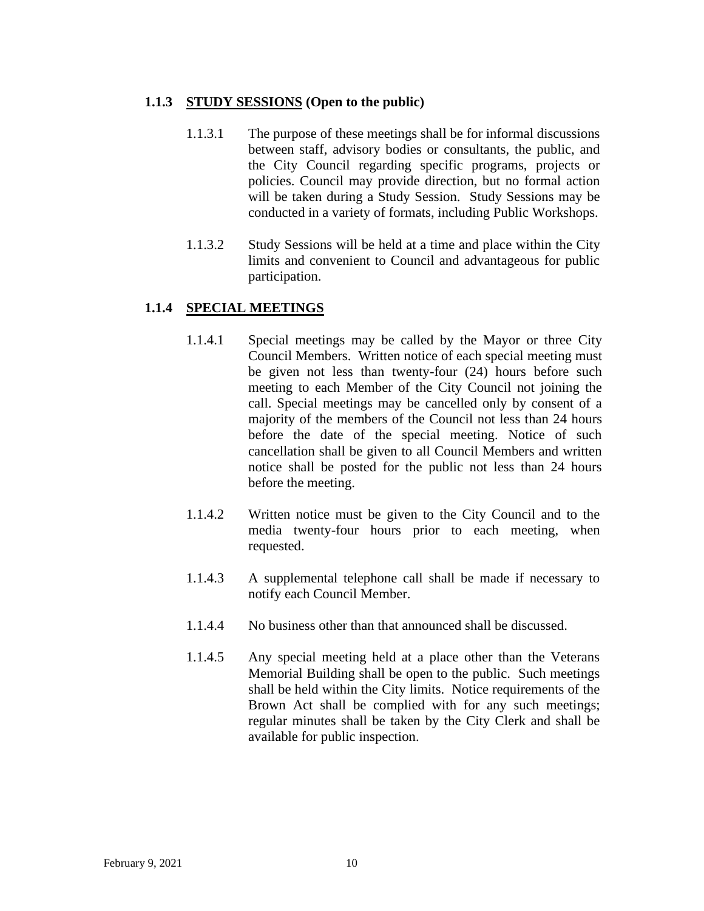### 1.1.3 STUDY SESSIONS (Open to the public)

1.1.3.1 The purpose of these meetings shall be for informal discussions between staff, advisory bodies or consultants, the public, and the City Council regarding specific programs, projects or policies. Council may provide direction, but no formal action will be taken during a Study Session. Study Sessions may be conducted in a variety of formats, including Public Workshops.

1.1.3.2 Study Sessions will be held at a time and place within the City limits and convenient to Council and advantageous for public participation.

### 1.1.4 SPECIAL MEETINGS

1.1.4.1 Special meetings may be called by the Mayor or three City Council Members. Written notice of each special meeting must be given not less than twenty-four (24) hours before such meeting to each Member of the City Council not joining the call. Special meetings may be cancelled only by consent of a majority of the members of the Council not less than 24 hours before the date of the special meeting. Notice of such cancellation shall be given to all Council Members and written notice shall be posted for the public not less than 24 hours before the meeting.

1.1.4.2 Written notice must be given to the City Council and to the media twenty-four hours prior to each meeting, when requested.

1.1.4.3 A supplemental telephone call shall be made if necessary to notify each Council Member.

1.1.4.4 No business other than that announced shall be discussed.

1.1.4.5 Any special meeting held at a place other than the Veterans Memorial Building shall be open to the public. Such meetings shall be held within the City limits. Notice requirements of the Brown Act shall be complied with for any such meetings; regular minutes shall be taken by the City Clerk and shall be available for public inspection.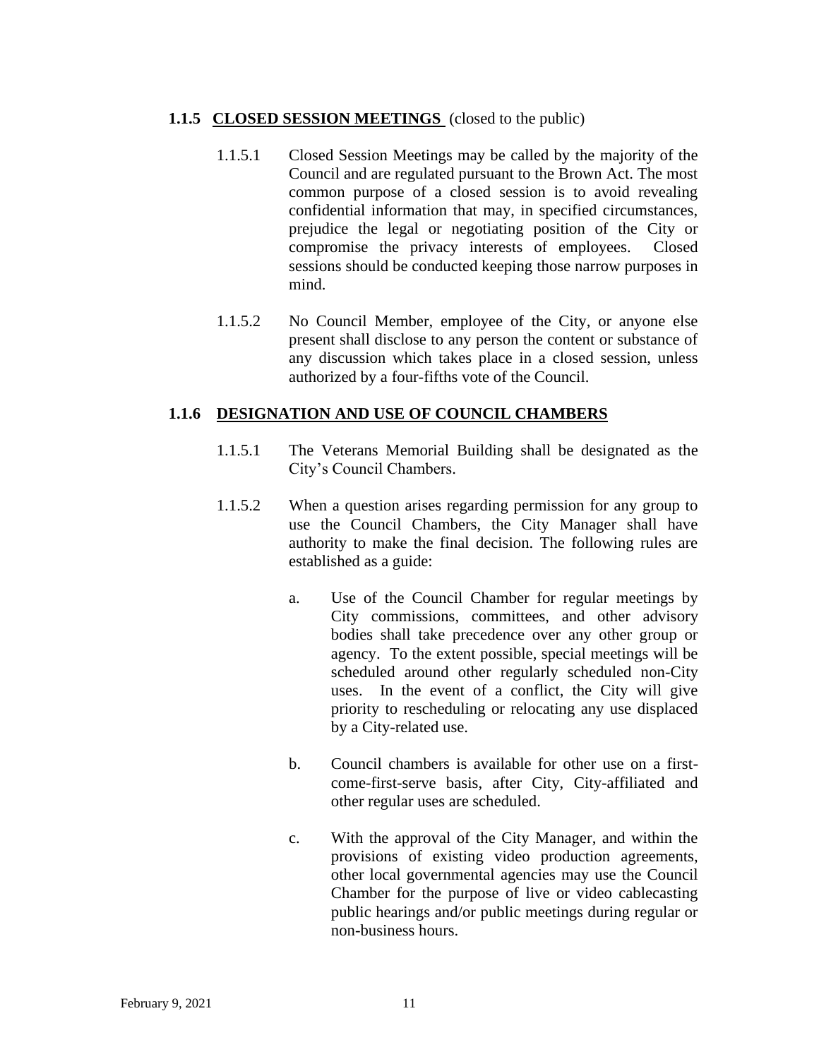### 1.1.5 **CLOSED SESSION MEETINGS** (closed to the public)

1.1.5.1 Closed Session Meetings may be called by the majority of the Council and are regulated pursuant to the Brown Act. The most common purpose of a closed session is to avoid revealing confidential information that may, in specified circumstances, prejudice the legal or negotiating position of the City or compromise the privacy interests of employees. Closed sessions should be conducted keeping those narrow purposes in mind.

1.1.5.2 No Council Member, employee of the City, or anyone else present shall disclose to any person the content or substance of any discussion which takes place in a closed session, unless authorized by a four-fifths vote of the Council.

### 1.1.6 **DESIGNATION AND USE OF COUNCIL CHAMBERS**

1.1.5.1 The Veterans Memorial Building shall be designated as the City's Council Chambers.

1.1.5.2 When a question arises regarding permission for any group to use the Council Chambers, the City Manager shall have authority to make the final decision. The following rules are established as a guide:

a. Use of the Council Chamber for regular meetings by City commissions, committees, and other advisory bodies shall take precedence over any other group or agency. To the extent possible, special meetings will be scheduled around other regularly scheduled non-City uses. In the event of a conflict, the City will give priority to rescheduling or relocating any use displaced by a City-related use.

b. Council chambers is available for other use on a first-come-first-serve basis, after City, City-affiliated and other regular uses are scheduled.

c. With the approval of the City Manager, and within the provisions of existing video production agreements, other local governmental agencies may use the Council Chamber for the purpose of live or video cablecasting public hearings and/or public meetings during regular or non-business hours.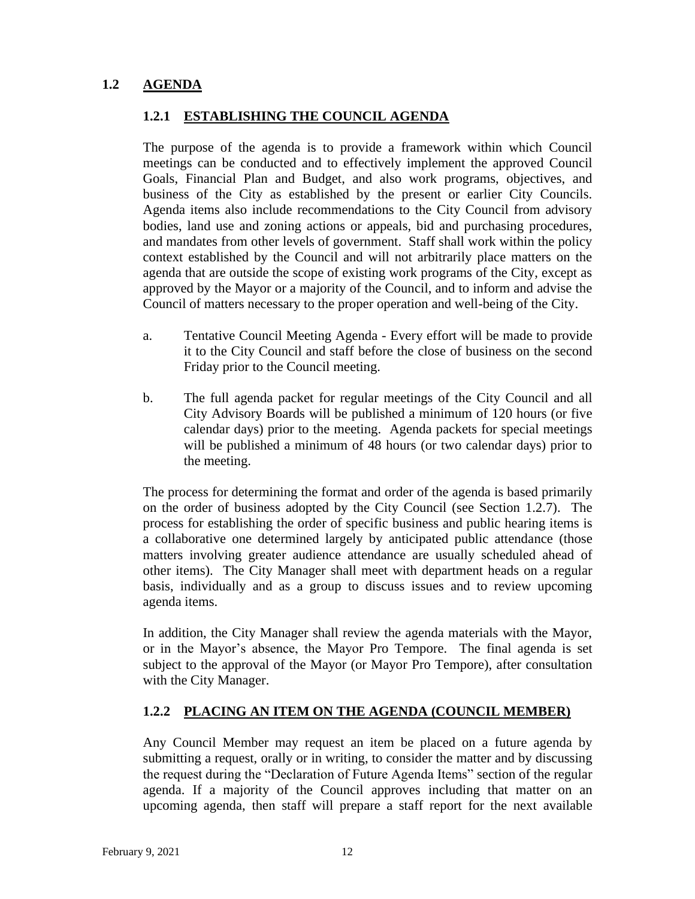## 1.2 AGENDA

### 1.2.1 ESTABLISHING THE COUNCIL AGENDA

The purpose of the agenda is to provide a framework within which Council meetings can be conducted and to effectively implement the approved Council Goals, Financial Plan and Budget, and also work programs, objectives, and business of the City as established by the present or earlier City Councils. Agenda items also include recommendations to the City Council from advisory bodies, land use and zoning actions or appeals, bid and purchasing procedures, and mandates from other levels of government. Staff shall work within the policy context established by the Council and will not arbitrarily place matters on the agenda that are outside the scope of existing work programs of the City, except as approved by the Mayor or a majority of the Council, and to inform and advise the Council of matters necessary to the proper operation and well-being of the City.

a. Tentative Council Meeting Agenda - Every effort will be made to provide it to the City Council and staff before the close of business on the second Friday prior to the Council meeting.

b. The full agenda packet for regular meetings of the City Council and all City Advisory Boards will be published a minimum of 120 hours (or five calendar days) prior to the meeting. Agenda packets for special meetings will be published a minimum of 48 hours (or two calendar days) prior to the meeting.

The process for determining the format and order of the agenda is based primarily on the order of business adopted by the City Council (see Section 1.2.7). The process for establishing the order of specific business and public hearing items is a collaborative one determined largely by anticipated public attendance (those matters involving greater audience attendance are usually scheduled ahead of other items). The City Manager shall meet with department heads on a regular basis, individually and as a group to discuss issues and to review upcoming agenda items.

In addition, the City Manager shall review the agenda materials with the Mayor, or in the Mayor's absence, the Mayor Pro Tempore. The final agenda is set subject to the approval of the Mayor (or Mayor Pro Tempore), after consultation with the City Manager.

### 1.2.2 PLACING AN ITEM ON THE AGENDA (COUNCIL MEMBER)

Any Council Member may request an item be placed on a future agenda by submitting a request, orally or in writing, to consider the matter and by discussing the request during the "Declaration of Future Agenda Items" section of the regular agenda. If a majority of the Council approves including that matter on an upcoming agenda, then staff will prepare a staff report for the next available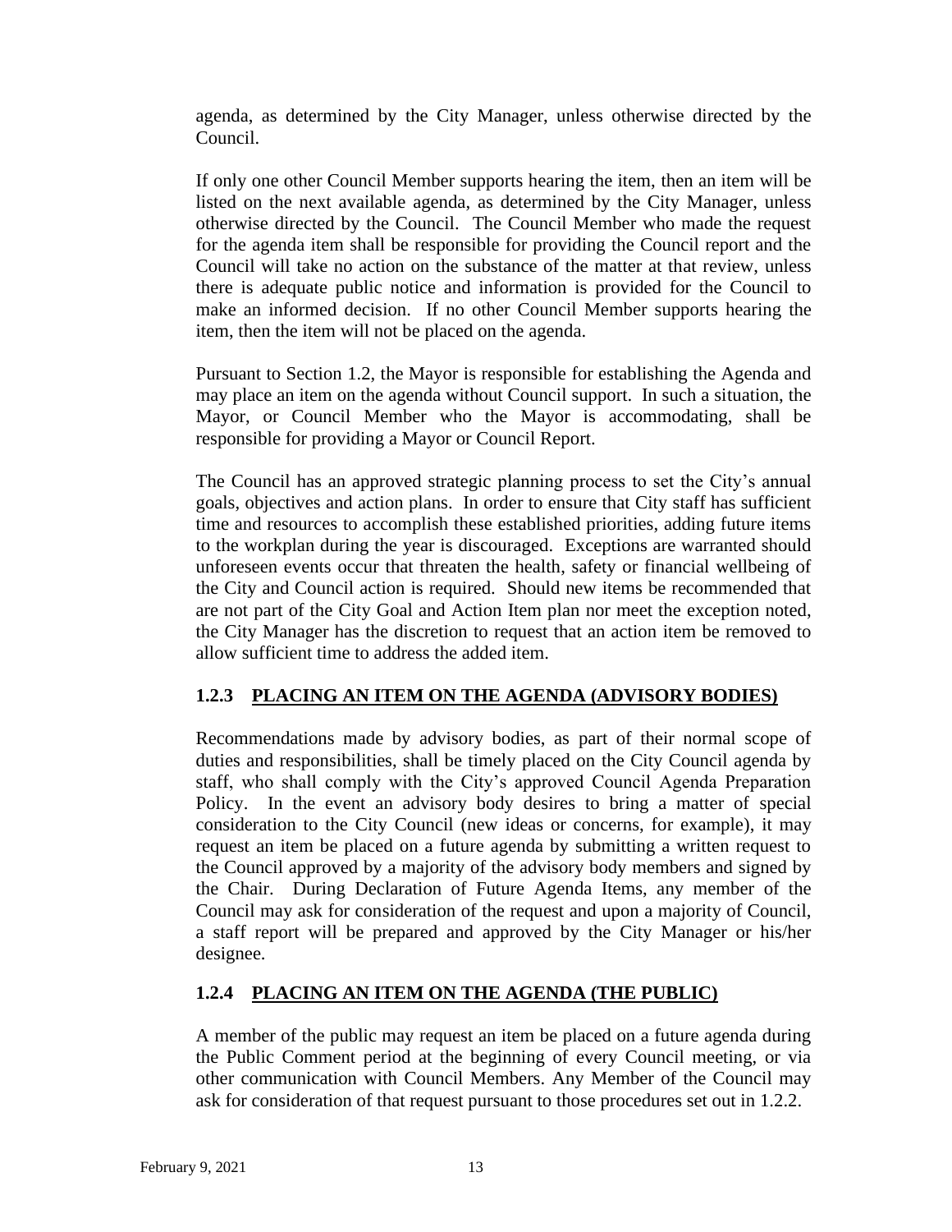agenda, as determined by the City Manager, unless otherwise directed by the Council.

If only one other Council Member supports hearing the item, then an item will be listed on the next available agenda, as determined by the City Manager, unless otherwise directed by the Council. The Council Member who made the request for the agenda item shall be responsible for providing the Council report and the Council will take no action on the substance of the matter at that review, unless there is adequate public notice and information is provided for the Council to make an informed decision. If no other Council Member supports hearing the item, then the item will not be placed on the agenda.

Pursuant to Section 1.2, the Mayor is responsible for establishing the Agenda and may place an item on the agenda without Council support. In such a situation, the Mayor, or Council Member who the Mayor is accommodating, shall be responsible for providing a Mayor or Council Report.

The Council has an approved strategic planning process to set the City's annual goals, objectives and action plans. In order to ensure that City staff has sufficient time and resources to accomplish these established priorities, adding future items to the workplan during the year is discouraged. Exceptions are warranted should unforeseen events occur that threaten the health, safety or financial wellbeing of the City and Council action is required. Should new items be recommended that are not part of the City Goal and Action Item plan nor meet the exception noted, the City Manager has the discretion to request that an action item be removed to allow sufficient time to address the added item.

### 1.2.3 <u>PLACING AN ITEM ON THE AGENDA (ADVISORY BODIES)</u>

Recommendations made by advisory bodies, as part of their normal scope of duties and responsibilities, shall be timely placed on the City Council agenda by staff, who shall comply with the City's approved Council Agenda Preparation Policy. In the event an advisory body desires to bring a matter of special consideration to the City Council (new ideas or concerns, for example), it may request an item be placed on a future agenda by submitting a written request to the Council approved by a majority of the advisory body members and signed by the Chair. During Declaration of Future Agenda Items, any member of the Council may ask for consideration of the request and upon a majority of Council, a staff report will be prepared and approved by the City Manager or his/her designee.

### 1.2.4 <u>PLACING AN ITEM ON THE AGENDA (THE PUBLIC)</u>

A member of the public may request an item be placed on a future agenda during the Public Comment period at the beginning of every Council meeting, or via other communication with Council Members. Any Member of the Council may ask for consideration of that request pursuant to those procedures set out in 1.2.2.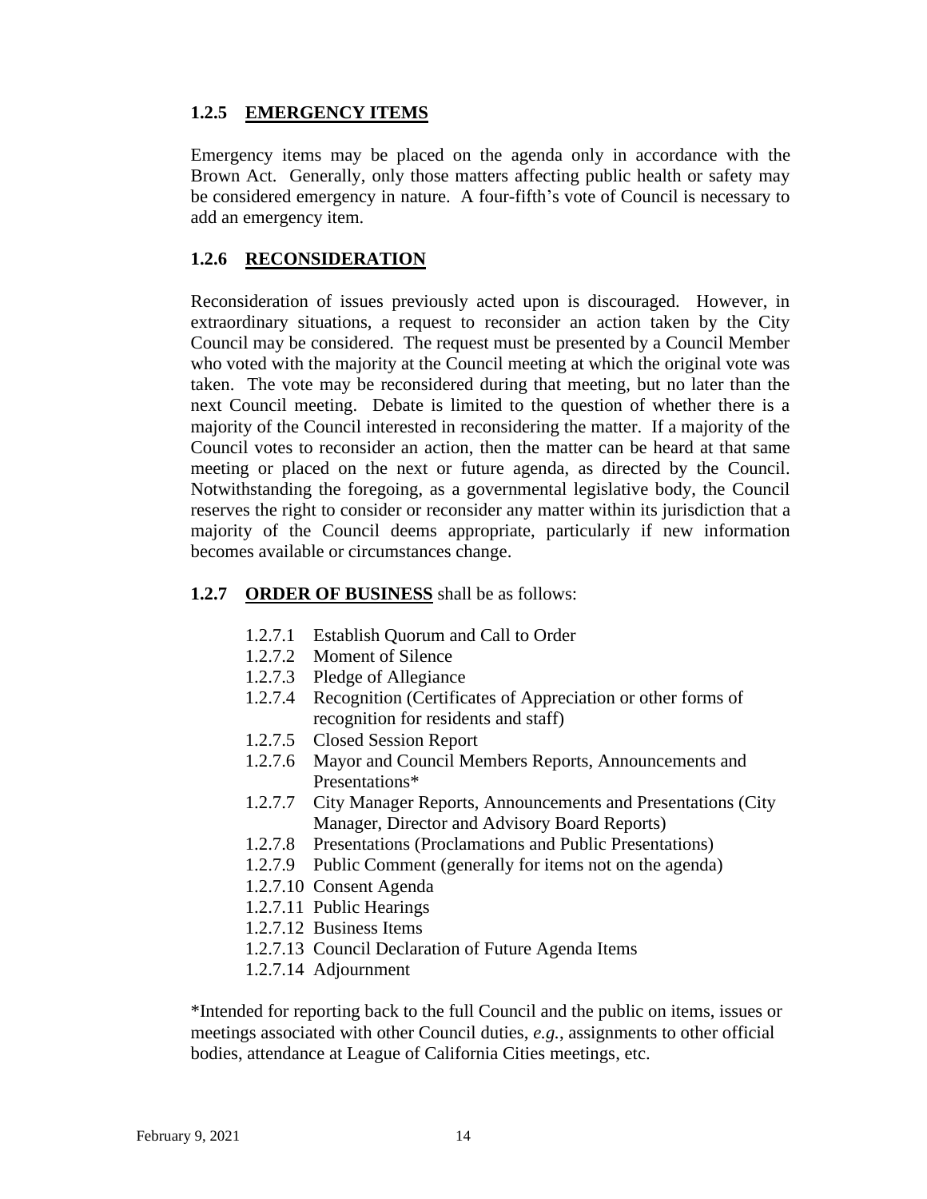### 1.2.5 EMERGENCY ITEMS

Emergency items may be placed on the agenda only in accordance with the Brown Act. Generally, only those matters affecting public health or safety may be considered emergency in nature. A four-fifth's vote of Council is necessary to add an emergency item.

### 1.2.6 RECONSIDERATION

Reconsideration of issues previously acted upon is discouraged. However, in extraordinary situations, a request to reconsider an action taken by the City Council may be considered. The request must be presented by a Council Member who voted with the majority at the Council meeting at which the original vote was taken. The vote may be reconsidered during that meeting, but no later than the next Council meeting. Debate is limited to the question of whether there is a majority of the Council interested in reconsidering the matter. If a majority of the Council votes to reconsider an action, then the matter can be heard at that same meeting or placed on the next or future agenda, as directed by the Council. Notwithstanding the foregoing, as a governmental legislative body, the Council reserves the right to consider or reconsider any matter within its jurisdiction that a majority of the Council deems appropriate, particularly if new information becomes available or circumstances change.

**1.2.7 ORDER OF BUSINESS** shall be as follows:

- 1.2.7.1 Establish Quorum and Call to Order
- 1.2.7.2 Moment of Silence
- 1.2.7.3 Pledge of Allegiance
- 1.2.7.4 Recognition (Certificates of Appreciation or other forms of recognition for residents and staff)
- 1.2.7.5 Closed Session Report
- 1.2.7.6 Mayor and Council Members Reports, Announcements and Presentations*
- 1.2.7.7 City Manager Reports, Announcements and Presentations (City Manager, Director and Advisory Board Reports)
- 1.2.7.8 Presentations (Proclamations and Public Presentations)
- 1.2.7.9 Public Comment (generally for items not on the agenda)
- 1.2.7.10 Consent Agenda
- 1.2.7.11 Public Hearings
- 1.2.7.12 Business Items
- 1.2.7.13 Council Declaration of Future Agenda Items
- 1.2.7.14 Adjournment

*Intended for reporting back to the full Council and the public on items, issues or meetings associated with other Council duties, *e.g.*, assignments to other official bodies, attendance at League of California Cities meetings, etc.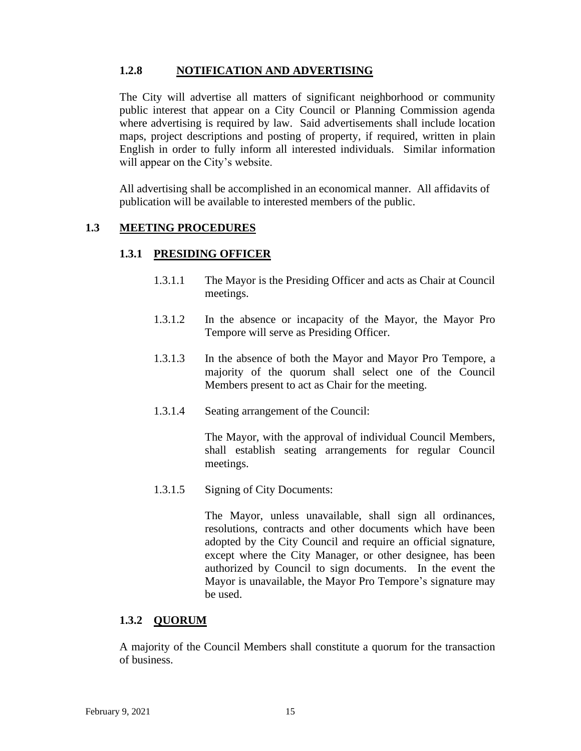### 1.2.8 NOTIFICATION AND ADVERTISING

The City will advertise all matters of significant neighborhood or community public interest that appear on a City Council or Planning Commission agenda where advertising is required by law. Said advertisements shall include location maps, project descriptions and posting of property, if required, written in plain English in order to fully inform all interested individuals. Similar information will appear on the City's website.

All advertising shall be accomplished in an economical manner. All affidavits of publication will be available to interested members of the public.

## 1.3 MEETING PROCEDURES

### 1.3.1 PRESIDING OFFICER

1.3.1.1 The Mayor is the Presiding Officer and acts as Chair at Council meetings.

1.3.1.2 In the absence or incapacity of the Mayor, the Mayor Pro Tempore will serve as Presiding Officer.

1.3.1.3 In the absence of both the Mayor and Mayor Pro Tempore, a majority of the quorum shall select one of the Council Members present to act as Chair for the meeting.

1.3.1.4 Seating arrangement of the Council:

The Mayor, with the approval of individual Council Members, shall establish seating arrangements for regular Council meetings.

1.3.1.5 Signing of City Documents:

The Mayor, unless unavailable, shall sign all ordinances, resolutions, contracts and other documents which have been adopted by the City Council and require an official signature, except where the City Manager, or other designee, has been authorized by Council to sign documents. In the event the Mayor is unavailable, the Mayor Pro Tempore's signature may be used.

### 1.3.2 QUORUM

A majority of the Council Members shall constitute a quorum for the transaction of business.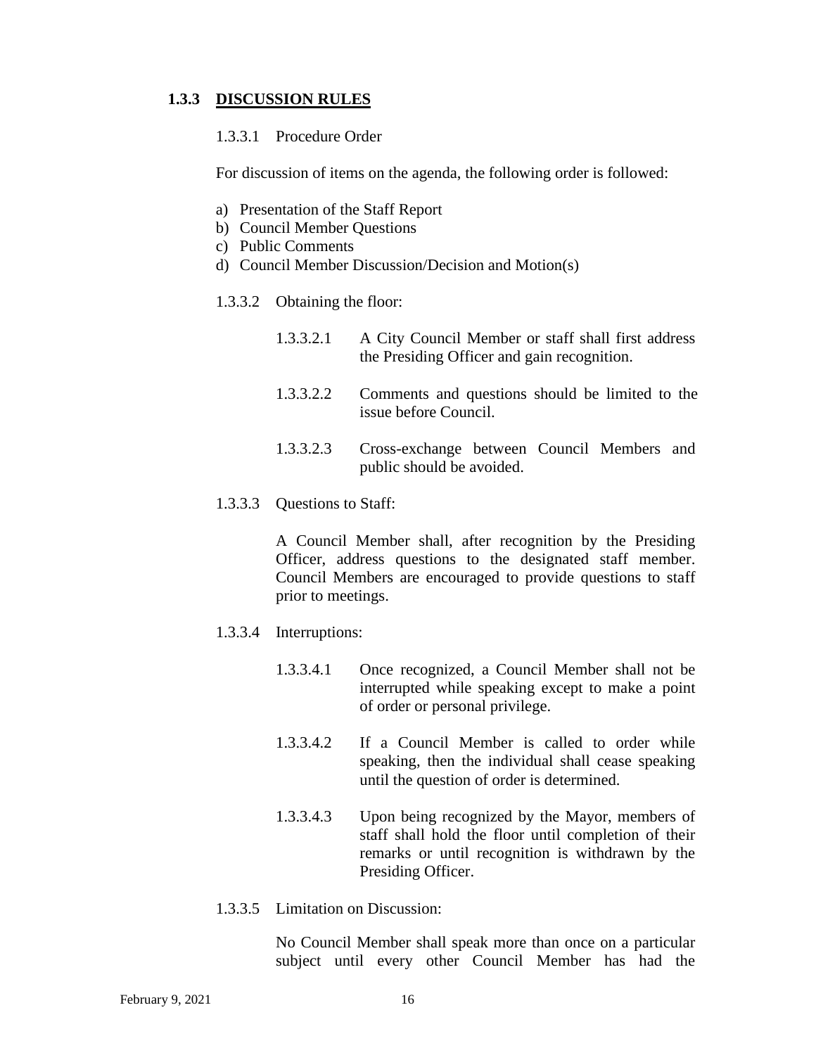### 1.3.3 DISCUSSION RULES

1.3.3.1 Procedure Order

For discussion of items on the agenda, the following order is followed:

a) Presentation of the Staff Report
b) Council Member Questions
c) Public Comments
d) Council Member Discussion/Decision and Motion(s)

1.3.3.2 Obtaining the floor:

1.3.3.2.1 A City Council Member or staff shall first address the Presiding Officer and gain recognition.

1.3.3.2.2 Comments and questions should be limited to the issue before Council.

1.3.3.2.3 Cross-exchange between Council Members and public should be avoided.

1.3.3.3 Questions to Staff:

A Council Member shall, after recognition by the Presiding Officer, address questions to the designated staff member. Council Members are encouraged to provide questions to staff prior to meetings.

1.3.3.4 Interruptions:

1.3.3.4.1 Once recognized, a Council Member shall not be interrupted while speaking except to make a point of order or personal privilege.

1.3.3.4.2 If a Council Member is called to order while speaking, then the individual shall cease speaking until the question of order is determined.

1.3.3.4.3 Upon being recognized by the Mayor, members of staff shall hold the floor until completion of their remarks or until recognition is withdrawn by the Presiding Officer.

1.3.3.5 Limitation on Discussion:

No Council Member shall speak more than once on a particular subject until every other Council Member has had the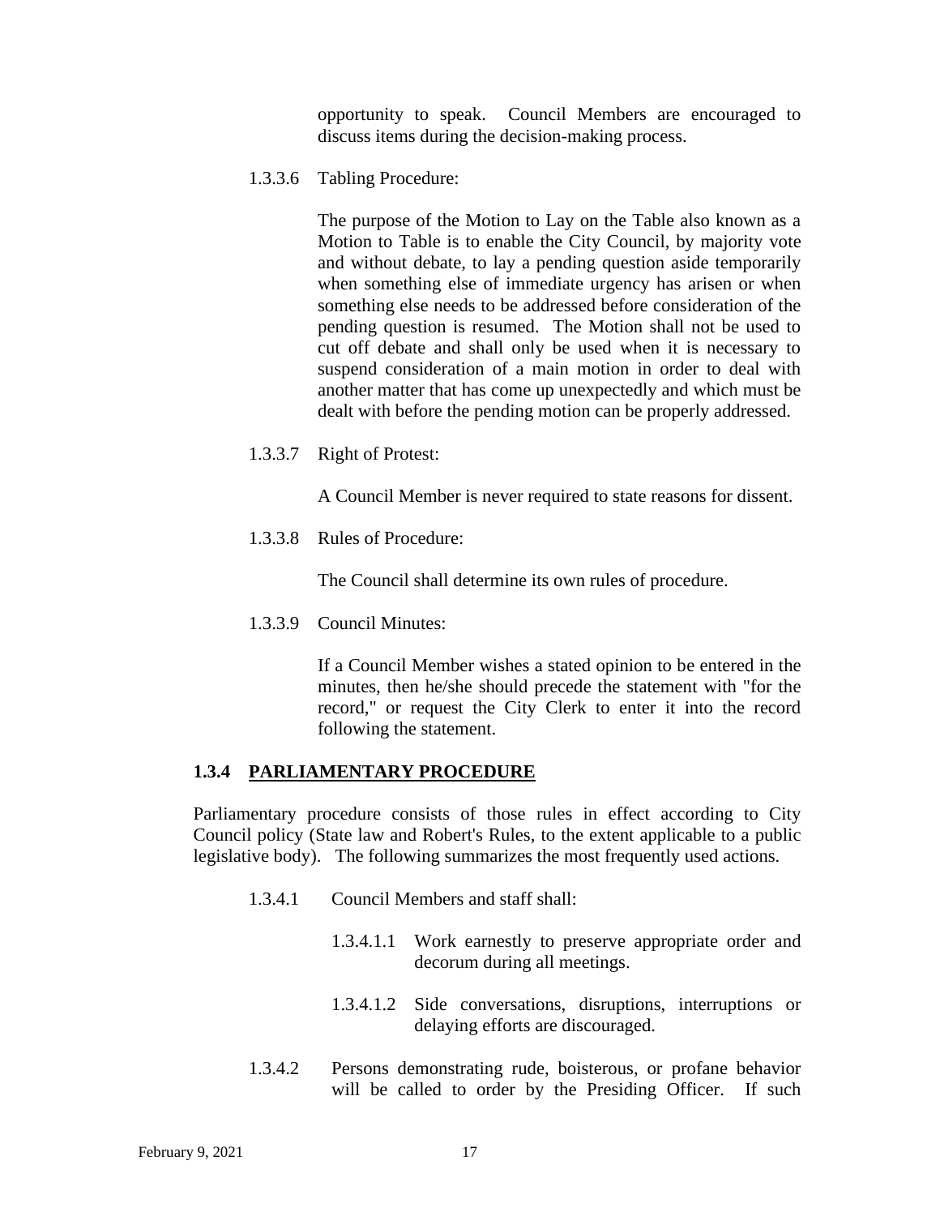opportunity to speak. Council Members are encouraged to discuss items during the decision-making process.

1.3.3.6 Tabling Procedure:

The purpose of the Motion to Lay on the Table also known as a Motion to Table is to enable the City Council, by majority vote and without debate, to lay a pending question aside temporarily when something else of immediate urgency has arisen or when something else needs to be addressed before consideration of the pending question is resumed. The Motion shall not be used to cut off debate and shall only be used when it is necessary to suspend consideration of a main motion in order to deal with another matter that has come up unexpectedly and which must be dealt with before the pending motion can be properly addressed.

1.3.3.7 Right of Protest:

A Council Member is never required to state reasons for dissent.

1.3.3.8 Rules of Procedure:

The Council shall determine its own rules of procedure.

1.3.3.9 Council Minutes:

If a Council Member wishes a stated opinion to be entered in the minutes, then he/she should precede the statement with "for the record," or request the City Clerk to enter it into the record following the statement.

### 1.3.4 PARLIAMENTARY PROCEDURE

Parliamentary procedure consists of those rules in effect according to City Council policy (State law and Robert's Rules, to the extent applicable to a public legislative body). The following summarizes the most frequently used actions.

1.3.4.1 Council Members and staff shall:

1.3.4.1.1 Work earnestly to preserve appropriate order and decorum during all meetings.

1.3.4.1.2 Side conversations, disruptions, interruptions or delaying efforts are discouraged.

1.3.4.2 Persons demonstrating rude, boisterous, or profane behavior will be called to order by the Presiding Officer. If such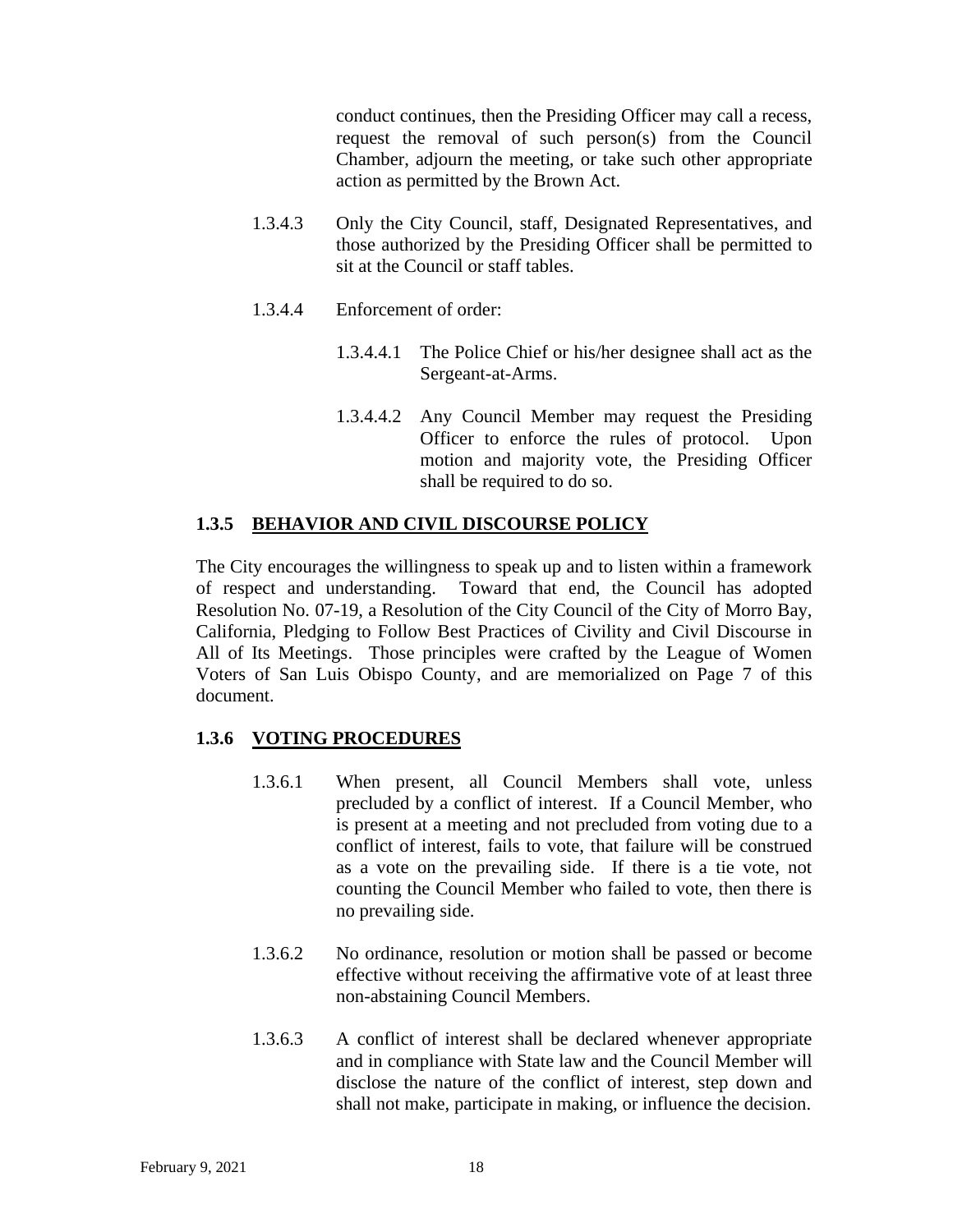conduct continues, then the Presiding Officer may call a recess, request the removal of such person(s) from the Council Chamber, adjourn the meeting, or take such other appropriate action as permitted by the Brown Act.

1.3.4.3 Only the City Council, staff, Designated Representatives, and those authorized by the Presiding Officer shall be permitted to sit at the Council or staff tables.

1.3.4.4 Enforcement of order:

1.3.4.4.1 The Police Chief or his/her designee shall act as the Sergeant-at-Arms.

1.3.4.4.2 Any Council Member may request the Presiding Officer to enforce the rules of protocol. Upon motion and majority vote, the Presiding Officer shall be required to do so.

### 1.3.5 BEHAVIOR AND CIVIL DISCOURSE POLICY

The City encourages the willingness to speak up and to listen within a framework of respect and understanding. Toward that end, the Council has adopted Resolution No. 07-19, a Resolution of the City Council of the City of Morro Bay, California, Pledging to Follow Best Practices of Civility and Civil Discourse in All of Its Meetings. Those principles were crafted by the League of Women Voters of San Luis Obispo County, and are memorialized on Page 7 of this document.

### 1.3.6 VOTING PROCEDURES

1.3.6.1 When present, all Council Members shall vote, unless precluded by a conflict of interest. If a Council Member, who is present at a meeting and not precluded from voting due to a conflict of interest, fails to vote, that failure will be construed as a vote on the prevailing side. If there is a tie vote, not counting the Council Member who failed to vote, then there is no prevailing side.

1.3.6.2 No ordinance, resolution or motion shall be passed or become effective without receiving the affirmative vote of at least three non-abstaining Council Members.

1.3.6.3 A conflict of interest shall be declared whenever appropriate and in compliance with State law and the Council Member will disclose the nature of the conflict of interest, step down and shall not make, participate in making, or influence the decision.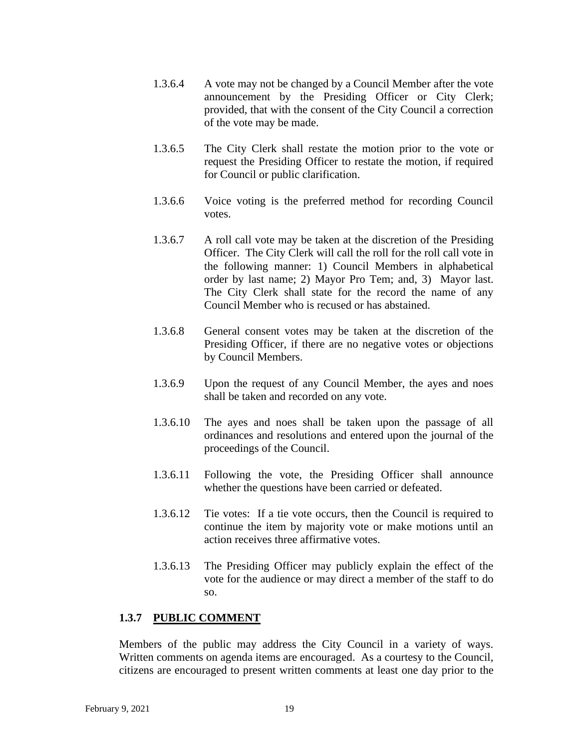1.3.6.4 A vote may not be changed by a Council Member after the vote announcement by the Presiding Officer or City Clerk; provided, that with the consent of the City Council a correction of the vote may be made.

1.3.6.5 The City Clerk shall restate the motion prior to the vote or request the Presiding Officer to restate the motion, if required for Council or public clarification.

1.3.6.6 Voice voting is the preferred method for recording Council votes.

1.3.6.7 A roll call vote may be taken at the discretion of the Presiding Officer. The City Clerk will call the roll for the roll call vote in the following manner: 1) Council Members in alphabetical order by last name; 2) Mayor Pro Tem; and, 3) Mayor last. The City Clerk shall state for the record the name of any Council Member who is recused or has abstained.

1.3.6.8 General consent votes may be taken at the discretion of the Presiding Officer, if there are no negative votes or objections by Council Members.

1.3.6.9 Upon the request of any Council Member, the ayes and noes shall be taken and recorded on any vote.

1.3.6.10 The ayes and noes shall be taken upon the passage of all ordinances and resolutions and entered upon the journal of the proceedings of the Council.

1.3.6.11 Following the vote, the Presiding Officer shall announce whether the questions have been carried or defeated.

1.3.6.12 Tie votes: If a tie vote occurs, then the Council is required to continue the item by majority vote or make motions until an action receives three affirmative votes.

1.3.6.13 The Presiding Officer may publicly explain the effect of the vote for the audience or may direct a member of the staff to do so.

### 1.3.7 PUBLIC COMMENT

Members of the public may address the City Council in a variety of ways. Written comments on agenda items are encouraged. As a courtesy to the Council, citizens are encouraged to present written comments at least one day prior to the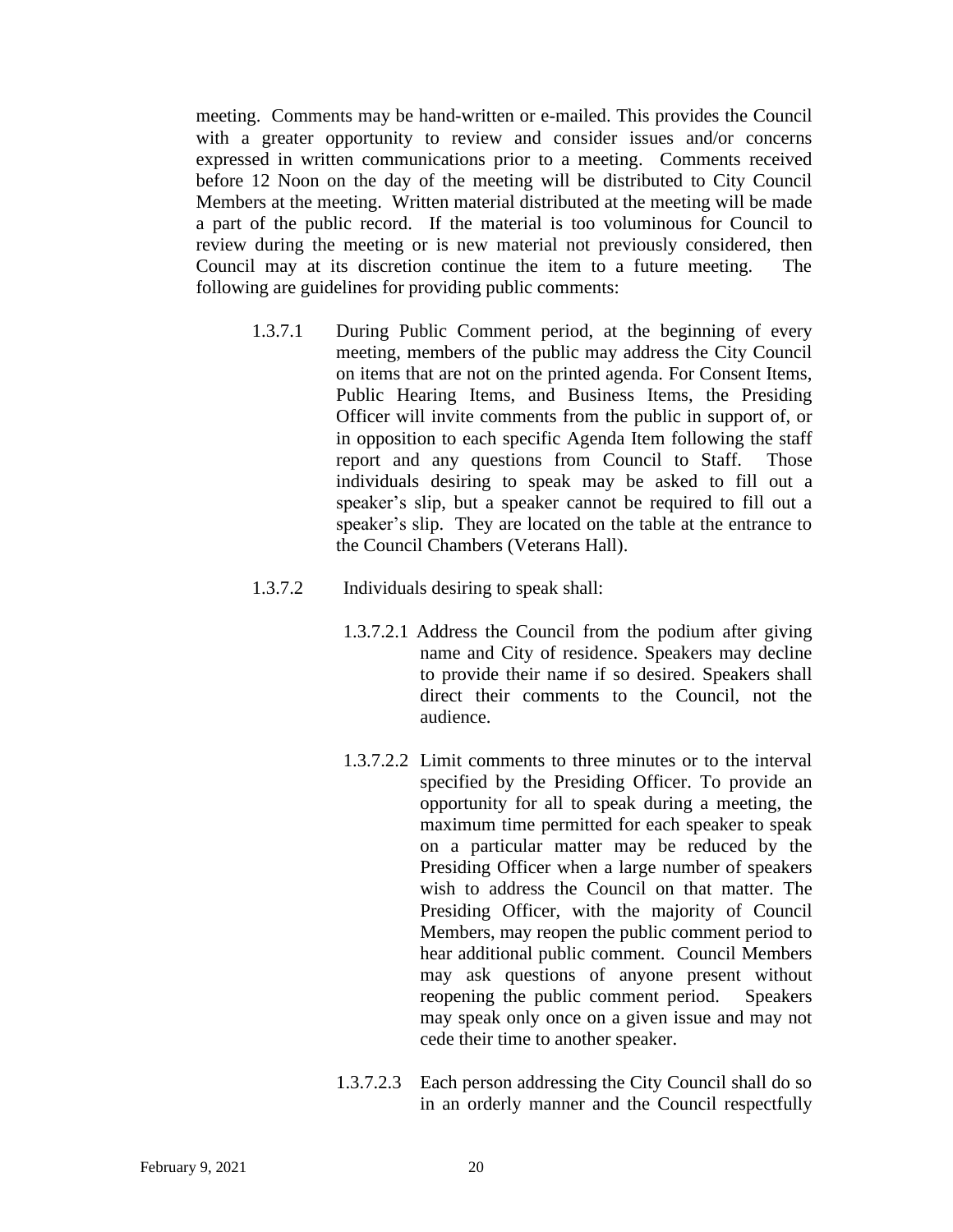meeting. Comments may be hand-written or e-mailed. This provides the Council with a greater opportunity to review and consider issues and/or concerns expressed in written communications prior to a meeting. Comments received before 12 Noon on the day of the meeting will be distributed to City Council Members at the meeting. Written material distributed at the meeting will be made a part of the public record. If the material is too voluminous for Council to review during the meeting or is new material not previously considered, then Council may at its discretion continue the item to a future meeting. The following are guidelines for providing public comments:

1.3.7.1 During Public Comment period, at the beginning of every meeting, members of the public may address the City Council on items that are not on the printed agenda. For Consent Items, Public Hearing Items, and Business Items, the Presiding Officer will invite comments from the public in support of, or in opposition to each specific Agenda Item following the staff report and any questions from Council to Staff. Those individuals desiring to speak may be asked to fill out a speaker's slip, but a speaker cannot be required to fill out a speaker's slip. They are located on the table at the entrance to the Council Chambers (Veterans Hall).

1.3.7.2 Individuals desiring to speak shall:

1.3.7.2.1 Address the Council from the podium after giving name and City of residence. Speakers may decline to provide their name if so desired. Speakers shall direct their comments to the Council, not the audience.

1.3.7.2.2 Limit comments to three minutes or to the interval specified by the Presiding Officer. To provide an opportunity for all to speak during a meeting, the maximum time permitted for each speaker to speak on a particular matter may be reduced by the Presiding Officer when a large number of speakers wish to address the Council on that matter. The Presiding Officer, with the majority of Council Members, may reopen the public comment period to hear additional public comment. Council Members may ask questions of anyone present without reopening the public comment period. Speakers may speak only once on a given issue and may not cede their time to another speaker.

1.3.7.2.3 Each person addressing the City Council shall do so in an orderly manner and the Council respectfully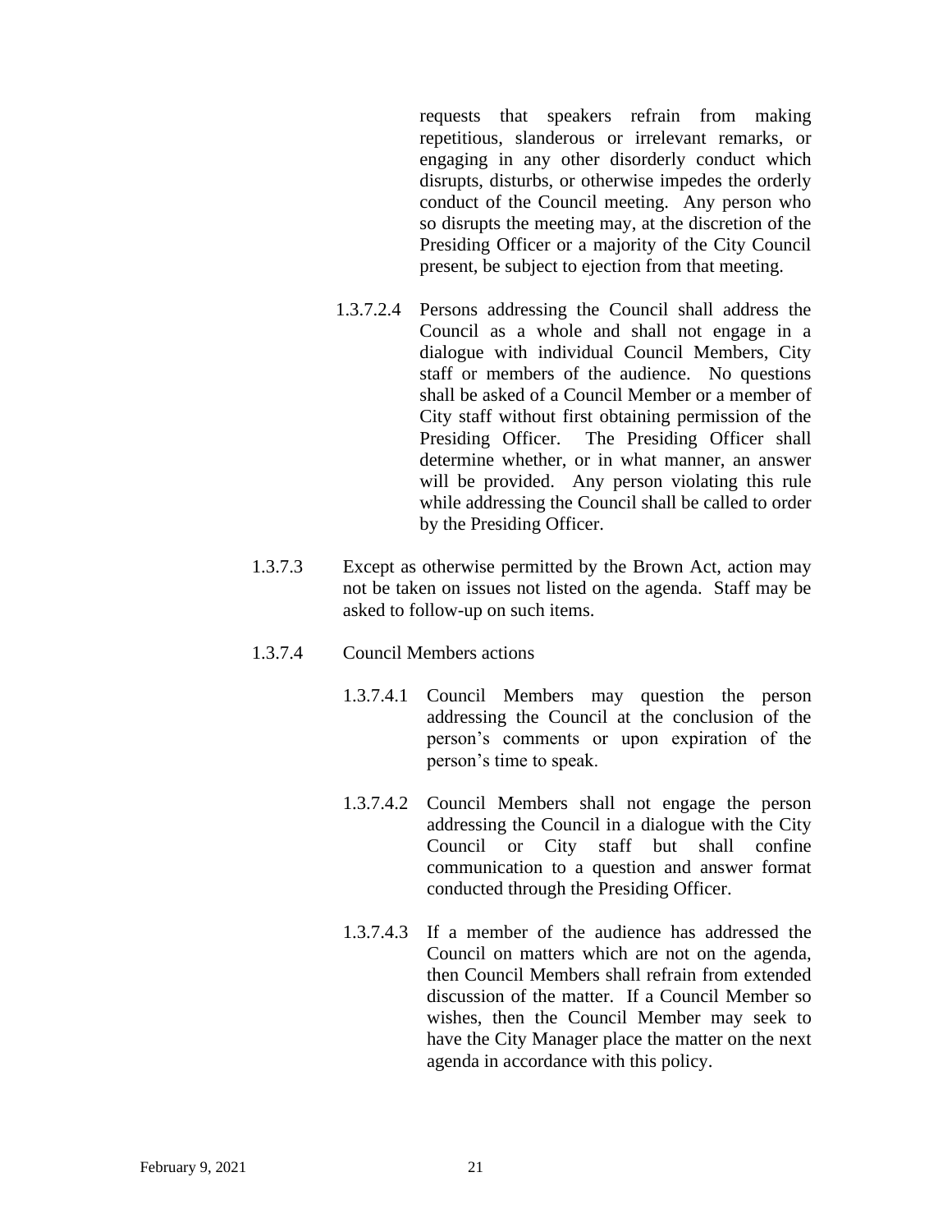requests that speakers refrain from making repetitious, slanderous or irrelevant remarks, or engaging in any other disorderly conduct which disrupts, disturbs, or otherwise impedes the orderly conduct of the Council meeting. Any person who so disrupts the meeting may, at the discretion of the Presiding Officer or a majority of the City Council present, be subject to ejection from that meeting.

1.3.7.2.4 Persons addressing the Council shall address the Council as a whole and shall not engage in a dialogue with individual Council Members, City staff or members of the audience. No questions shall be asked of a Council Member or a member of City staff without first obtaining permission of the Presiding Officer. The Presiding Officer shall determine whether, or in what manner, an answer will be provided. Any person violating this rule while addressing the Council shall be called to order by the Presiding Officer.

1.3.7.3 Except as otherwise permitted by the Brown Act, action may not be taken on issues not listed on the agenda. Staff may be asked to follow-up on such items.

1.3.7.4 Council Members actions

1.3.7.4.1 Council Members may question the person addressing the Council at the conclusion of the person's comments or upon expiration of the person's time to speak.

1.3.7.4.2 Council Members shall not engage the person addressing the Council in a dialogue with the City Council or City staff but shall confine communication to a question and answer format conducted through the Presiding Officer.

1.3.7.4.3 If a member of the audience has addressed the Council on matters which are not on the agenda, then Council Members shall refrain from extended discussion of the matter. If a Council Member so wishes, then the Council Member may seek to have the City Manager place the matter on the next agenda in accordance with this policy.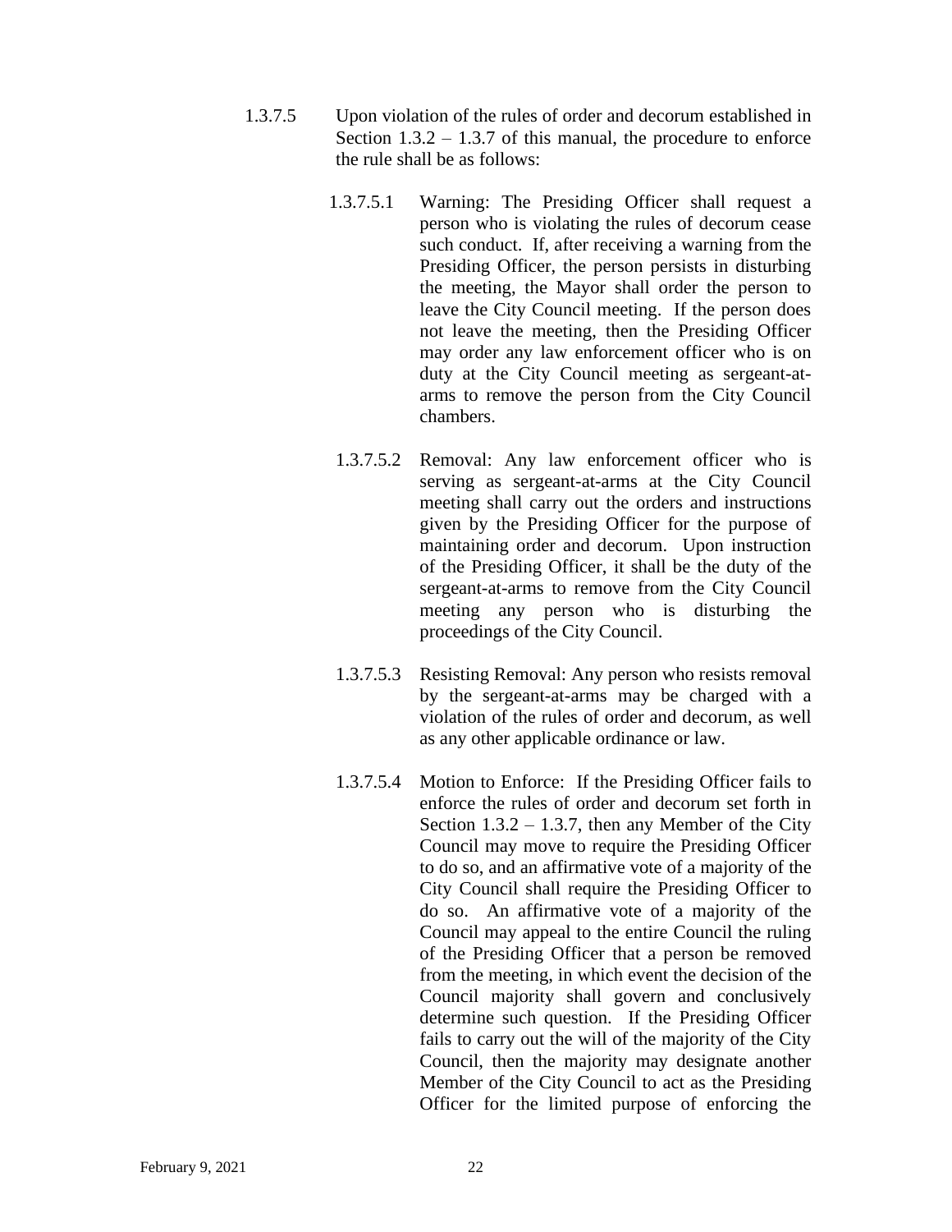1.3.7.5 Upon violation of the rules of order and decorum established in Section 1.3.2 – 1.3.7 of this manual, the procedure to enforce the rule shall be as follows:

1.3.7.5.1 Warning: The Presiding Officer shall request a person who is violating the rules of decorum cease such conduct. If, after receiving a warning from the Presiding Officer, the person persists in disturbing the meeting, the Mayor shall order the person to leave the City Council meeting. If the person does not leave the meeting, then the Presiding Officer may order any law enforcement officer who is on duty at the City Council meeting as sergeant-at-arms to remove the person from the City Council chambers.

1.3.7.5.2 Removal: Any law enforcement officer who is serving as sergeant-at-arms at the City Council meeting shall carry out the orders and instructions given by the Presiding Officer for the purpose of maintaining order and decorum. Upon instruction of the Presiding Officer, it shall be the duty of the sergeant-at-arms to remove from the City Council meeting any person who is disturbing the proceedings of the City Council.

1.3.7.5.3 Resisting Removal: Any person who resists removal by the sergeant-at-arms may be charged with a violation of the rules of order and decorum, as well as any other applicable ordinance or law.

1.3.7.5.4 Motion to Enforce: If the Presiding Officer fails to enforce the rules of order and decorum set forth in Section 1.3.2 – 1.3.7, then any Member of the City Council may move to require the Presiding Officer to do so, and an affirmative vote of a majority of the City Council shall require the Presiding Officer to do so. An affirmative vote of a majority of the Council may appeal to the entire Council the ruling of the Presiding Officer that a person be removed from the meeting, in which event the decision of the Council majority shall govern and conclusively determine such question. If the Presiding Officer fails to carry out the will of the majority of the City Council, then the majority may designate another Member of the City Council to act as the Presiding Officer for the limited purpose of enforcing the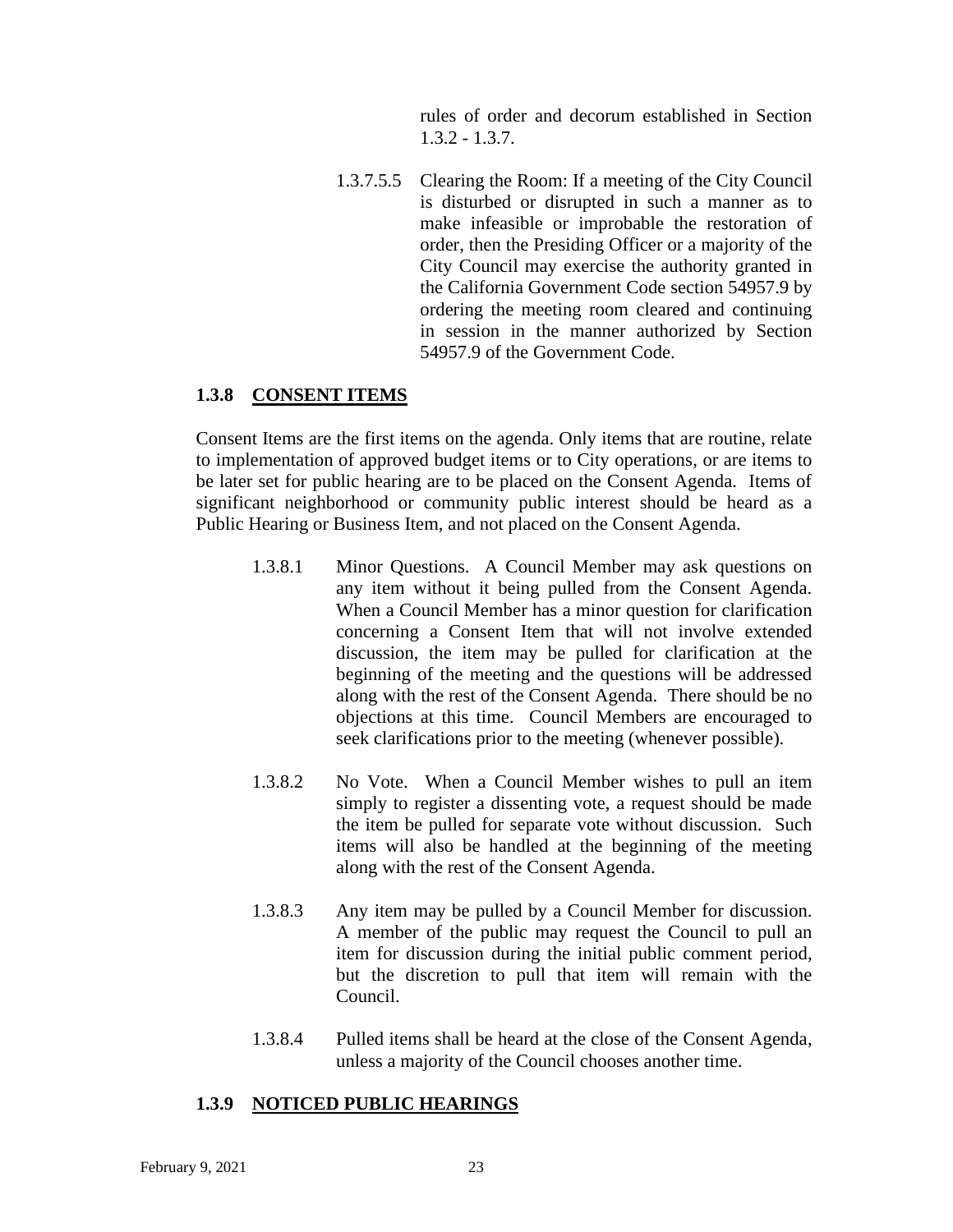rules of order and decorum established in Section 1.3.2 - 1.3.7.

1.3.7.5.5 Clearing the Room: If a meeting of the City Council is disturbed or disrupted in such a manner as to make infeasible or improbable the restoration of order, then the Presiding Officer or a majority of the City Council may exercise the authority granted in the California Government Code section 54957.9 by ordering the meeting room cleared and continuing in session in the manner authorized by Section 54957.9 of the Government Code.

### 1.3.8 <u>CONSENT ITEMS</u>

Consent Items are the first items on the agenda. Only items that are routine, relate to implementation of approved budget items or to City operations, or are items to be later set for public hearing are to be placed on the Consent Agenda. Items of significant neighborhood or community public interest should be heard as a Public Hearing or Business Item, and not placed on the Consent Agenda.

1.3.8.1 Minor Questions. A Council Member may ask questions on any item without it being pulled from the Consent Agenda. When a Council Member has a minor question for clarification concerning a Consent Item that will not involve extended discussion, the item may be pulled for clarification at the beginning of the meeting and the questions will be addressed along with the rest of the Consent Agenda. There should be no objections at this time. Council Members are encouraged to seek clarifications prior to the meeting (whenever possible).

1.3.8.2 No Vote. When a Council Member wishes to pull an item simply to register a dissenting vote, a request should be made the item be pulled for separate vote without discussion. Such items will also be handled at the beginning of the meeting along with the rest of the Consent Agenda.

1.3.8.3 Any item may be pulled by a Council Member for discussion. A member of the public may request the Council to pull an item for discussion during the initial public comment period, but the discretion to pull that item will remain with the Council.

1.3.8.4 Pulled items shall be heard at the close of the Consent Agenda, unless a majority of the Council chooses another time.

### 1.3.9 <u>NOTICED PUBLIC HEARINGS</u>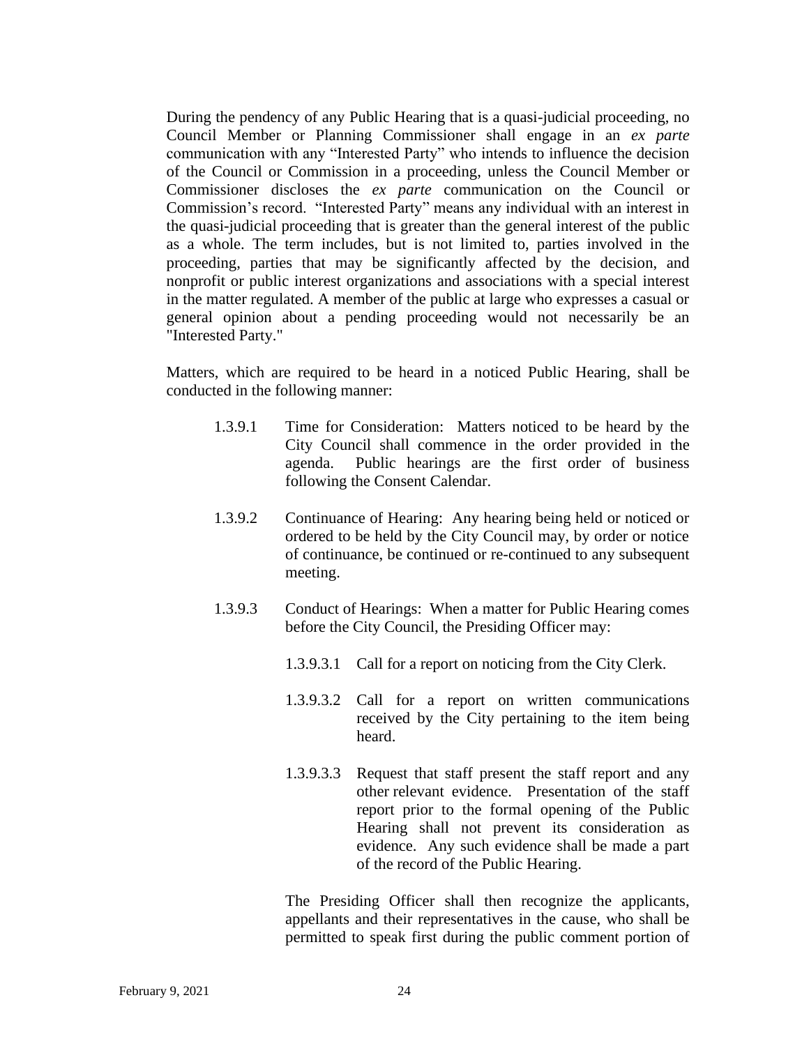During the pendency of any Public Hearing that is a quasi-judicial proceeding, no Council Member or Planning Commissioner shall engage in an *ex parte* communication with any "Interested Party" who intends to influence the decision of the Council or Commission in a proceeding, unless the Council Member or Commissioner discloses the *ex parte* communication on the Council or Commission's record. "Interested Party" means any individual with an interest in the quasi-judicial proceeding that is greater than the general interest of the public as a whole. The term includes, but is not limited to, parties involved in the proceeding, parties that may be significantly affected by the decision, and nonprofit or public interest organizations and associations with a special interest in the matter regulated. A member of the public at large who expresses a casual or general opinion about a pending proceeding would not necessarily be an "Interested Party."

Matters, which are required to be heard in a noticed Public Hearing, shall be conducted in the following manner:

1.3.9.1 Time for Consideration: Matters noticed to be heard by the City Council shall commence in the order provided in the agenda. Public hearings are the first order of business following the Consent Calendar.

1.3.9.2 Continuance of Hearing: Any hearing being held or noticed or ordered to be held by the City Council may, by order or notice of continuance, be continued or re-continued to any subsequent meeting.

1.3.9.3 Conduct of Hearings: When a matter for Public Hearing comes before the City Council, the Presiding Officer may:

1.3.9.3.1 Call for a report on noticing from the City Clerk.

1.3.9.3.2 Call for a report on written communications received by the City pertaining to the item being heard.

1.3.9.3.3 Request that staff present the staff report and any other relevant evidence. Presentation of the staff report prior to the formal opening of the Public Hearing shall not prevent its consideration as evidence. Any such evidence shall be made a part of the record of the Public Hearing.

The Presiding Officer shall then recognize the applicants, appellants and their representatives in the cause, who shall be permitted to speak first during the public comment portion of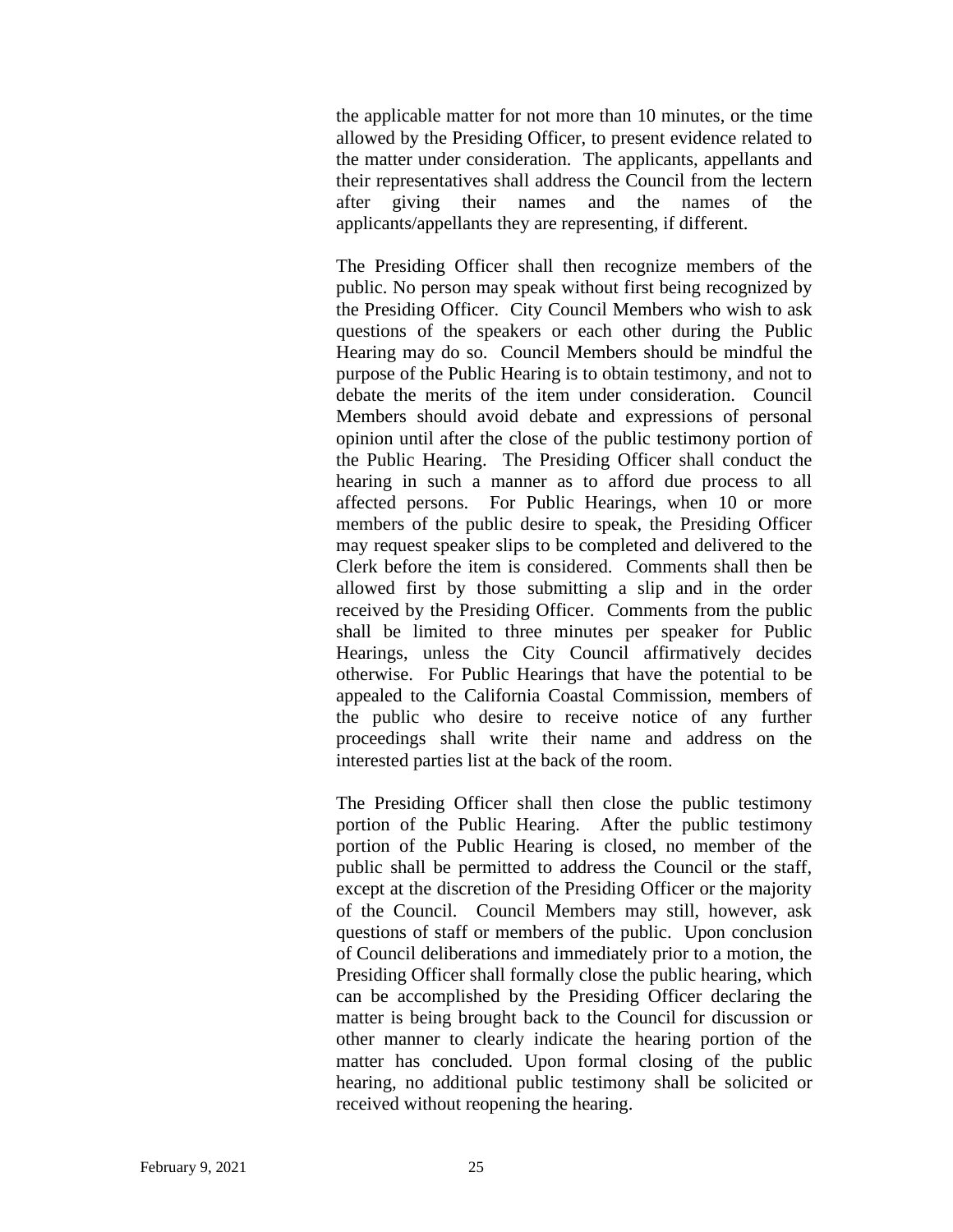the applicable matter for not more than 10 minutes, or the time allowed by the Presiding Officer, to present evidence related to the matter under consideration. The applicants, appellants and their representatives shall address the Council from the lectern after giving their names and the names of the applicants/appellants they are representing, if different.

The Presiding Officer shall then recognize members of the public. No person may speak without first being recognized by the Presiding Officer. City Council Members who wish to ask questions of the speakers or each other during the Public Hearing may do so. Council Members should be mindful the purpose of the Public Hearing is to obtain testimony, and not to debate the merits of the item under consideration. Council Members should avoid debate and expressions of personal opinion until after the close of the public testimony portion of the Public Hearing. The Presiding Officer shall conduct the hearing in such a manner as to afford due process to all affected persons. For Public Hearings, when 10 or more members of the public desire to speak, the Presiding Officer may request speaker slips to be completed and delivered to the Clerk before the item is considered. Comments shall then be allowed first by those submitting a slip and in the order received by the Presiding Officer. Comments from the public shall be limited to three minutes per speaker for Public Hearings, unless the City Council affirmatively decides otherwise. For Public Hearings that have the potential to be appealed to the California Coastal Commission, members of the public who desire to receive notice of any further proceedings shall write their name and address on the interested parties list at the back of the room.

The Presiding Officer shall then close the public testimony portion of the Public Hearing. After the public testimony portion of the Public Hearing is closed, no member of the public shall be permitted to address the Council or the staff, except at the discretion of the Presiding Officer or the majority of the Council. Council Members may still, however, ask questions of staff or members of the public. Upon conclusion of Council deliberations and immediately prior to a motion, the Presiding Officer shall formally close the public hearing, which can be accomplished by the Presiding Officer declaring the matter is being brought back to the Council for discussion or other manner to clearly indicate the hearing portion of the matter has concluded. Upon formal closing of the public hearing, no additional public testimony shall be solicited or received without reopening the hearing.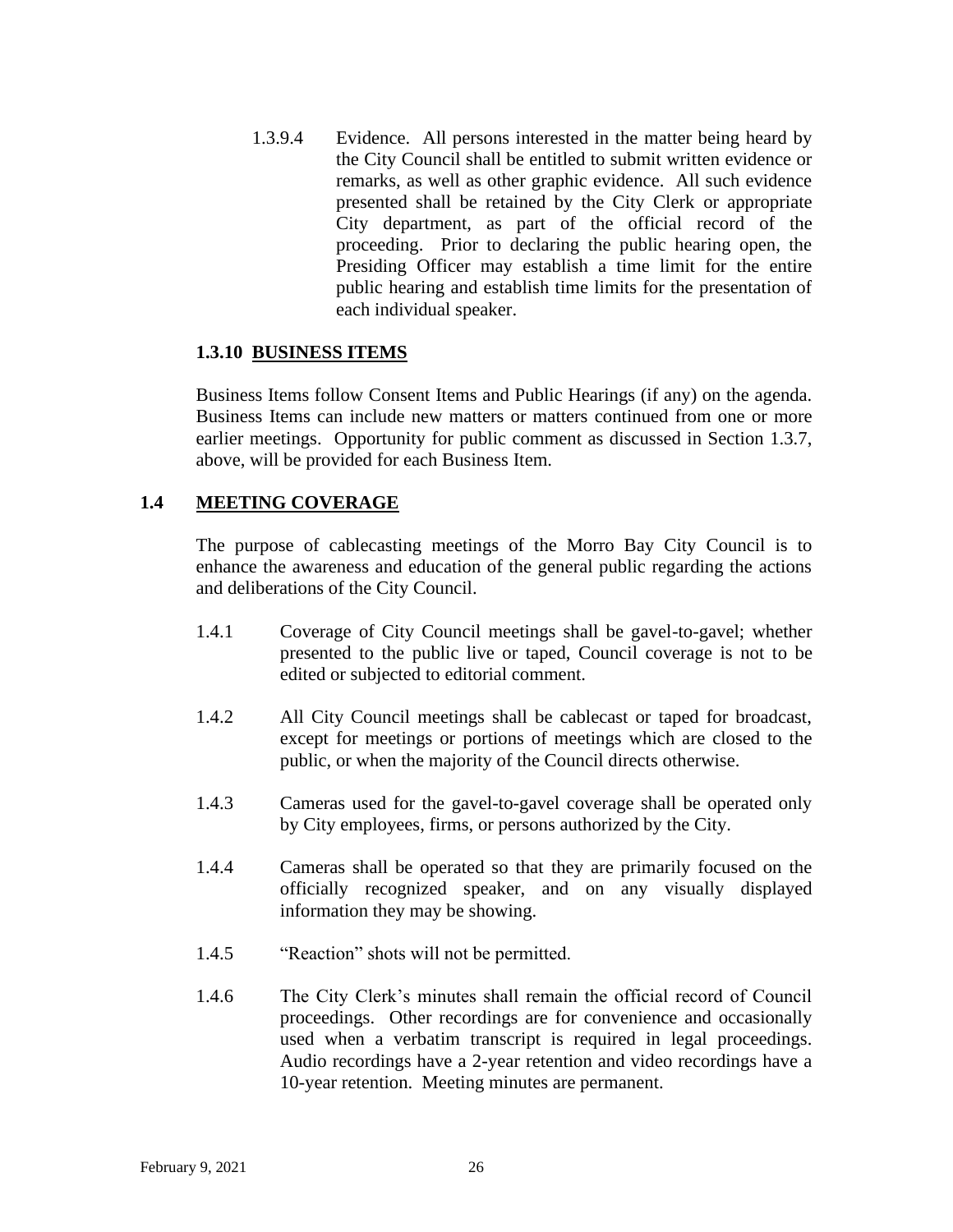1.3.9.4 Evidence. All persons interested in the matter being heard by the City Council shall be entitled to submit written evidence or remarks, as well as other graphic evidence. All such evidence presented shall be retained by the City Clerk or appropriate City department, as part of the official record of the proceeding. Prior to declaring the public hearing open, the Presiding Officer may establish a time limit for the entire public hearing and establish time limits for the presentation of each individual speaker.

### 1.3.10 BUSINESS ITEMS

Business Items follow Consent Items and Public Hearings (if any) on the agenda. Business Items can include new matters or matters continued from one or more earlier meetings. Opportunity for public comment as discussed in Section 1.3.7, above, will be provided for each Business Item.

## 1.4 MEETING COVERAGE

The purpose of cablecasting meetings of the Morro Bay City Council is to enhance the awareness and education of the general public regarding the actions and deliberations of the City Council.

1.4.1 Coverage of City Council meetings shall be gavel-to-gavel; whether presented to the public live or taped, Council coverage is not to be edited or subjected to editorial comment.

1.4.2 All City Council meetings shall be cablecast or taped for broadcast, except for meetings or portions of meetings which are closed to the public, or when the majority of the Council directs otherwise.

1.4.3 Cameras used for the gavel-to-gavel coverage shall be operated only by City employees, firms, or persons authorized by the City.

1.4.4 Cameras shall be operated so that they are primarily focused on the officially recognized speaker, and on any visually displayed information they may be showing.

1.4.5 "Reaction" shots will not be permitted.

1.4.6 The City Clerk's minutes shall remain the official record of Council proceedings. Other recordings are for convenience and occasionally used when a verbatim transcript is required in legal proceedings. Audio recordings have a 2-year retention and video recordings have a 10-year retention. Meeting minutes are permanent.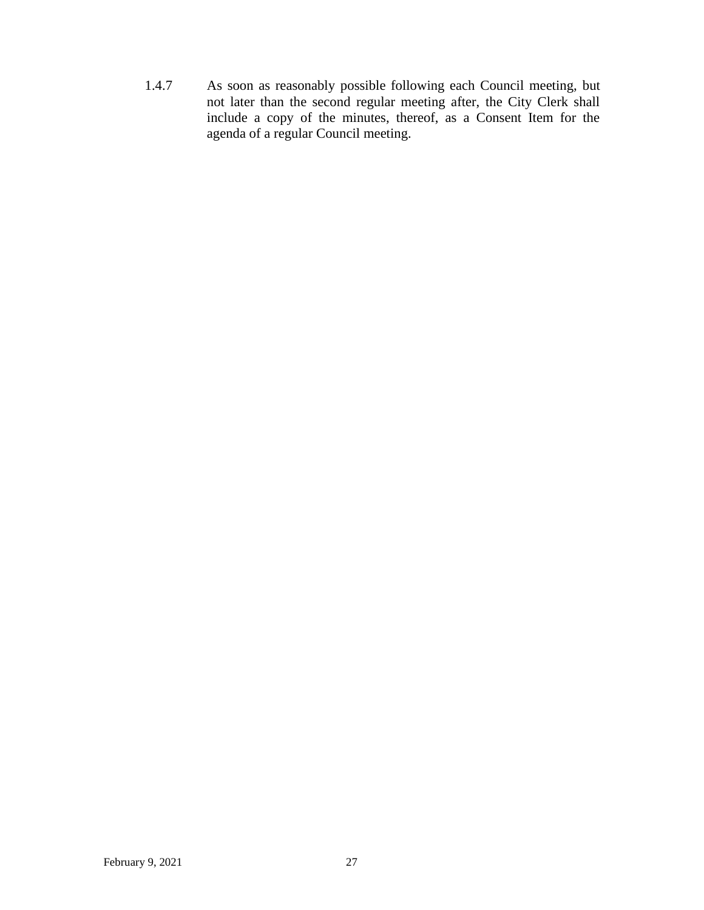1.4.7 As soon as reasonably possible following each Council meeting, but not later than the second regular meeting after, the City Clerk shall include a copy of the minutes, thereof, as a Consent Item for the agenda of a regular Council meeting.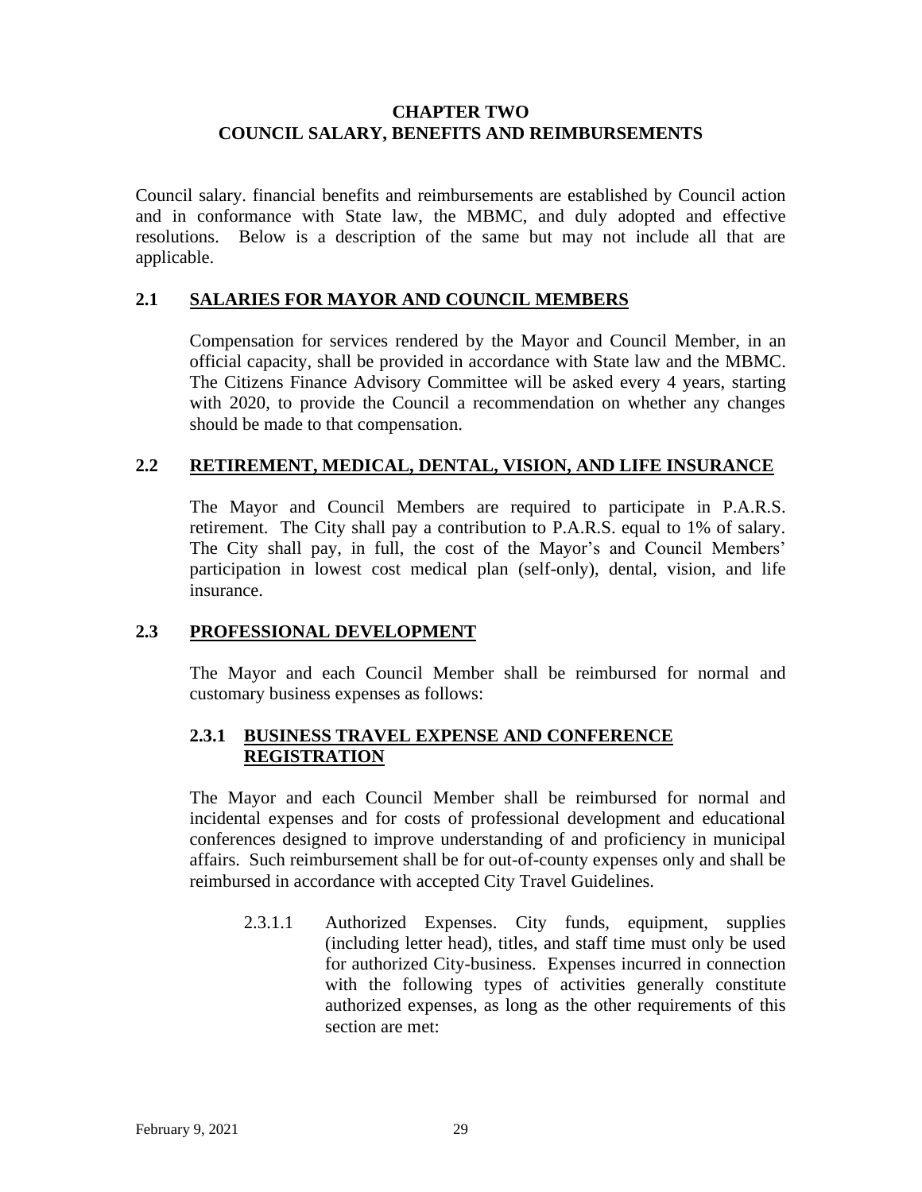# CHAPTER TWO
# COUNCIL SALARY, BENEFITS AND REIMBURSEMENTS

Council salary. financial benefits and reimbursements are established by Council action and in conformance with State law, the MBMC, and duly adopted and effective resolutions. Below is a description of the same but may not include all that are applicable.

## 2.1 SALARIES FOR MAYOR AND COUNCIL MEMBERS

Compensation for services rendered by the Mayor and Council Member, in an official capacity, shall be provided in accordance with State law and the MBMC. The Citizens Finance Advisory Committee will be asked every 4 years, starting with 2020, to provide the Council a recommendation on whether any changes should be made to that compensation.

## 2.2 RETIREMENT, MEDICAL, DENTAL, VISION, AND LIFE INSURANCE

The Mayor and Council Members are required to participate in P.A.R.S. retirement. The City shall pay a contribution to P.A.R.S. equal to 1% of salary. The City shall pay, in full, the cost of the Mayor's and Council Members' participation in lowest cost medical plan (self-only), dental, vision, and life insurance.

## 2.3 PROFESSIONAL DEVELOPMENT

The Mayor and each Council Member shall be reimbursed for normal and customary business expenses as follows:

### 2.3.1 BUSINESS TRAVEL EXPENSE AND CONFERENCE REGISTRATION

The Mayor and each Council Member shall be reimbursed for normal and incidental expenses and for costs of professional development and educational conferences designed to improve understanding of and proficiency in municipal affairs. Such reimbursement shall be for out-of-county expenses only and shall be reimbursed in accordance with accepted City Travel Guidelines.

2.3.1.1 Authorized Expenses. City funds, equipment, supplies (including letter head), titles, and staff time must only be used for authorized City-business. Expenses incurred in connection with the following types of activities generally constitute authorized expenses, as long as the other requirements of this section are met: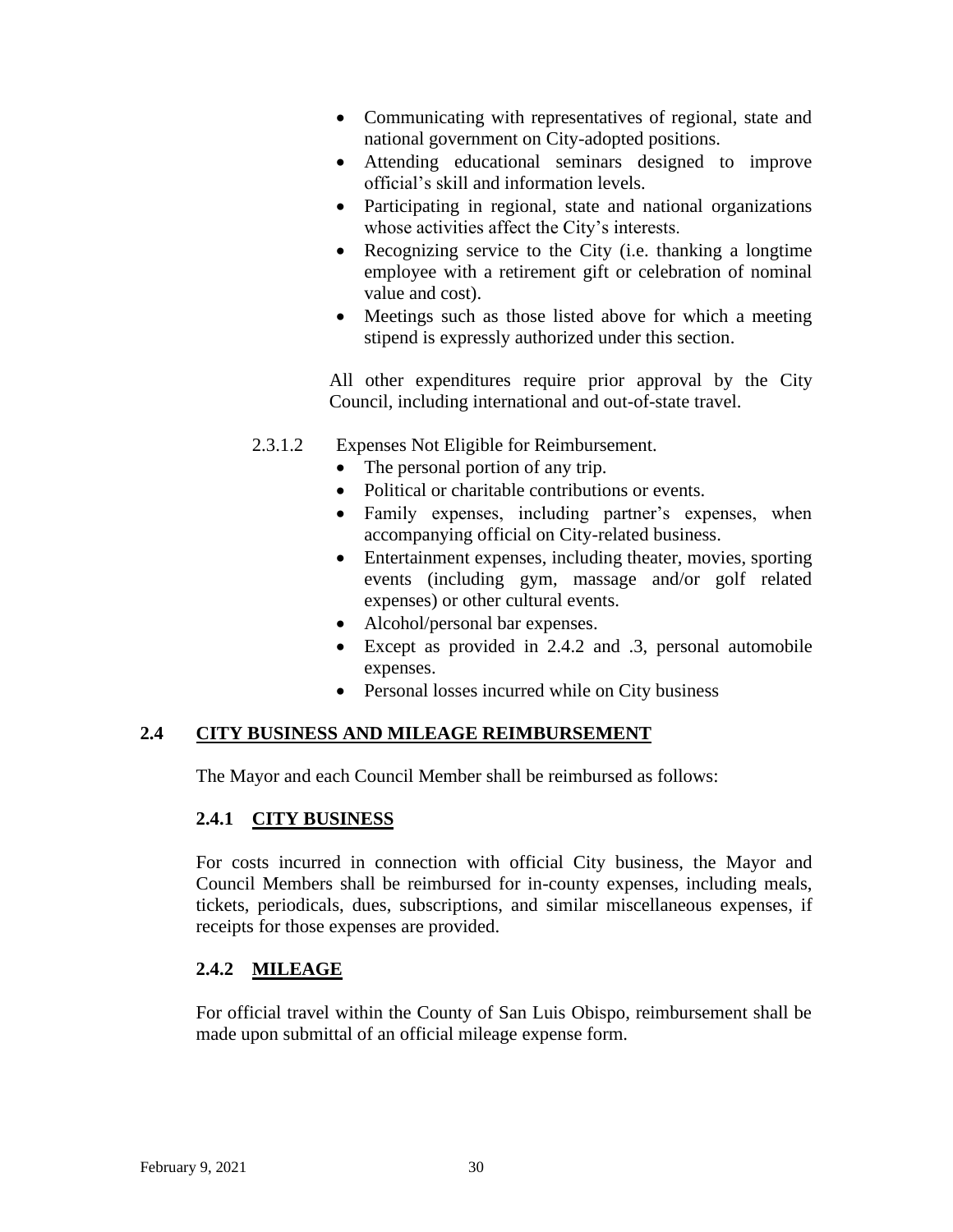- Communicating with representatives of regional, state and national government on City-adopted positions.
- Attending educational seminars designed to improve official's skill and information levels.
- Participating in regional, state and national organizations whose activities affect the City's interests.
- Recognizing service to the City (i.e. thanking a longtime employee with a retirement gift or celebration of nominal value and cost).
- Meetings such as those listed above for which a meeting stipend is expressly authorized under this section.

All other expenditures require prior approval by the City Council, including international and out-of-state travel.

2.3.1.2 Expenses Not Eligible for Reimbursement.

- The personal portion of any trip.
- Political or charitable contributions or events.
- Family expenses, including partner's expenses, when accompanying official on City-related business.
- Entertainment expenses, including theater, movies, sporting events (including gym, massage and/or golf related expenses) or other cultural events.
- Alcohol/personal bar expenses.
- Except as provided in 2.4.2 and .3, personal automobile expenses.
- Personal losses incurred while on City business

## 2.4 <u>CITY BUSINESS AND MILEAGE REIMBURSEMENT</u>

The Mayor and each Council Member shall be reimbursed as follows:

### 2.4.1 <u>CITY BUSINESS</u>

For costs incurred in connection with official City business, the Mayor and Council Members shall be reimbursed for in-county expenses, including meals, tickets, periodicals, dues, subscriptions, and similar miscellaneous expenses, if receipts for those expenses are provided.

### 2.4.2 <u>MILEAGE</u>

For official travel within the County of San Luis Obispo, reimbursement shall be made upon submittal of an official mileage expense form.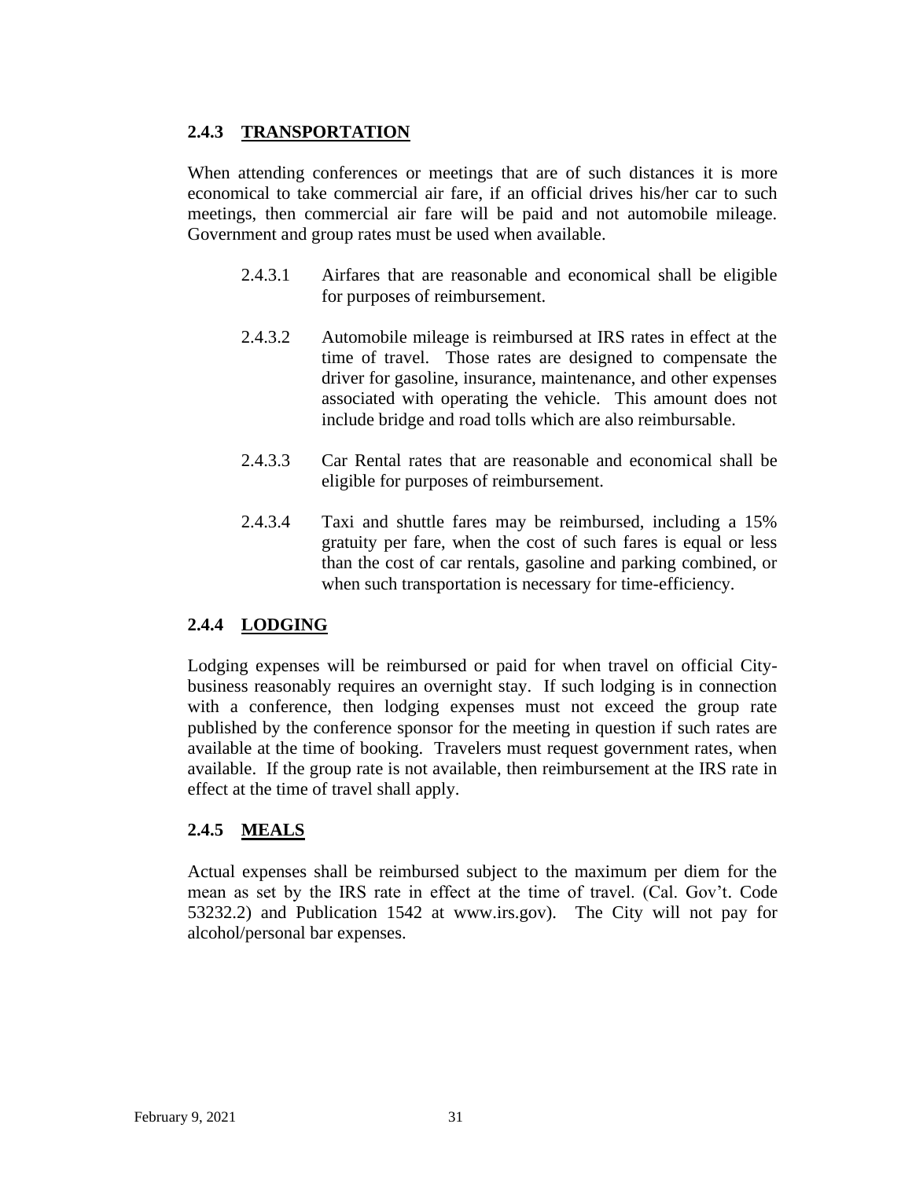### 2.4.3 <u>TRANSPORTATION</u>

When attending conferences or meetings that are of such distances it is more economical to take commercial air fare, if an official drives his/her car to such meetings, then commercial air fare will be paid and not automobile mileage. Government and group rates must be used when available.

2.4.3.1 Airfares that are reasonable and economical shall be eligible for purposes of reimbursement.

2.4.3.2 Automobile mileage is reimbursed at IRS rates in effect at the time of travel. Those rates are designed to compensate the driver for gasoline, insurance, maintenance, and other expenses associated with operating the vehicle. This amount does not include bridge and road tolls which are also reimbursable.

2.4.3.3 Car Rental rates that are reasonable and economical shall be eligible for purposes of reimbursement.

2.4.3.4 Taxi and shuttle fares may be reimbursed, including a 15% gratuity per fare, when the cost of such fares is equal or less than the cost of car rentals, gasoline and parking combined, or when such transportation is necessary for time-efficiency.

### 2.4.4 <u>LODGING</u>

Lodging expenses will be reimbursed or paid for when travel on official City-business reasonably requires an overnight stay. If such lodging is in connection with a conference, then lodging expenses must not exceed the group rate published by the conference sponsor for the meeting in question if such rates are available at the time of booking. Travelers must request government rates, when available. If the group rate is not available, then reimbursement at the IRS rate in effect at the time of travel shall apply.

### 2.4.5 <u>MEALS</u>

Actual expenses shall be reimbursed subject to the maximum per diem for the mean as set by the IRS rate in effect at the time of travel. (Cal. Gov't. Code 53232.2) and Publication 1542 at www.irs.gov). The City will not pay for alcohol/personal bar expenses.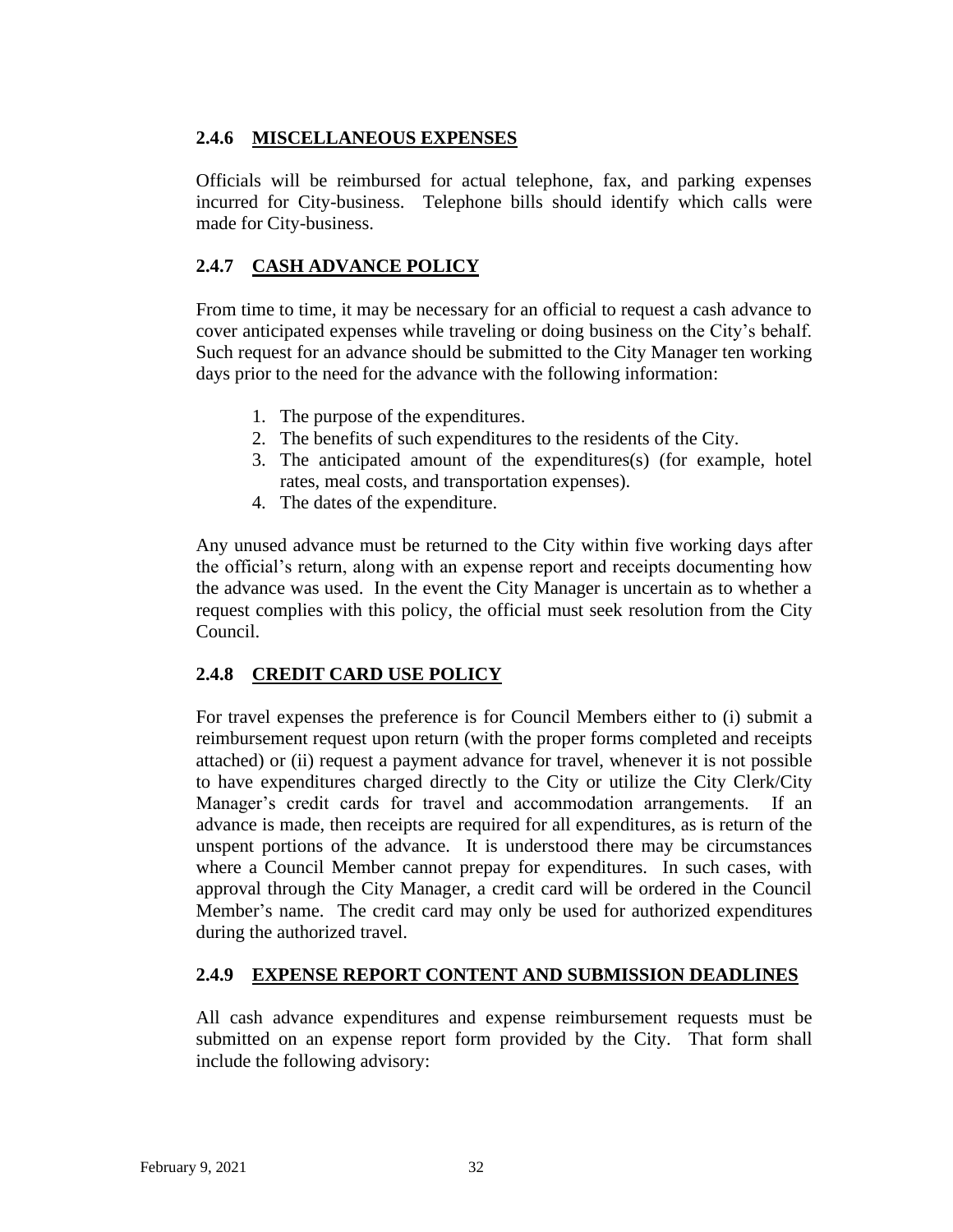### 2.4.6 MISCELLANEOUS EXPENSES

Officials will be reimbursed for actual telephone, fax, and parking expenses incurred for City-business. Telephone bills should identify which calls were made for City-business.

### 2.4.7 CASH ADVANCE POLICY

From time to time, it may be necessary for an official to request a cash advance to cover anticipated expenses while traveling or doing business on the City's behalf. Such request for an advance should be submitted to the City Manager ten working days prior to the need for the advance with the following information:

1. The purpose of the expenditures.
2. The benefits of such expenditures to the residents of the City.
3. The anticipated amount of the expenditures(s) (for example, hotel rates, meal costs, and transportation expenses).
4. The dates of the expenditure.

Any unused advance must be returned to the City within five working days after the official's return, along with an expense report and receipts documenting how the advance was used. In the event the City Manager is uncertain as to whether a request complies with this policy, the official must seek resolution from the City Council.

### 2.4.8 CREDIT CARD USE POLICY

For travel expenses the preference is for Council Members either to (i) submit a reimbursement request upon return (with the proper forms completed and receipts attached) or (ii) request a payment advance for travel, whenever it is not possible to have expenditures charged directly to the City or utilize the City Clerk/City Manager's credit cards for travel and accommodation arrangements. If an advance is made, then receipts are required for all expenditures, as is return of the unspent portions of the advance. It is understood there may be circumstances where a Council Member cannot prepay for expenditures. In such cases, with approval through the City Manager, a credit card will be ordered in the Council Member's name. The credit card may only be used for authorized expenditures during the authorized travel.

### 2.4.9 EXPENSE REPORT CONTENT AND SUBMISSION DEADLINES

All cash advance expenditures and expense reimbursement requests must be submitted on an expense report form provided by the City. That form shall include the following advisory: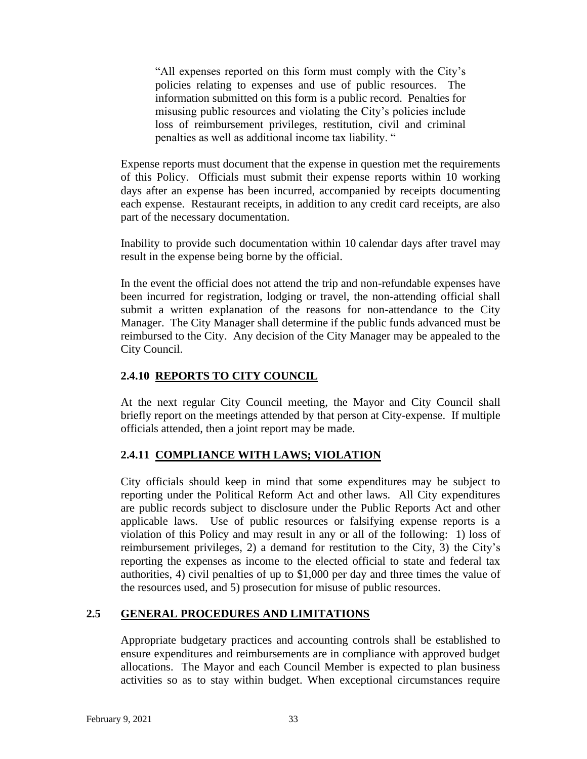> "All expenses reported on this form must comply with the City's policies relating to expenses and use of public resources. The information submitted on this form is a public record. Penalties for misusing public resources and violating the City's policies include loss of reimbursement privileges, restitution, civil and criminal penalties as well as additional income tax liability. "

Expense reports must document that the expense in question met the requirements of this Policy. Officials must submit their expense reports within 10 working days after an expense has been incurred, accompanied by receipts documenting each expense. Restaurant receipts, in addition to any credit card receipts, are also part of the necessary documentation.

Inability to provide such documentation within 10 calendar days after travel may result in the expense being borne by the official.

In the event the official does not attend the trip and non-refundable expenses have been incurred for registration, lodging or travel, the non-attending official shall submit a written explanation of the reasons for non-attendance to the City Manager. The City Manager shall determine if the public funds advanced must be reimbursed to the City. Any decision of the City Manager may be appealed to the City Council.

#### 2.4.10 REPORTS TO CITY COUNCIL

At the next regular City Council meeting, the Mayor and City Council shall briefly report on the meetings attended by that person at City-expense. If multiple officials attended, then a joint report may be made.

#### 2.4.11 COMPLIANCE WITH LAWS; VIOLATION

City officials should keep in mind that some expenditures may be subject to reporting under the Political Reform Act and other laws. All City expenditures are public records subject to disclosure under the Public Reports Act and other applicable laws. Use of public resources or falsifying expense reports is a violation of this Policy and may result in any or all of the following: 1) loss of reimbursement privileges, 2) a demand for restitution to the City, 3) the City's reporting the expenses as income to the elected official to state and federal tax authorities, 4) civil penalties of up to $1,000 per day and three times the value of the resources used, and 5) prosecution for misuse of public resources.

### 2.5 GENERAL PROCEDURES AND LIMITATIONS

Appropriate budgetary practices and accounting controls shall be established to ensure expenditures and reimbursements are in compliance with approved budget allocations. The Mayor and each Council Member is expected to plan business activities so as to stay within budget. When exceptional circumstances require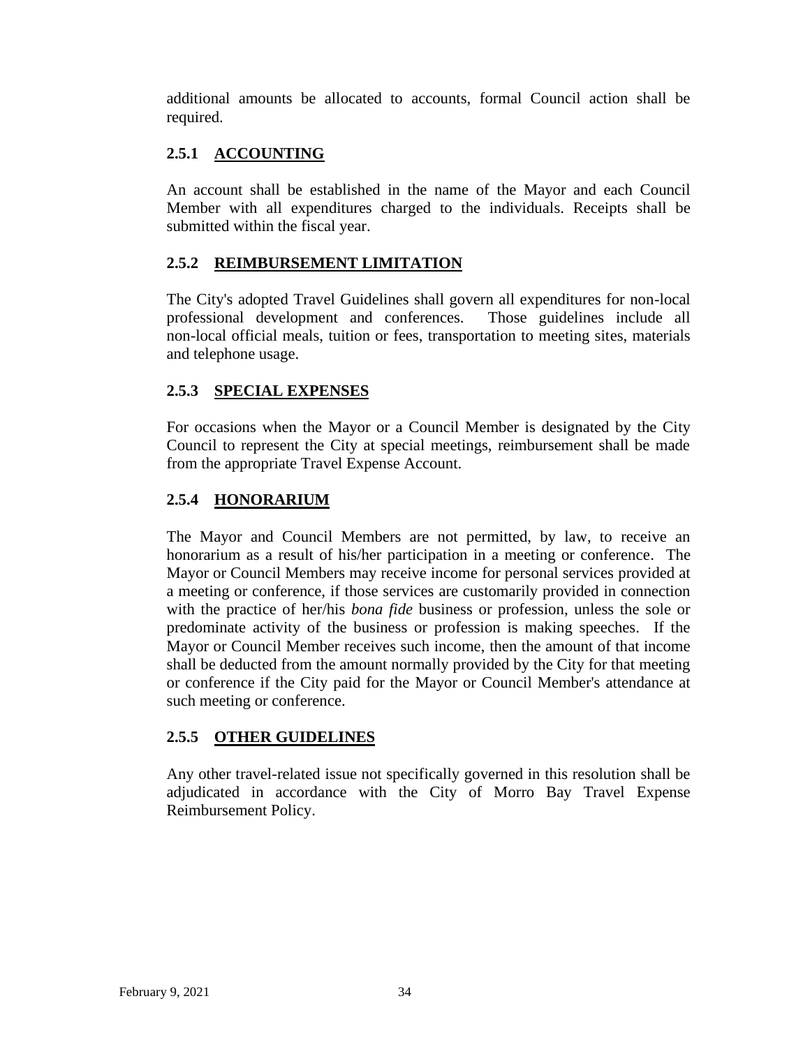additional amounts be allocated to accounts, formal Council action shall be required.

### 2.5.1 ACCOUNTING

An account shall be established in the name of the Mayor and each Council Member with all expenditures charged to the individuals. Receipts shall be submitted within the fiscal year.

### 2.5.2 REIMBURSEMENT LIMITATION

The City's adopted Travel Guidelines shall govern all expenditures for non-local professional development and conferences. Those guidelines include all non-local official meals, tuition or fees, transportation to meeting sites, materials and telephone usage.

### 2.5.3 SPECIAL EXPENSES

For occasions when the Mayor or a Council Member is designated by the City Council to represent the City at special meetings, reimbursement shall be made from the appropriate Travel Expense Account.

### 2.5.4 HONORARIUM

The Mayor and Council Members are not permitted, by law, to receive an honorarium as a result of his/her participation in a meeting or conference. The Mayor or Council Members may receive income for personal services provided at a meeting or conference, if those services are customarily provided in connection with the practice of her/his *bona fide* business or profession, unless the sole or predominate activity of the business or profession is making speeches. If the Mayor or Council Member receives such income, then the amount of that income shall be deducted from the amount normally provided by the City for that meeting or conference if the City paid for the Mayor or Council Member's attendance at such meeting or conference.

### 2.5.5 OTHER GUIDELINES

Any other travel-related issue not specifically governed in this resolution shall be adjudicated in accordance with the City of Morro Bay Travel Expense Reimbursement Policy.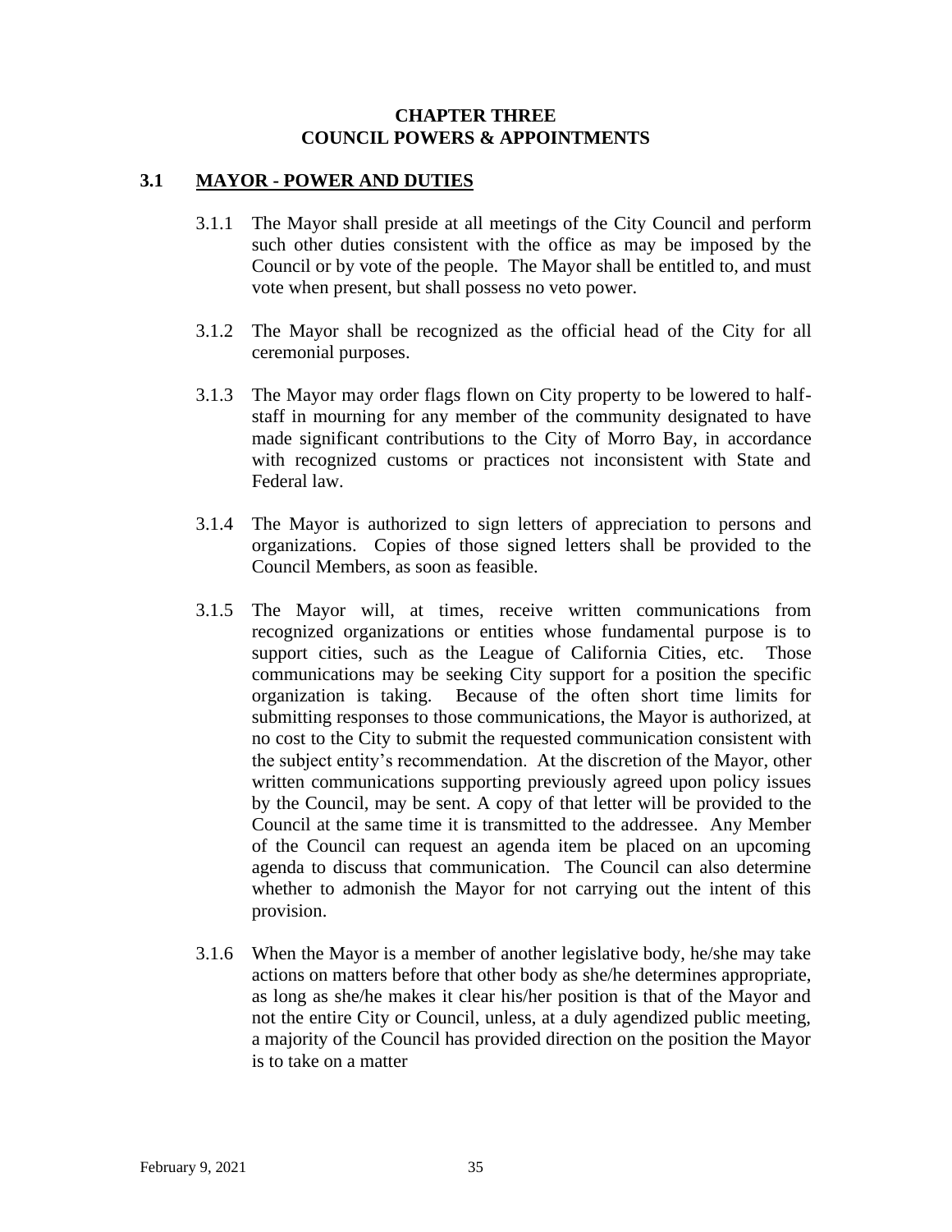# CHAPTER THREE
# COUNCIL POWERS & APPOINTMENTS

## 3.1 MAYOR - POWER AND DUTIES

3.1.1 The Mayor shall preside at all meetings of the City Council and perform such other duties consistent with the office as may be imposed by the Council or by vote of the people. The Mayor shall be entitled to, and must vote when present, but shall possess no veto power.

3.1.2 The Mayor shall be recognized as the official head of the City for all ceremonial purposes.

3.1.3 The Mayor may order flags flown on City property to be lowered to half-staff in mourning for any member of the community designated to have made significant contributions to the City of Morro Bay, in accordance with recognized customs or practices not inconsistent with State and Federal law.

3.1.4 The Mayor is authorized to sign letters of appreciation to persons and organizations. Copies of those signed letters shall be provided to the Council Members, as soon as feasible.

3.1.5 The Mayor will, at times, receive written communications from recognized organizations or entities whose fundamental purpose is to support cities, such as the League of California Cities, etc. Those communications may be seeking City support for a position the specific organization is taking. Because of the often short time limits for submitting responses to those communications, the Mayor is authorized, at no cost to the City to submit the requested communication consistent with the subject entity's recommendation. At the discretion of the Mayor, other written communications supporting previously agreed upon policy issues by the Council, may be sent. A copy of that letter will be provided to the Council at the same time it is transmitted to the addressee. Any Member of the Council can request an agenda item be placed on an upcoming agenda to discuss that communication. The Council can also determine whether to admonish the Mayor for not carrying out the intent of this provision.

3.1.6 When the Mayor is a member of another legislative body, he/she may take actions on matters before that other body as she/he determines appropriate, as long as she/he makes it clear his/her position is that of the Mayor and not the entire City or Council, unless, at a duly agendized public meeting, a majority of the Council has provided direction on the position the Mayor is to take on a matter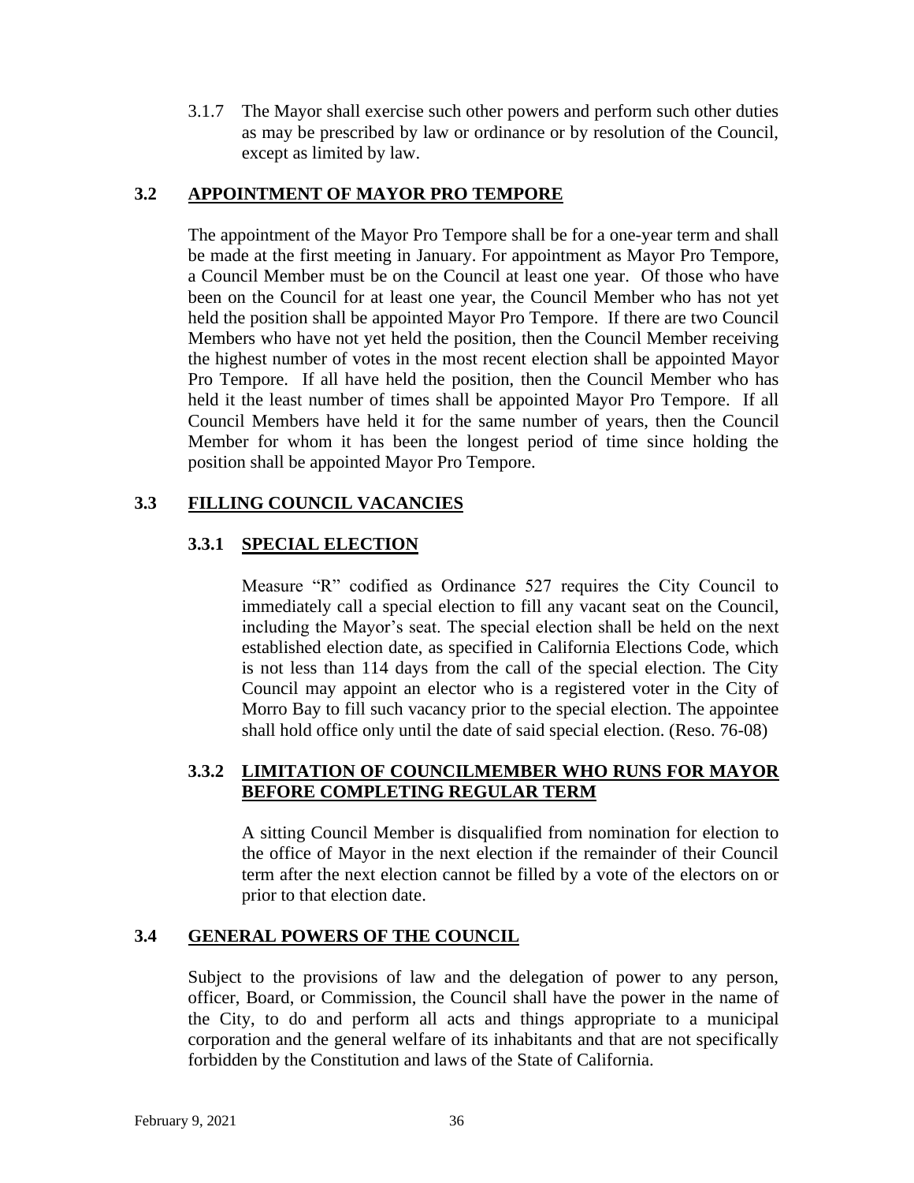3.1.7 The Mayor shall exercise such other powers and perform such other duties as may be prescribed by law or ordinance or by resolution of the Council, except as limited by law.

## 3.2 APPOINTMENT OF MAYOR PRO TEMPORE

The appointment of the Mayor Pro Tempore shall be for a one-year term and shall be made at the first meeting in January. For appointment as Mayor Pro Tempore, a Council Member must be on the Council at least one year. Of those who have been on the Council for at least one year, the Council Member who has not yet held the position shall be appointed Mayor Pro Tempore. If there are two Council Members who have not yet held the position, then the Council Member receiving the highest number of votes in the most recent election shall be appointed Mayor Pro Tempore. If all have held the position, then the Council Member who has held it the least number of times shall be appointed Mayor Pro Tempore. If all Council Members have held it for the same number of years, then the Council Member for whom it has been the longest period of time since holding the position shall be appointed Mayor Pro Tempore.

## 3.3 FILLING COUNCIL VACANCIES

### 3.3.1 SPECIAL ELECTION

Measure "R" codified as Ordinance 527 requires the City Council to immediately call a special election to fill any vacant seat on the Council, including the Mayor's seat. The special election shall be held on the next established election date, as specified in California Elections Code, which is not less than 114 days from the call of the special election. The City Council may appoint an elector who is a registered voter in the City of Morro Bay to fill such vacancy prior to the special election. The appointee shall hold office only until the date of said special election. (Reso. 76-08)

### 3.3.2 LIMITATION OF COUNCILMEMBER WHO RUNS FOR MAYOR BEFORE COMPLETING REGULAR TERM

A sitting Council Member is disqualified from nomination for election to the office of Mayor in the next election if the remainder of their Council term after the next election cannot be filled by a vote of the electors on or prior to that election date.

## 3.4 GENERAL POWERS OF THE COUNCIL

Subject to the provisions of law and the delegation of power to any person, officer, Board, or Commission, the Council shall have the power in the name of the City, to do and perform all acts and things appropriate to a municipal corporation and the general welfare of its inhabitants and that are not specifically forbidden by the Constitution and laws of the State of California.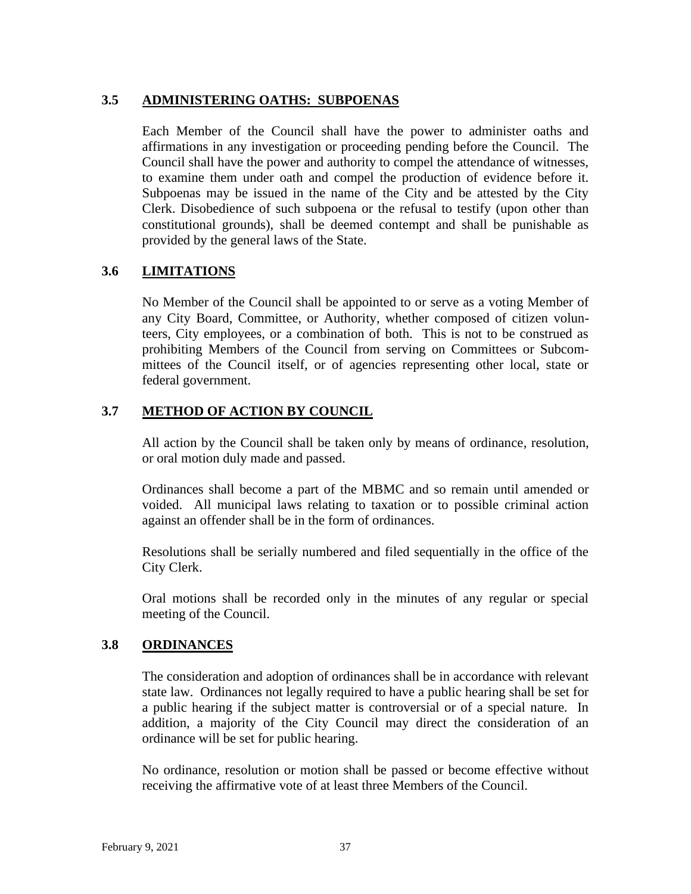## 3.5 ADMINISTERING OATHS: SUBPOENAS

Each Member of the Council shall have the power to administer oaths and affirmations in any investigation or proceeding pending before the Council. The Council shall have the power and authority to compel the attendance of witnesses, to examine them under oath and compel the production of evidence before it. Subpoenas may be issued in the name of the City and be attested by the City Clerk. Disobedience of such subpoena or the refusal to testify (upon other than constitutional grounds), shall be deemed contempt and shall be punishable as provided by the general laws of the State.

## 3.6 LIMITATIONS

No Member of the Council shall be appointed to or serve as a voting Member of any City Board, Committee, or Authority, whether composed of citizen volunteers, City employees, or a combination of both. This is not to be construed as prohibiting Members of the Council from serving on Committees or Subcommittees of the Council itself, or of agencies representing other local, state or federal government.

## 3.7 METHOD OF ACTION BY COUNCIL

All action by the Council shall be taken only by means of ordinance, resolution, or oral motion duly made and passed.

Ordinances shall become a part of the MBMC and so remain until amended or voided. All municipal laws relating to taxation or to possible criminal action against an offender shall be in the form of ordinances.

Resolutions shall be serially numbered and filed sequentially in the office of the City Clerk.

Oral motions shall be recorded only in the minutes of any regular or special meeting of the Council.

## 3.8 ORDINANCES

The consideration and adoption of ordinances shall be in accordance with relevant state law. Ordinances not legally required to have a public hearing shall be set for a public hearing if the subject matter is controversial or of a special nature. In addition, a majority of the City Council may direct the consideration of an ordinance will be set for public hearing.

No ordinance, resolution or motion shall be passed or become effective without receiving the affirmative vote of at least three Members of the Council.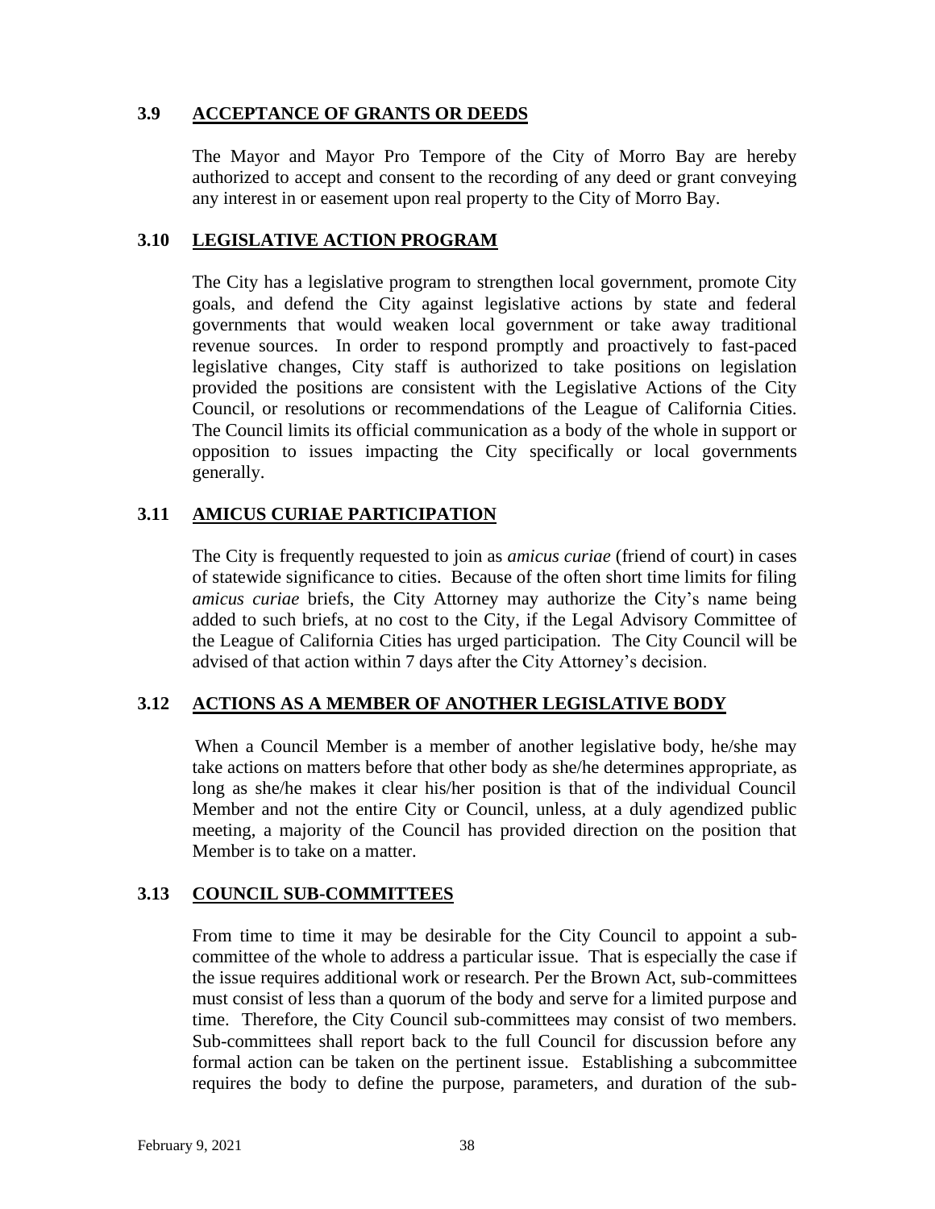### 3.9 ACCEPTANCE OF GRANTS OR DEEDS

The Mayor and Mayor Pro Tempore of the City of Morro Bay are hereby authorized to accept and consent to the recording of any deed or grant conveying any interest in or easement upon real property to the City of Morro Bay.

### 3.10 LEGISLATIVE ACTION PROGRAM

The City has a legislative program to strengthen local government, promote City goals, and defend the City against legislative actions by state and federal governments that would weaken local government or take away traditional revenue sources. In order to respond promptly and proactively to fast-paced legislative changes, City staff is authorized to take positions on legislation provided the positions are consistent with the Legislative Actions of the City Council, or resolutions or recommendations of the League of California Cities. The Council limits its official communication as a body of the whole in support or opposition to issues impacting the City specifically or local governments generally.

### 3.11 AMICUS CURIAE PARTICIPATION

The City is frequently requested to join as *amicus curiae* (friend of court) in cases of statewide significance to cities. Because of the often short time limits for filing *amicus curiae* briefs, the City Attorney may authorize the City's name being added to such briefs, at no cost to the City, if the Legal Advisory Committee of the League of California Cities has urged participation. The City Council will be advised of that action within 7 days after the City Attorney's decision.

### 3.12 ACTIONS AS A MEMBER OF ANOTHER LEGISLATIVE BODY

When a Council Member is a member of another legislative body, he/she may take actions on matters before that other body as she/he determines appropriate, as long as she/he makes it clear his/her position is that of the individual Council Member and not the entire City or Council, unless, at a duly agendized public meeting, a majority of the Council has provided direction on the position that Member is to take on a matter.

### 3.13 COUNCIL SUB-COMMITTEES

From time to time it may be desirable for the City Council to appoint a sub-committee of the whole to address a particular issue. That is especially the case if the issue requires additional work or research. Per the Brown Act, sub-committees must consist of less than a quorum of the body and serve for a limited purpose and time. Therefore, the City Council sub-committees may consist of two members. Sub-committees shall report back to the full Council for discussion before any formal action can be taken on the pertinent issue. Establishing a subcommittee requires the body to define the purpose, parameters, and duration of the sub-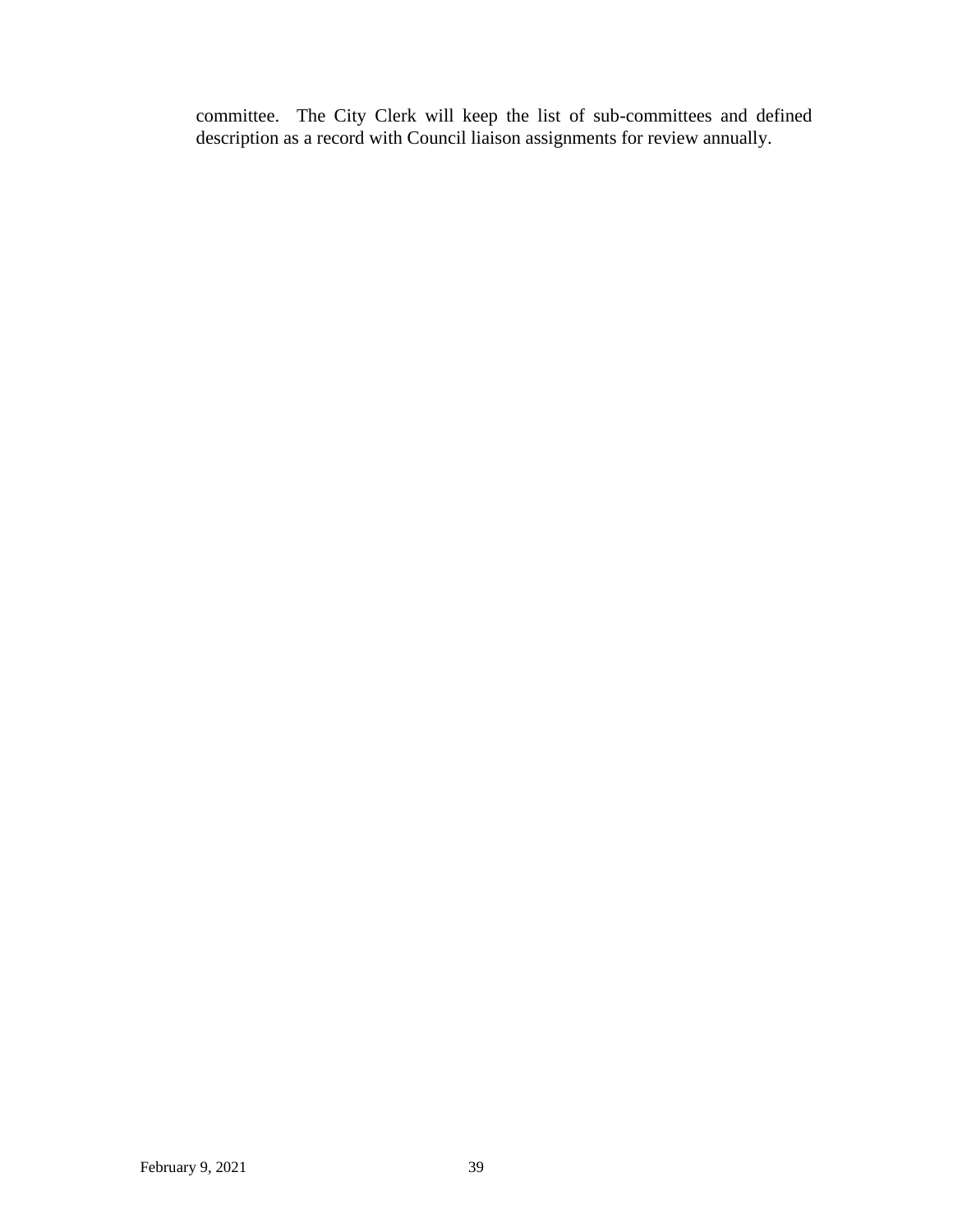committee. The City Clerk will keep the list of sub-committees and defined description as a record with Council liaison assignments for review annually.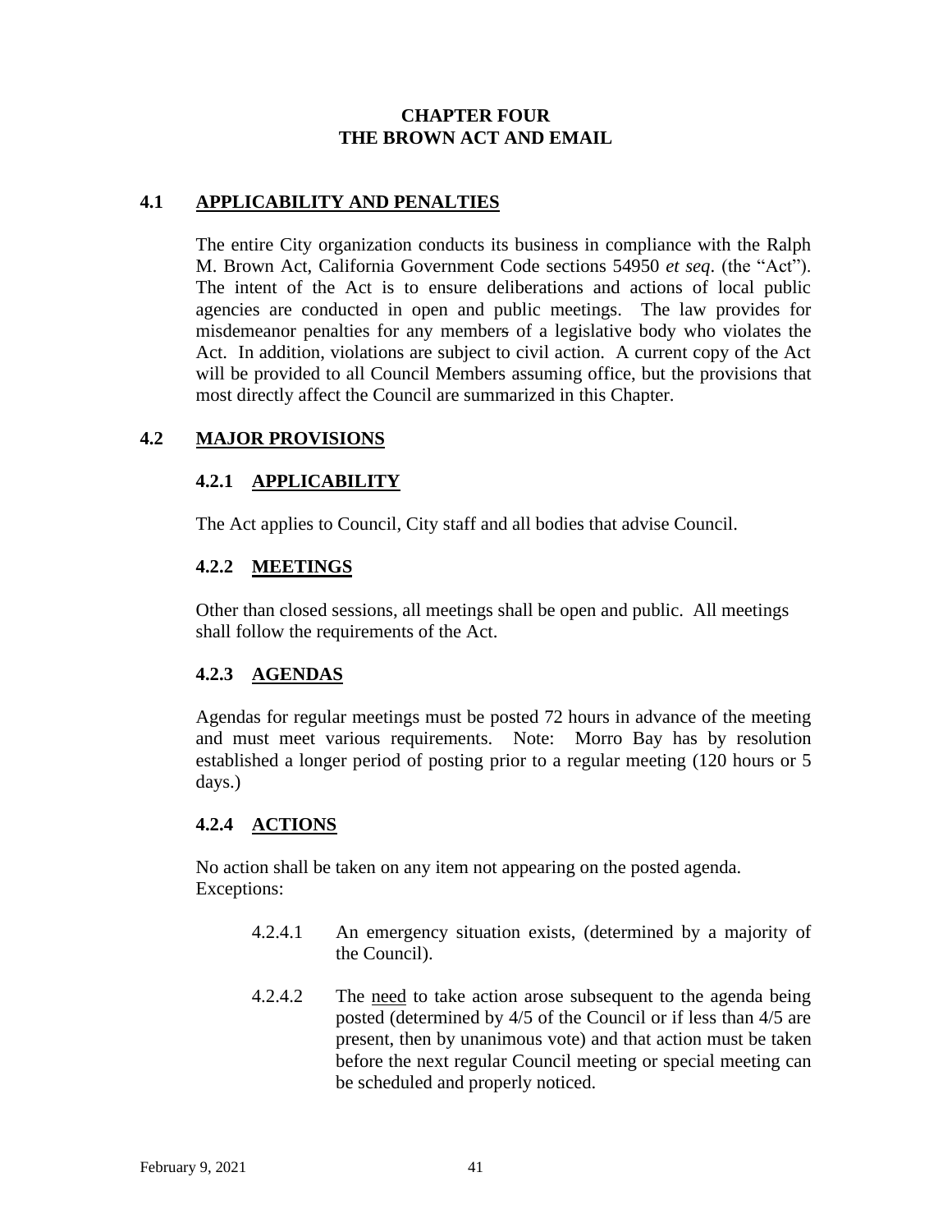# CHAPTER FOUR
# THE BROWN ACT AND EMAIL

## 4.1 APPLICABILITY AND PENALTIES

The entire City organization conducts its business in compliance with the Ralph M. Brown Act, California Government Code sections 54950 *et seq*. (the "Act"). The intent of the Act is to ensure deliberations and actions of local public agencies are conducted in open and public meetings. The law provides for misdemeanor penalties for any members of a legislative body who violates the Act. In addition, violations are subject to civil action. A current copy of the Act will be provided to all Council Members assuming office, but the provisions that most directly affect the Council are summarized in this Chapter.

## 4.2 MAJOR PROVISIONS

### 4.2.1 APPLICABILITY

The Act applies to Council, City staff and all bodies that advise Council.

### 4.2.2 MEETINGS

Other than closed sessions, all meetings shall be open and public. All meetings shall follow the requirements of the Act.

### 4.2.3 AGENDAS

Agendas for regular meetings must be posted 72 hours in advance of the meeting and must meet various requirements. Note: Morro Bay has by resolution established a longer period of posting prior to a regular meeting (120 hours or 5 days.)

### 4.2.4 ACTIONS

No action shall be taken on any item not appearing on the posted agenda. Exceptions:

4.2.4.1 An emergency situation exists, (determined by a majority of the Council).

4.2.4.2 The need to take action arose subsequent to the agenda being posted (determined by 4/5 of the Council or if less than 4/5 are present, then by unanimous vote) and that action must be taken before the next regular Council meeting or special meeting can be scheduled and properly noticed.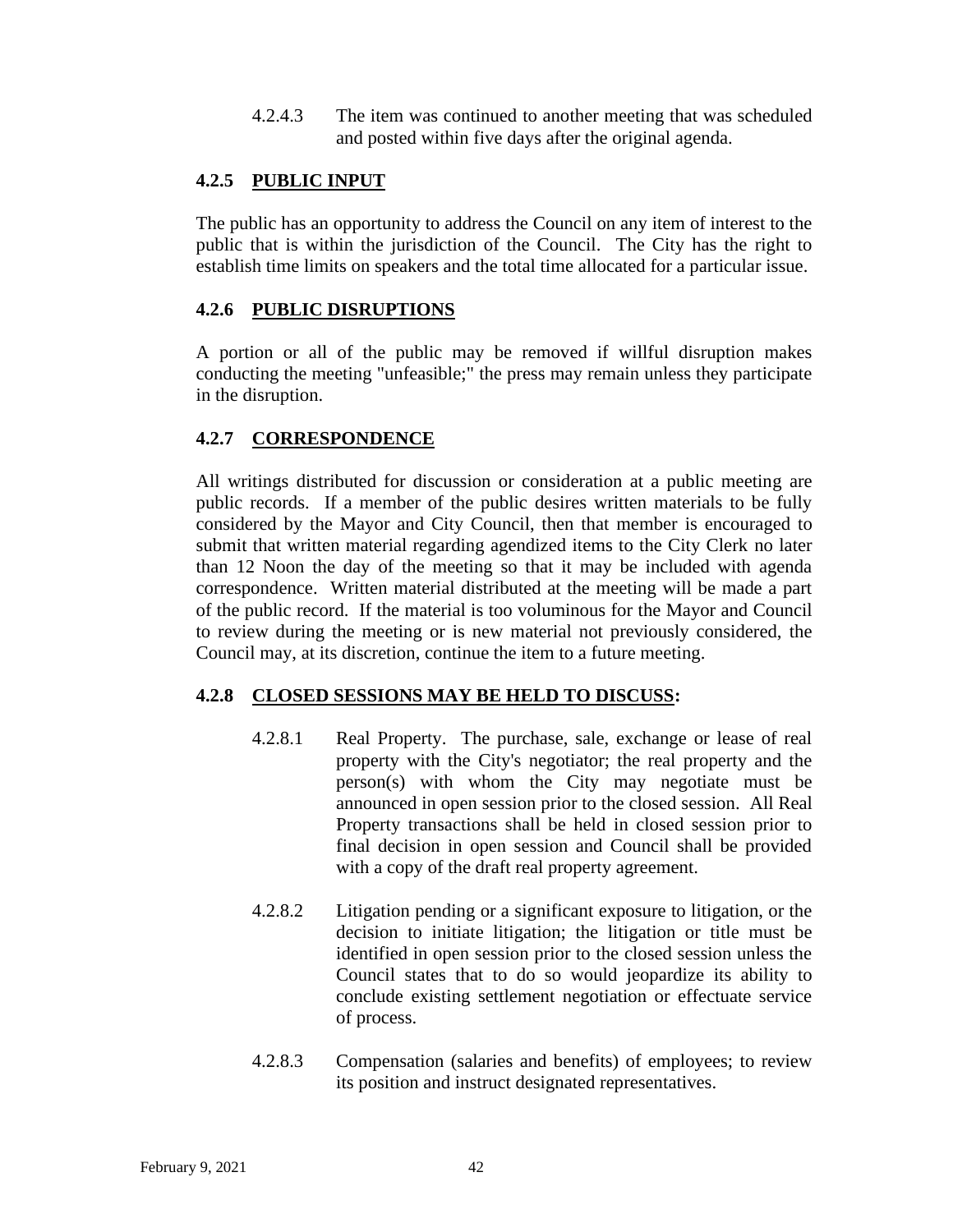4.2.4.3 The item was continued to another meeting that was scheduled and posted within five days after the original agenda.

### 4.2.5 PUBLIC INPUT

The public has an opportunity to address the Council on any item of interest to the public that is within the jurisdiction of the Council. The City has the right to establish time limits on speakers and the total time allocated for a particular issue.

### 4.2.6 PUBLIC DISRUPTIONS

A portion or all of the public may be removed if willful disruption makes conducting the meeting "unfeasible;" the press may remain unless they participate in the disruption.

### 4.2.7 CORRESPONDENCE

All writings distributed for discussion or consideration at a public meeting are public records. If a member of the public desires written materials to be fully considered by the Mayor and City Council, then that member is encouraged to submit that written material regarding agendized items to the City Clerk no later than 12 Noon the day of the meeting so that it may be included with agenda correspondence. Written material distributed at the meeting will be made a part of the public record. If the material is too voluminous for the Mayor and Council to review during the meeting or is new material not previously considered, the Council may, at its discretion, continue the item to a future meeting.

### 4.2.8 CLOSED SESSIONS MAY BE HELD TO DISCUSS:

4.2.8.1 Real Property. The purchase, sale, exchange or lease of real property with the City's negotiator; the real property and the person(s) with whom the City may negotiate must be announced in open session prior to the closed session. All Real Property transactions shall be held in closed session prior to final decision in open session and Council shall be provided with a copy of the draft real property agreement.

4.2.8.2 Litigation pending or a significant exposure to litigation, or the decision to initiate litigation; the litigation or title must be identified in open session prior to the closed session unless the Council states that to do so would jeopardize its ability to conclude existing settlement negotiation or effectuate service of process.

4.2.8.3 Compensation (salaries and benefits) of employees; to review its position and instruct designated representatives.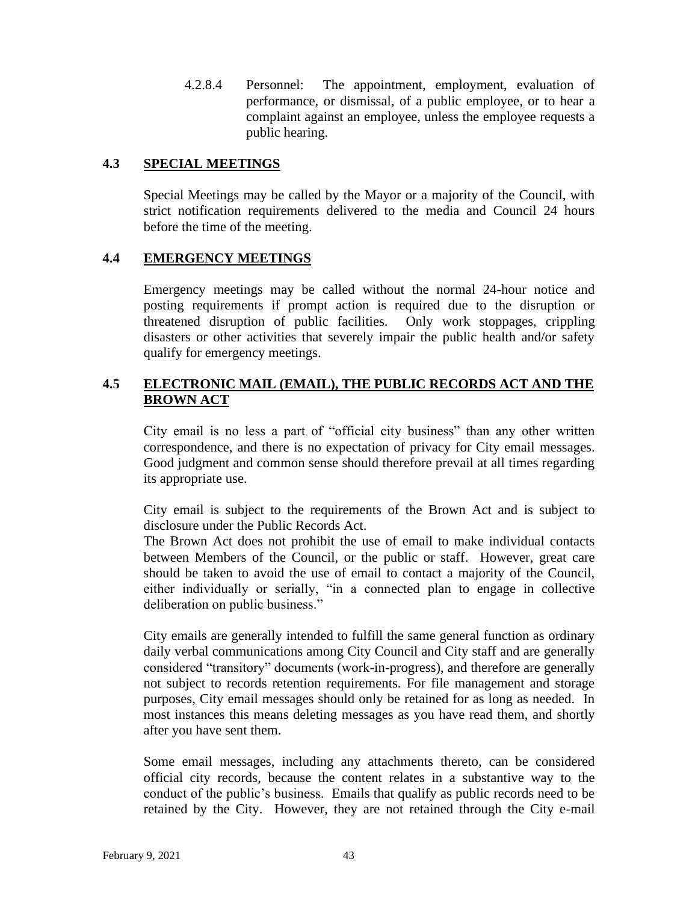4.2.8.4 Personnel: The appointment, employment, evaluation of performance, or dismissal, of a public employee, or to hear a complaint against an employee, unless the employee requests a public hearing.

## 4.3 SPECIAL MEETINGS

Special Meetings may be called by the Mayor or a majority of the Council, with strict notification requirements delivered to the media and Council 24 hours before the time of the meeting.

## 4.4 EMERGENCY MEETINGS

Emergency meetings may be called without the normal 24-hour notice and posting requirements if prompt action is required due to the disruption or threatened disruption of public facilities. Only work stoppages, crippling disasters or other activities that severely impair the public health and/or safety qualify for emergency meetings.

## 4.5 ELECTRONIC MAIL (EMAIL), THE PUBLIC RECORDS ACT AND THE BROWN ACT

City email is no less a part of "official city business" than any other written correspondence, and there is no expectation of privacy for City email messages. Good judgment and common sense should therefore prevail at all times regarding its appropriate use.

City email is subject to the requirements of the Brown Act and is subject to disclosure under the Public Records Act.

The Brown Act does not prohibit the use of email to make individual contacts between Members of the Council, or the public or staff. However, great care should be taken to avoid the use of email to contact a majority of the Council, either individually or serially, "in a connected plan to engage in collective deliberation on public business."

City emails are generally intended to fulfill the same general function as ordinary daily verbal communications among City Council and City staff and are generally considered "transitory" documents (work-in-progress), and therefore are generally not subject to records retention requirements. For file management and storage purposes, City email messages should only be retained for as long as needed. In most instances this means deleting messages as you have read them, and shortly after you have sent them.

Some email messages, including any attachments thereto, can be considered official city records, because the content relates in a substantive way to the conduct of the public's business. Emails that qualify as public records need to be retained by the City. However, they are not retained through the City e-mail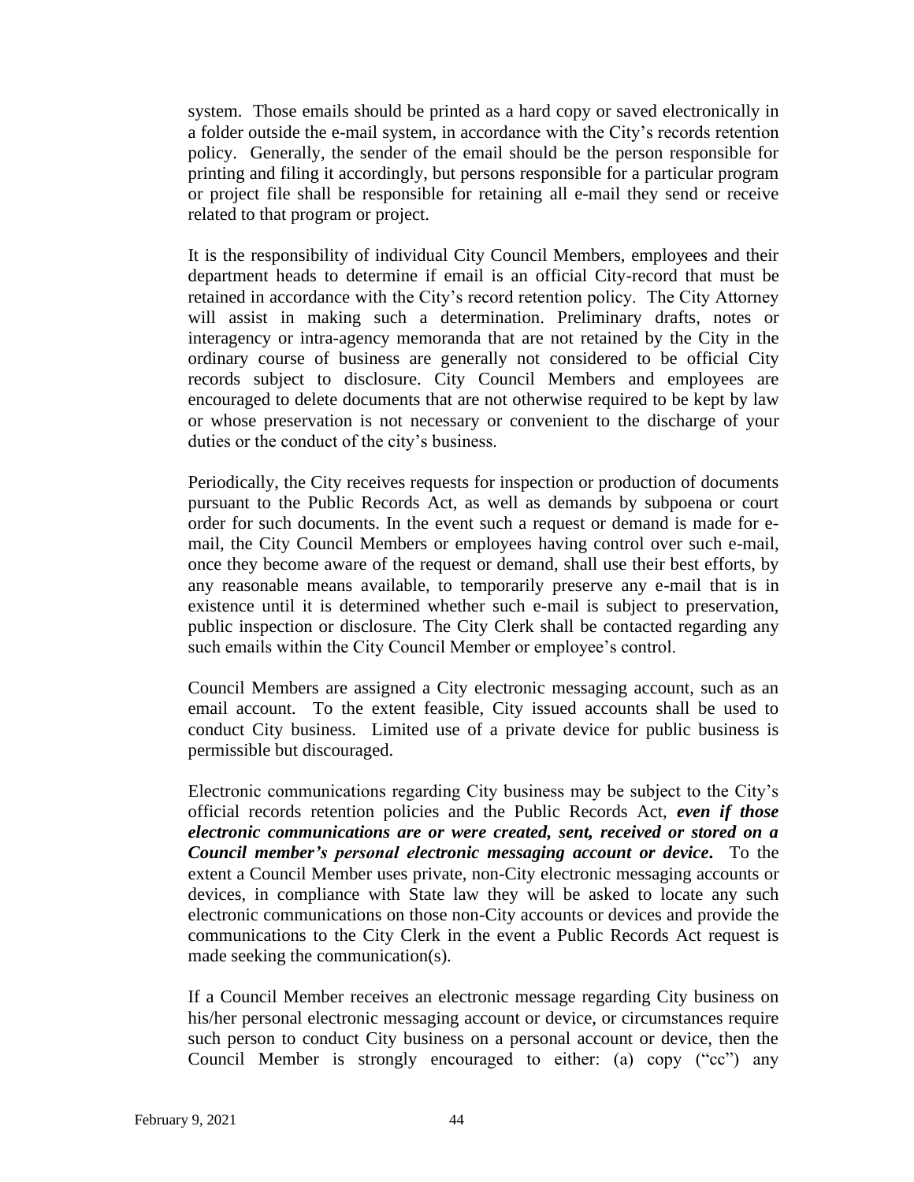system. Those emails should be printed as a hard copy or saved electronically in a folder outside the e-mail system, in accordance with the City's records retention policy. Generally, the sender of the email should be the person responsible for printing and filing it accordingly, but persons responsible for a particular program or project file shall be responsible for retaining all e-mail they send or receive related to that program or project.

It is the responsibility of individual City Council Members, employees and their department heads to determine if email is an official City-record that must be retained in accordance with the City's record retention policy. The City Attorney will assist in making such a determination. Preliminary drafts, notes or interagency or intra-agency memoranda that are not retained by the City in the ordinary course of business are generally not considered to be official City records subject to disclosure. City Council Members and employees are encouraged to delete documents that are not otherwise required to be kept by law or whose preservation is not necessary or convenient to the discharge of your duties or the conduct of the city's business.

Periodically, the City receives requests for inspection or production of documents pursuant to the Public Records Act, as well as demands by subpoena or court order for such documents. In the event such a request or demand is made for e-mail, the City Council Members or employees having control over such e-mail, once they become aware of the request or demand, shall use their best efforts, by any reasonable means available, to temporarily preserve any e-mail that is in existence until it is determined whether such e-mail is subject to preservation, public inspection or disclosure. The City Clerk shall be contacted regarding any such emails within the City Council Member or employee's control.

Council Members are assigned a City electronic messaging account, such as an email account. To the extent feasible, City issued accounts shall be used to conduct City business. Limited use of a private device for public business is permissible but discouraged.

Electronic communications regarding City business may be subject to the City's official records retention policies and the Public Records Act, ***even if those electronic communications are or were created, sent, received or stored on a Council member's personal electronic messaging account or device***. To the extent a Council Member uses private, non-City electronic messaging accounts or devices, in compliance with State law they will be asked to locate any such electronic communications on those non-City accounts or devices and provide the communications to the City Clerk in the event a Public Records Act request is made seeking the communication(s).

If a Council Member receives an electronic message regarding City business on his/her personal electronic messaging account or device, or circumstances require such person to conduct City business on a personal account or device, then the Council Member is strongly encouraged to either: (a) copy ("cc") any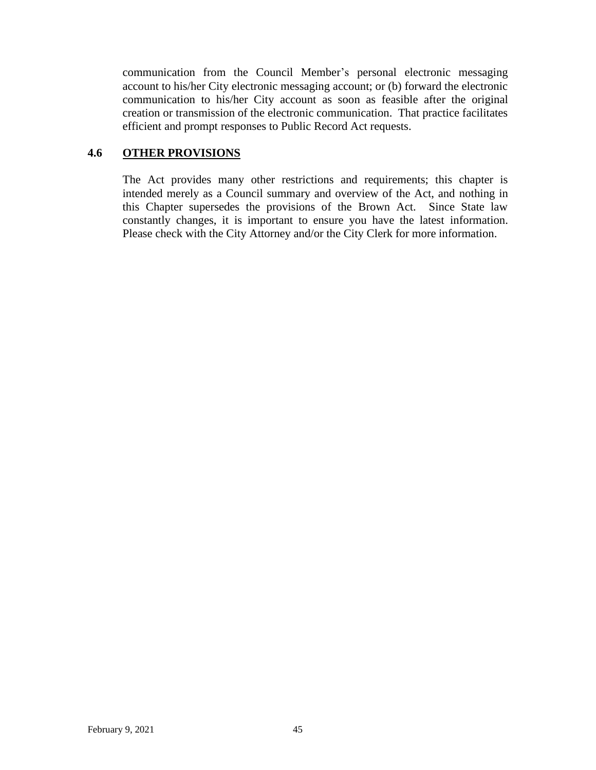communication from the Council Member's personal electronic messaging account to his/her City electronic messaging account; or (b) forward the electronic communication to his/her City account as soon as feasible after the original creation or transmission of the electronic communication. That practice facilitates efficient and prompt responses to Public Record Act requests.

## 4.6 OTHER PROVISIONS

The Act provides many other restrictions and requirements; this chapter is intended merely as a Council summary and overview of the Act, and nothing in this Chapter supersedes the provisions of the Brown Act. Since State law constantly changes, it is important to ensure you have the latest information. Please check with the City Attorney and/or the City Clerk for more information.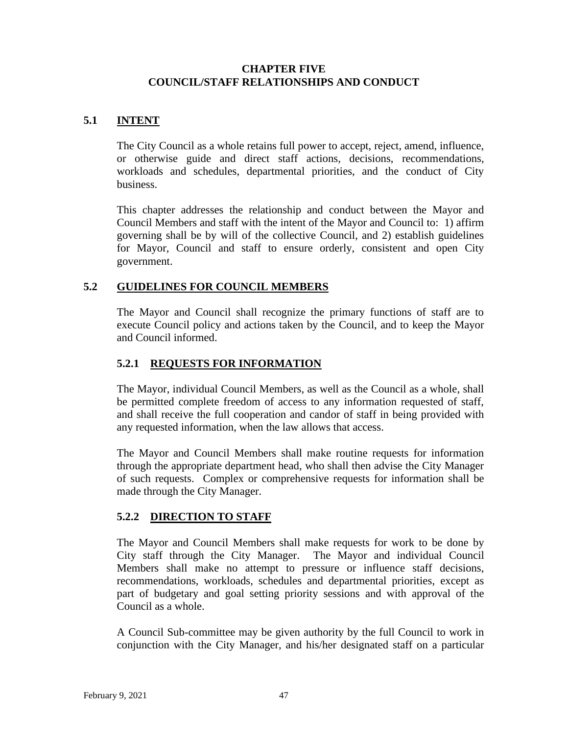# CHAPTER FIVE
# COUNCIL/STAFF RELATIONSHIPS AND CONDUCT

## 5.1 INTENT

The City Council as a whole retains full power to accept, reject, amend, influence, or otherwise guide and direct staff actions, decisions, recommendations, workloads and schedules, departmental priorities, and the conduct of City business.

This chapter addresses the relationship and conduct between the Mayor and Council Members and staff with the intent of the Mayor and Council to: 1) affirm governing shall be by will of the collective Council, and 2) establish guidelines for Mayor, Council and staff to ensure orderly, consistent and open City government.

## 5.2 GUIDELINES FOR COUNCIL MEMBERS

The Mayor and Council shall recognize the primary functions of staff are to execute Council policy and actions taken by the Council, and to keep the Mayor and Council informed.

### 5.2.1 REQUESTS FOR INFORMATION

The Mayor, individual Council Members, as well as the Council as a whole, shall be permitted complete freedom of access to any information requested of staff, and shall receive the full cooperation and candor of staff in being provided with any requested information, when the law allows that access.

The Mayor and Council Members shall make routine requests for information through the appropriate department head, who shall then advise the City Manager of such requests. Complex or comprehensive requests for information shall be made through the City Manager.

### 5.2.2 DIRECTION TO STAFF

The Mayor and Council Members shall make requests for work to be done by City staff through the City Manager. The Mayor and individual Council Members shall make no attempt to pressure or influence staff decisions, recommendations, workloads, schedules and departmental priorities, except as part of budgetary and goal setting priority sessions and with approval of the Council as a whole.

A Council Sub-committee may be given authority by the full Council to work in conjunction with the City Manager, and his/her designated staff on a particular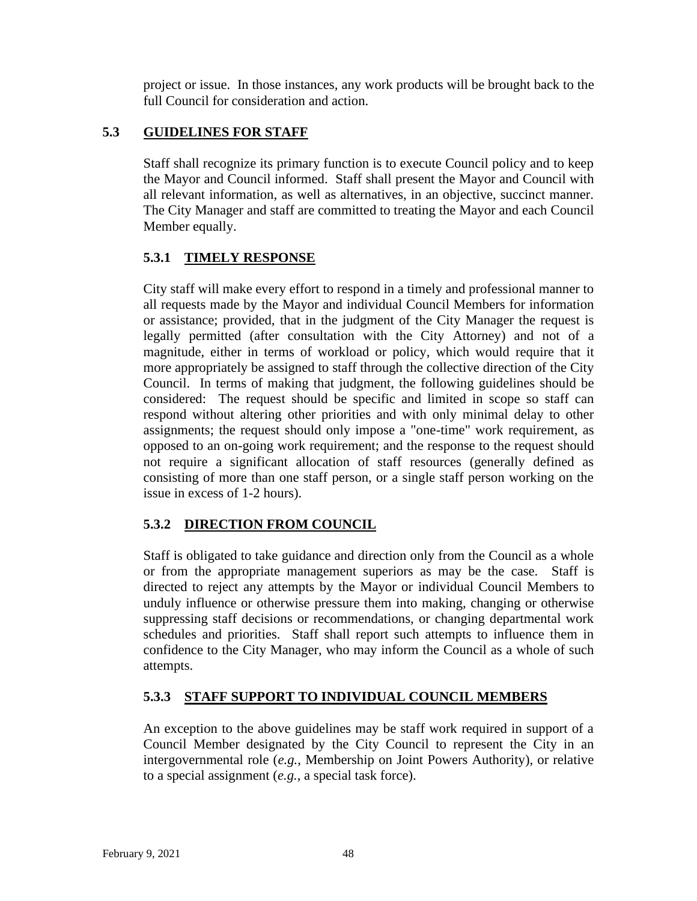project or issue. In those instances, any work products will be brought back to the full Council for consideration and action.

## 5.3 <u>GUIDELINES FOR STAFF</u>

Staff shall recognize its primary function is to execute Council policy and to keep the Mayor and Council informed. Staff shall present the Mayor and Council with all relevant information, as well as alternatives, in an objective, succinct manner. The City Manager and staff are committed to treating the Mayor and each Council Member equally.

### 5.3.1 <u>TIMELY RESPONSE</u>

City staff will make every effort to respond in a timely and professional manner to all requests made by the Mayor and individual Council Members for information or assistance; provided, that in the judgment of the City Manager the request is legally permitted (after consultation with the City Attorney) and not of a magnitude, either in terms of workload or policy, which would require that it more appropriately be assigned to staff through the collective direction of the City Council. In terms of making that judgment, the following guidelines should be considered: The request should be specific and limited in scope so staff can respond without altering other priorities and with only minimal delay to other assignments; the request should only impose a "one-time" work requirement, as opposed to an on-going work requirement; and the response to the request should not require a significant allocation of staff resources (generally defined as consisting of more than one staff person, or a single staff person working on the issue in excess of 1-2 hours).

### 5.3.2 <u>DIRECTION FROM COUNCIL</u>

Staff is obligated to take guidance and direction only from the Council as a whole or from the appropriate management superiors as may be the case. Staff is directed to reject any attempts by the Mayor or individual Council Members to unduly influence or otherwise pressure them into making, changing or otherwise suppressing staff decisions or recommendations, or changing departmental work schedules and priorities. Staff shall report such attempts to influence them in confidence to the City Manager, who may inform the Council as a whole of such attempts.

### 5.3.3 <u>STAFF SUPPORT TO INDIVIDUAL COUNCIL MEMBERS</u>

An exception to the above guidelines may be staff work required in support of a Council Member designated by the City Council to represent the City in an intergovernmental role (*e.g.*, Membership on Joint Powers Authority), or relative to a special assignment (*e.g.*, a special task force).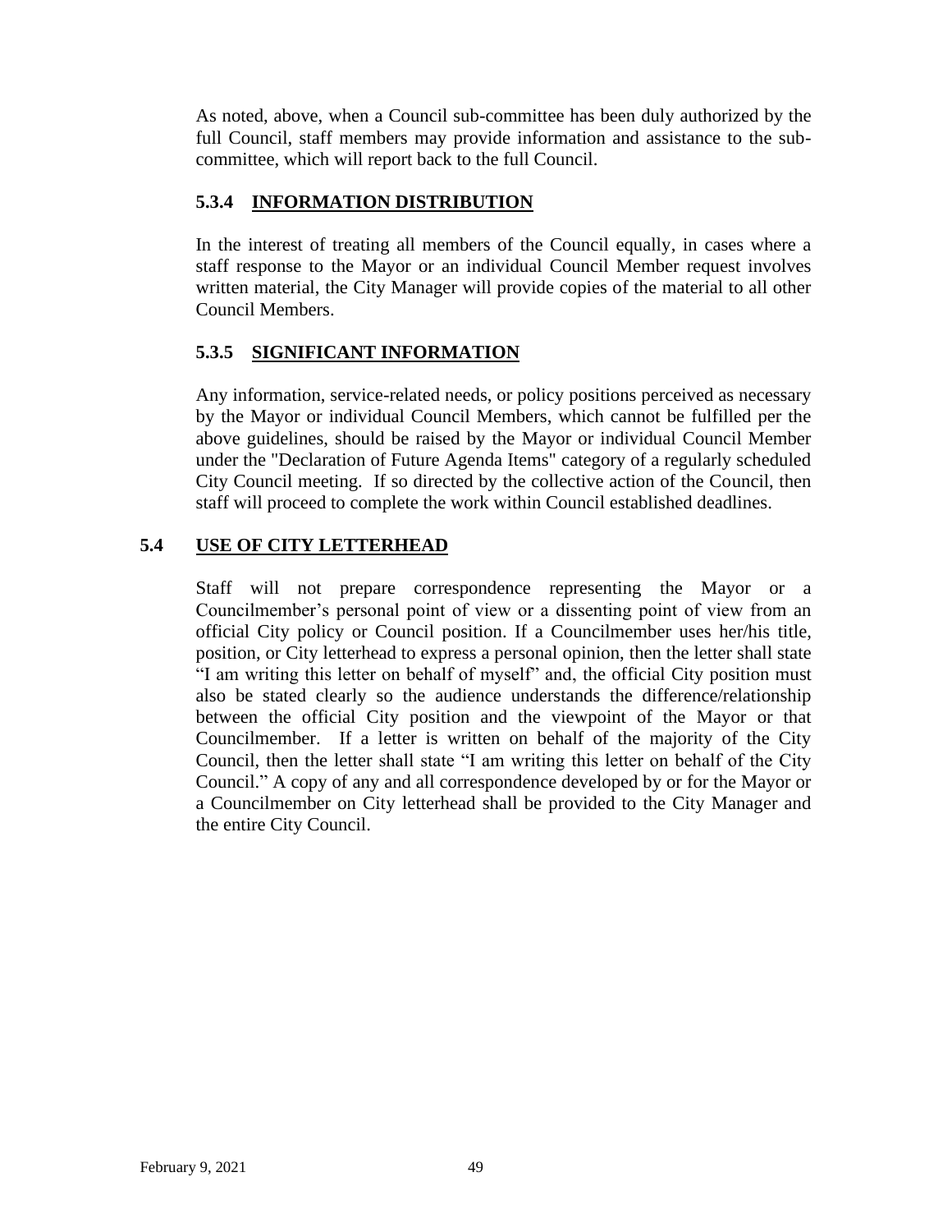As noted, above, when a Council sub-committee has been duly authorized by the full Council, staff members may provide information and assistance to the sub-committee, which will report back to the full Council.

### 5.3.4 INFORMATION DISTRIBUTION

In the interest of treating all members of the Council equally, in cases where a staff response to the Mayor or an individual Council Member request involves written material, the City Manager will provide copies of the material to all other Council Members.

### 5.3.5 SIGNIFICANT INFORMATION

Any information, service-related needs, or policy positions perceived as necessary by the Mayor or individual Council Members, which cannot be fulfilled per the above guidelines, should be raised by the Mayor or individual Council Member under the "Declaration of Future Agenda Items" category of a regularly scheduled City Council meeting. If so directed by the collective action of the Council, then staff will proceed to complete the work within Council established deadlines.

## 5.4 USE OF CITY LETTERHEAD

Staff will not prepare correspondence representing the Mayor or a Councilmember's personal point of view or a dissenting point of view from an official City policy or Council position. If a Councilmember uses her/his title, position, or City letterhead to express a personal opinion, then the letter shall state "I am writing this letter on behalf of myself" and, the official City position must also be stated clearly so the audience understands the difference/relationship between the official City position and the viewpoint of the Mayor or that Councilmember. If a letter is written on behalf of the majority of the City Council, then the letter shall state "I am writing this letter on behalf of the City Council." A copy of any and all correspondence developed by or for the Mayor or a Councilmember on City letterhead shall be provided to the City Manager and the entire City Council.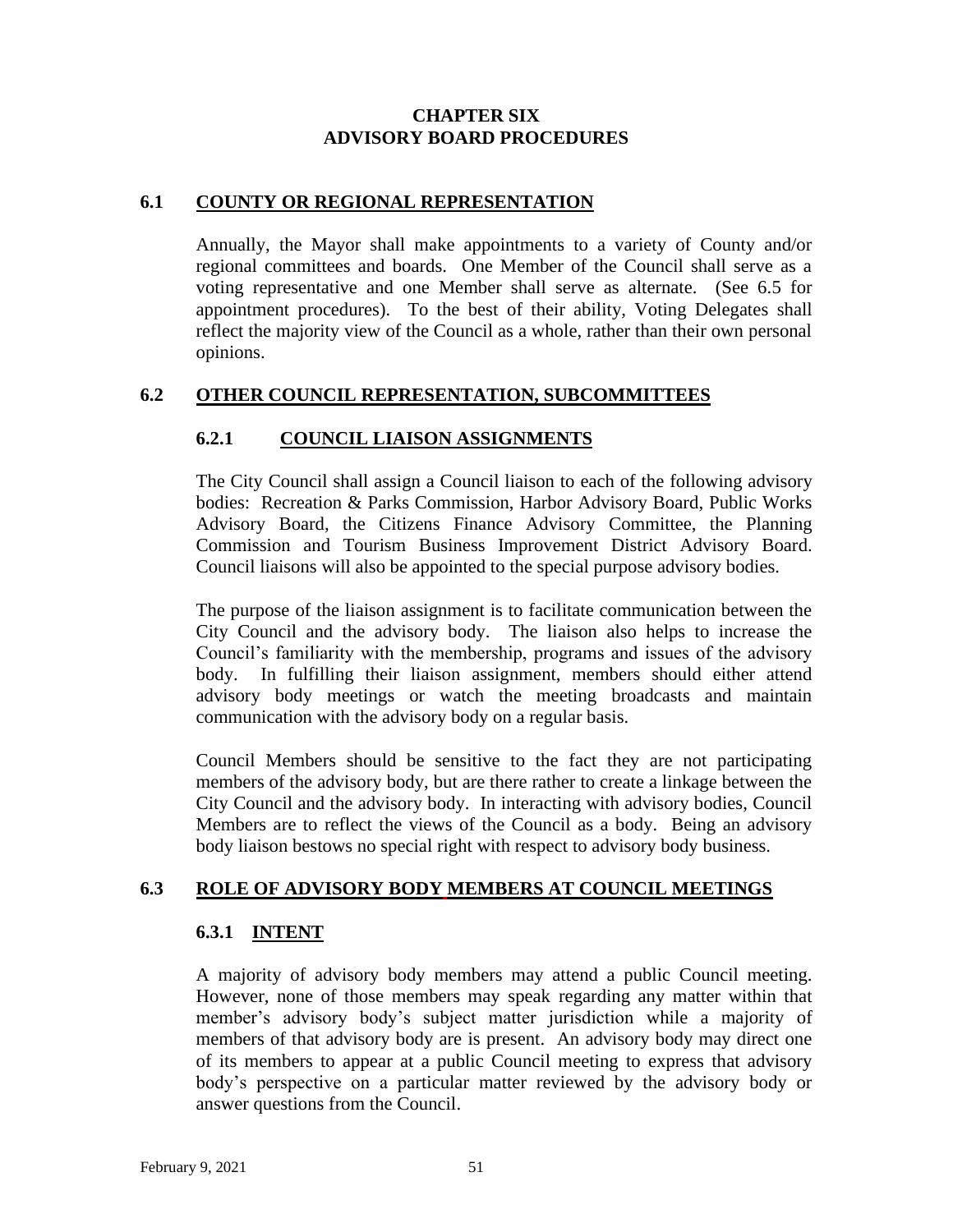# CHAPTER SIX
# ADVISORY BOARD PROCEDURES

## 6.1 COUNTY OR REGIONAL REPRESENTATION

Annually, the Mayor shall make appointments to a variety of County and/or regional committees and boards. One Member of the Council shall serve as a voting representative and one Member shall serve as alternate. (See 6.5 for appointment procedures). To the best of their ability, Voting Delegates shall reflect the majority view of the Council as a whole, rather than their own personal opinions.

## 6.2 OTHER COUNCIL REPRESENTATION, SUBCOMMITTEES

### 6.2.1 COUNCIL LIAISON ASSIGNMENTS

The City Council shall assign a Council liaison to each of the following advisory bodies: Recreation & Parks Commission, Harbor Advisory Board, Public Works Advisory Board, the Citizens Finance Advisory Committee, the Planning Commission and Tourism Business Improvement District Advisory Board. Council liaisons will also be appointed to the special purpose advisory bodies.

The purpose of the liaison assignment is to facilitate communication between the City Council and the advisory body. The liaison also helps to increase the Council's familiarity with the membership, programs and issues of the advisory body. In fulfilling their liaison assignment, members should either attend advisory body meetings or watch the meeting broadcasts and maintain communication with the advisory body on a regular basis.

Council Members should be sensitive to the fact they are not participating members of the advisory body, but are there rather to create a linkage between the City Council and the advisory body. In interacting with advisory bodies, Council Members are to reflect the views of the Council as a body. Being an advisory body liaison bestows no special right with respect to advisory body business.

## 6.3 ROLE OF ADVISORY BODY MEMBERS AT COUNCIL MEETINGS

### 6.3.1 INTENT

A majority of advisory body members may attend a public Council meeting. However, none of those members may speak regarding any matter within that member's advisory body's subject matter jurisdiction while a majority of members of that advisory body are is present. An advisory body may direct one of its members to appear at a public Council meeting to express that advisory body's perspective on a particular matter reviewed by the advisory body or answer questions from the Council.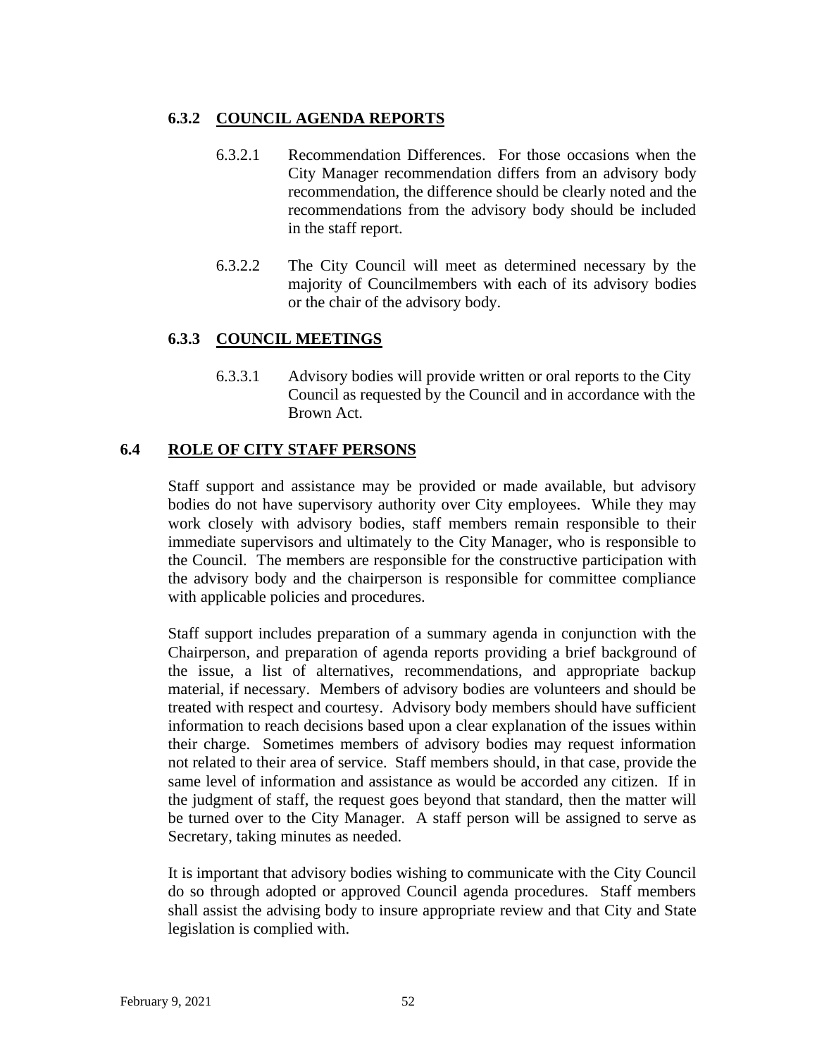### 6.3.2 COUNCIL AGENDA REPORTS

6.3.2.1 Recommendation Differences. For those occasions when the City Manager recommendation differs from an advisory body recommendation, the difference should be clearly noted and the recommendations from the advisory body should be included in the staff report.

6.3.2.2 The City Council will meet as determined necessary by the majority of Councilmembers with each of its advisory bodies or the chair of the advisory body.

### 6.3.3 COUNCIL MEETINGS

6.3.3.1 Advisory bodies will provide written or oral reports to the City Council as requested by the Council and in accordance with the Brown Act.

## 6.4 ROLE OF CITY STAFF PERSONS

Staff support and assistance may be provided or made available, but advisory bodies do not have supervisory authority over City employees. While they may work closely with advisory bodies, staff members remain responsible to their immediate supervisors and ultimately to the City Manager, who is responsible to the Council. The members are responsible for the constructive participation with the advisory body and the chairperson is responsible for committee compliance with applicable policies and procedures.

Staff support includes preparation of a summary agenda in conjunction with the Chairperson, and preparation of agenda reports providing a brief background of the issue, a list of alternatives, recommendations, and appropriate backup material, if necessary. Members of advisory bodies are volunteers and should be treated with respect and courtesy. Advisory body members should have sufficient information to reach decisions based upon a clear explanation of the issues within their charge. Sometimes members of advisory bodies may request information not related to their area of service. Staff members should, in that case, provide the same level of information and assistance as would be accorded any citizen. If in the judgment of staff, the request goes beyond that standard, then the matter will be turned over to the City Manager. A staff person will be assigned to serve as Secretary, taking minutes as needed.

It is important that advisory bodies wishing to communicate with the City Council do so through adopted or approved Council agenda procedures. Staff members shall assist the advising body to insure appropriate review and that City and State legislation is complied with.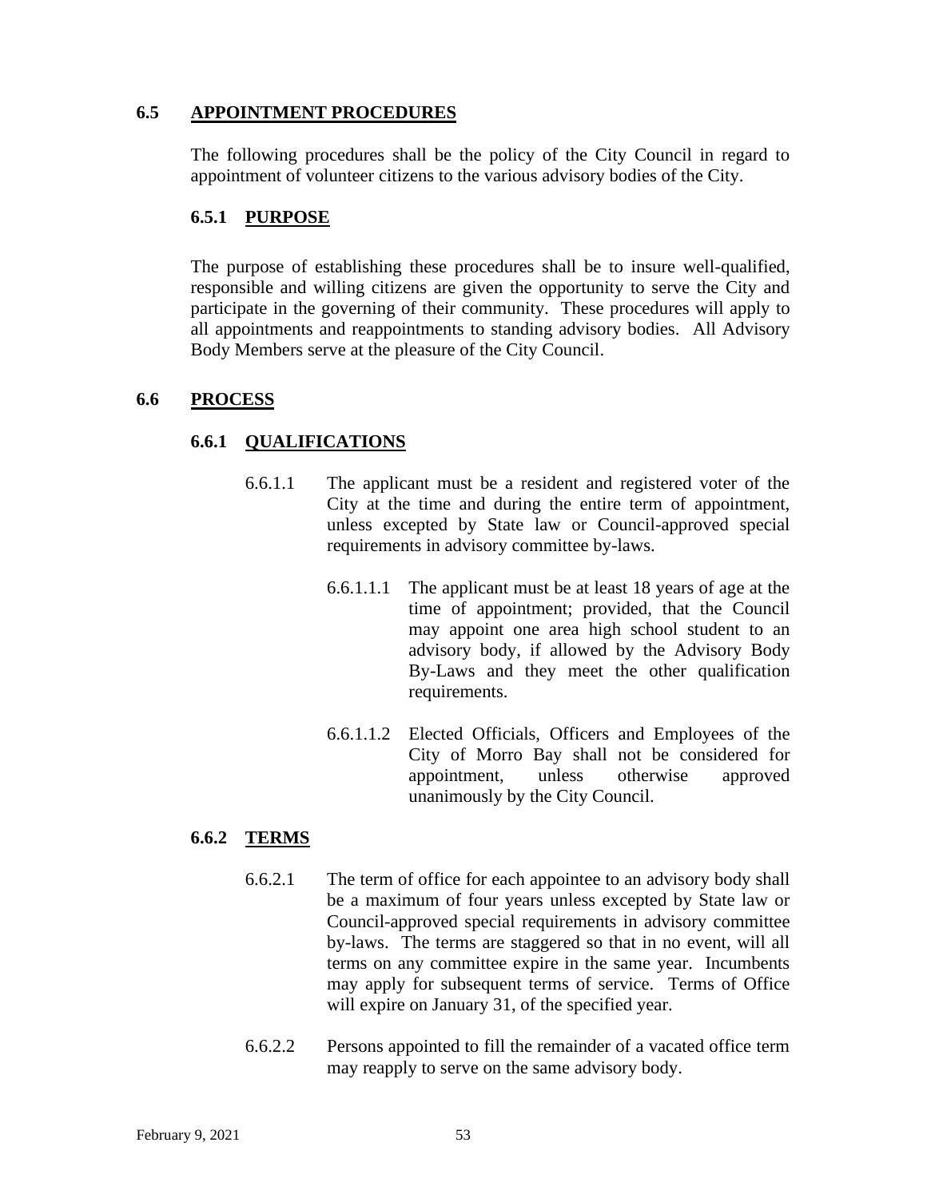## 6.5 APPOINTMENT PROCEDURES

The following procedures shall be the policy of the City Council in regard to appointment of volunteer citizens to the various advisory bodies of the City.

### 6.5.1 PURPOSE

The purpose of establishing these procedures shall be to insure well-qualified, responsible and willing citizens are given the opportunity to serve the City and participate in the governing of their community. These procedures will apply to all appointments and reappointments to standing advisory bodies. All Advisory Body Members serve at the pleasure of the City Council.

## 6.6 PROCESS

### 6.6.1 QUALIFICATIONS

6.6.1.1 The applicant must be a resident and registered voter of the City at the time and during the entire term of appointment, unless excepted by State law or Council-approved special requirements in advisory committee by-laws.

6.6.1.1.1 The applicant must be at least 18 years of age at the time of appointment; provided, that the Council may appoint one area high school student to an advisory body, if allowed by the Advisory Body By-Laws and they meet the other qualification requirements.

6.6.1.1.2 Elected Officials, Officers and Employees of the City of Morro Bay shall not be considered for appointment, unless otherwise approved unanimously by the City Council.

### 6.6.2 TERMS

6.6.2.1 The term of office for each appointee to an advisory body shall be a maximum of four years unless excepted by State law or Council-approved special requirements in advisory committee by-laws. The terms are staggered so that in no event, will all terms on any committee expire in the same year. Incumbents may apply for subsequent terms of service. Terms of Office will expire on January 31, of the specified year.

6.6.2.2 Persons appointed to fill the remainder of a vacated office term may reapply to serve on the same advisory body.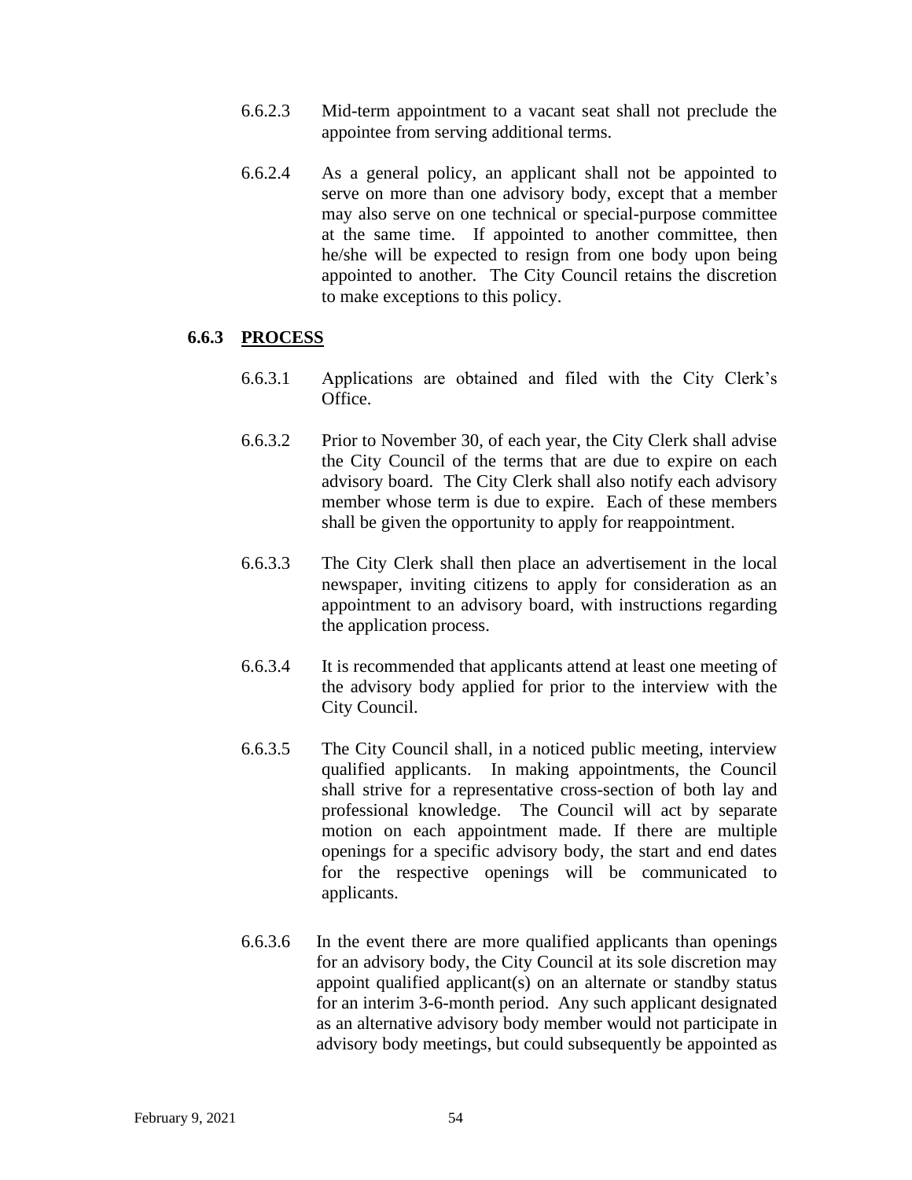6.6.2.3 Mid-term appointment to a vacant seat shall not preclude the appointee from serving additional terms.

6.6.2.4 As a general policy, an applicant shall not be appointed to serve on more than one advisory body, except that a member may also serve on one technical or special-purpose committee at the same time. If appointed to another committee, then he/she will be expected to resign from one body upon being appointed to another. The City Council retains the discretion to make exceptions to this policy.

### 6.6.3 PROCESS

6.6.3.1 Applications are obtained and filed with the City Clerk's Office.

6.6.3.2 Prior to November 30, of each year, the City Clerk shall advise the City Council of the terms that are due to expire on each advisory board. The City Clerk shall also notify each advisory member whose term is due to expire. Each of these members shall be given the opportunity to apply for reappointment.

6.6.3.3 The City Clerk shall then place an advertisement in the local newspaper, inviting citizens to apply for consideration as an appointment to an advisory board, with instructions regarding the application process.

6.6.3.4 It is recommended that applicants attend at least one meeting of the advisory body applied for prior to the interview with the City Council.

6.6.3.5 The City Council shall, in a noticed public meeting, interview qualified applicants. In making appointments, the Council shall strive for a representative cross-section of both lay and professional knowledge. The Council will act by separate motion on each appointment made. If there are multiple openings for a specific advisory body, the start and end dates for the respective openings will be communicated to applicants.

6.6.3.6 In the event there are more qualified applicants than openings for an advisory body, the City Council at its sole discretion may appoint qualified applicant(s) on an alternate or standby status for an interim 3-6-month period. Any such applicant designated as an alternative advisory body member would not participate in advisory body meetings, but could subsequently be appointed as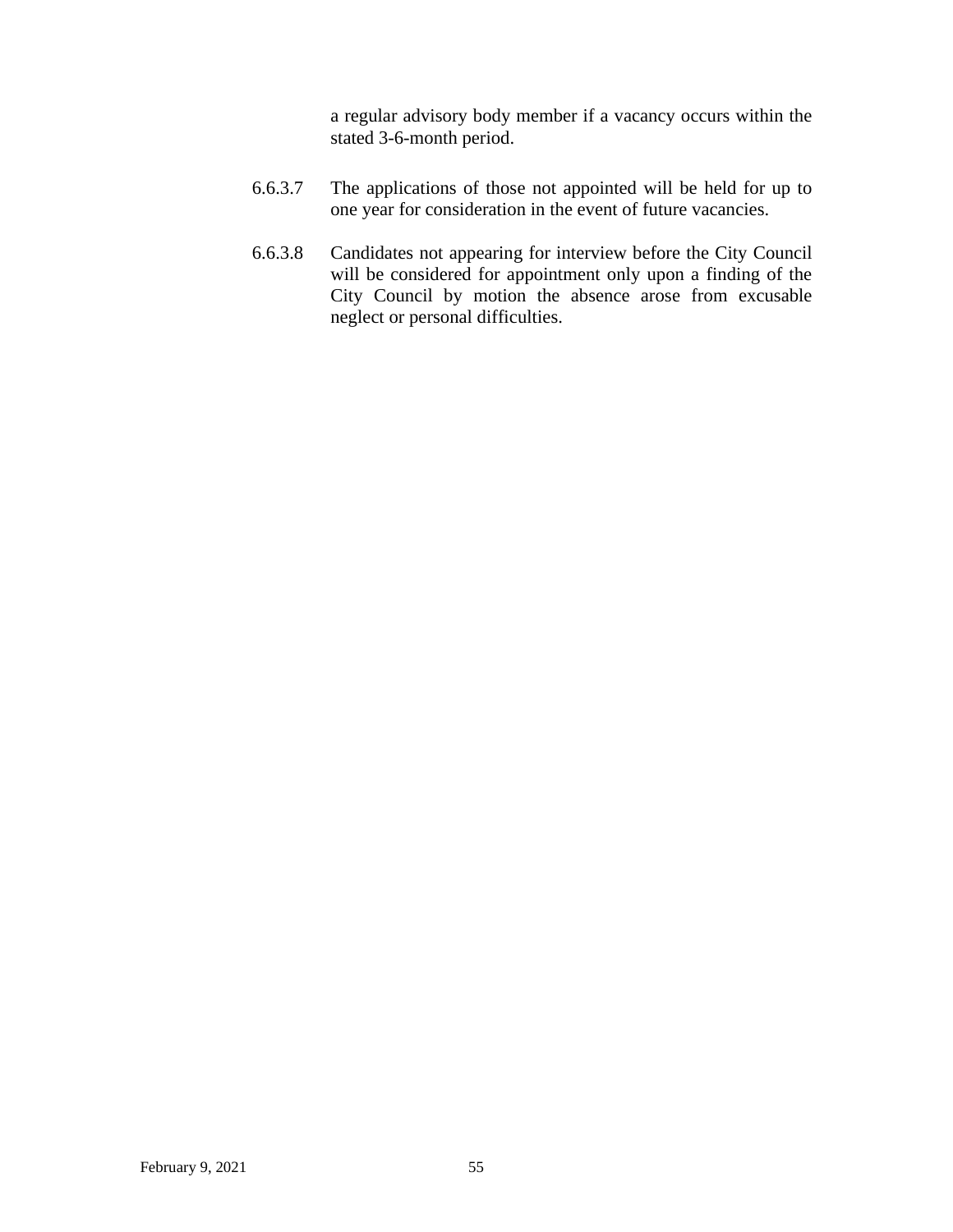a regular advisory body member if a vacancy occurs within the stated 3-6-month period.

6.6.3.7 The applications of those not appointed will be held for up to one year for consideration in the event of future vacancies.

6.6.3.8 Candidates not appearing for interview before the City Council will be considered for appointment only upon a finding of the City Council by motion the absence arose from excusable neglect or personal difficulties.